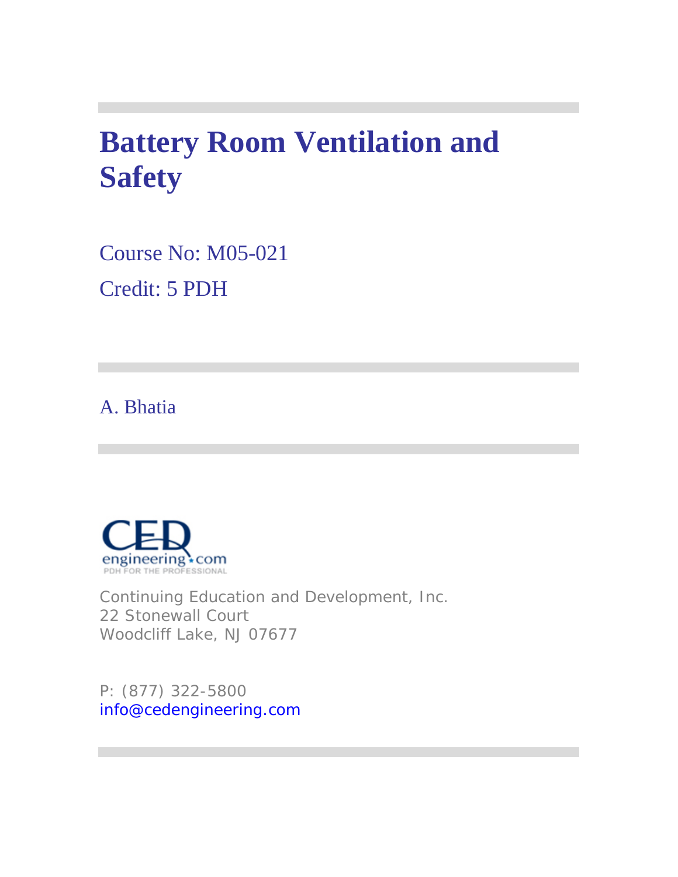# Battery Room Ventilation and Safety

Course No: M05-021

Credit: 5 PDH

A. Bhatia

Continuing Education and Development, Inc.
22 Stonewall Court
Woodcliff Lake, NJ 07677

P: (877) 322-5800
info@cedengineering.com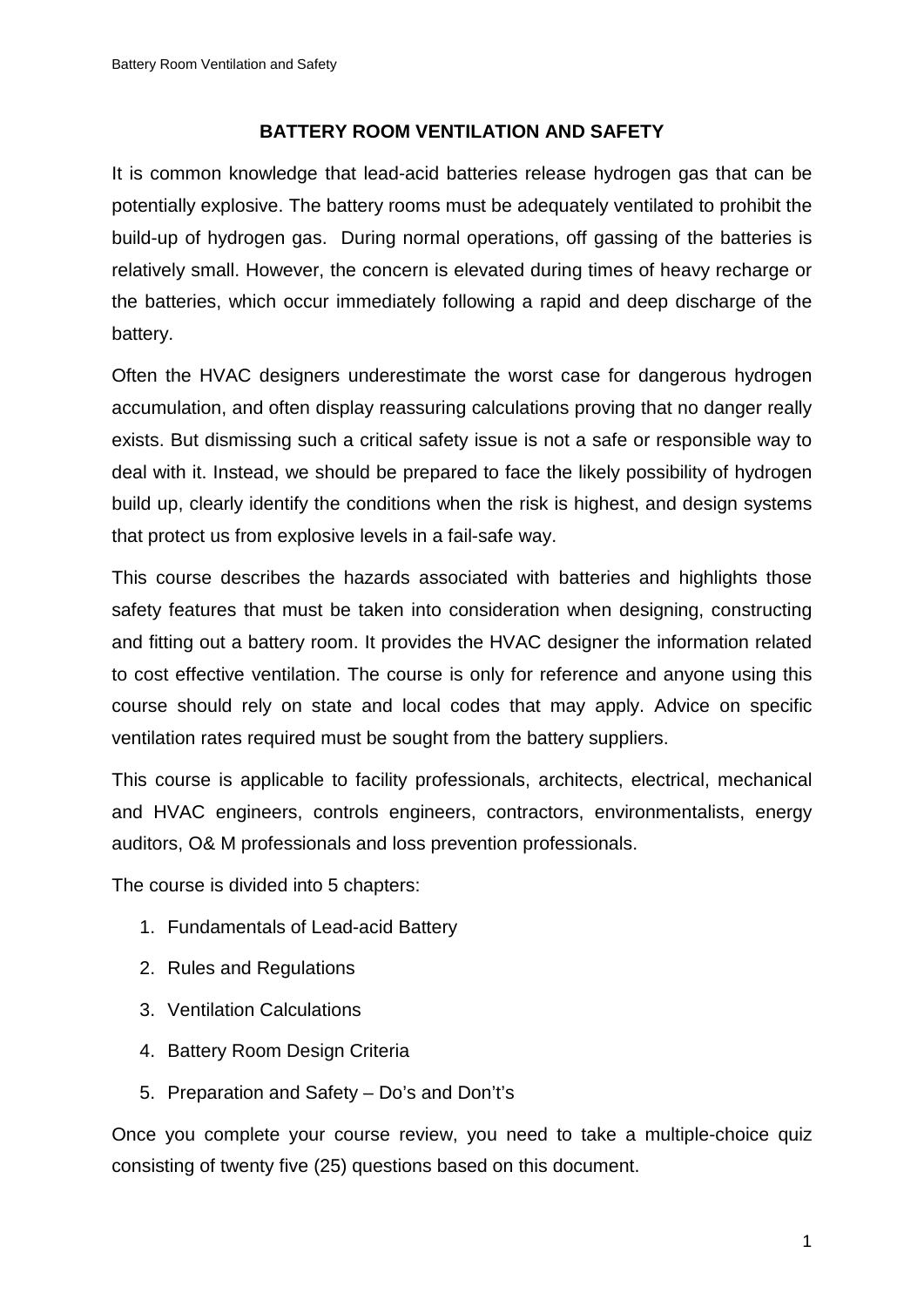# BATTERY ROOM VENTILATION AND SAFETY

It is common knowledge that lead-acid batteries release hydrogen gas that can be potentially explosive. The battery rooms must be adequately ventilated to prohibit the build-up of hydrogen gas. During normal operations, off gassing of the batteries is relatively small. However, the concern is elevated during times of heavy recharge or the batteries, which occur immediately following a rapid and deep discharge of the battery.

Often the HVAC designers underestimate the worst case for dangerous hydrogen accumulation, and often display reassuring calculations proving that no danger really exists. But dismissing such a critical safety issue is not a safe or responsible way to deal with it. Instead, we should be prepared to face the likely possibility of hydrogen build up, clearly identify the conditions when the risk is highest, and design systems that protect us from explosive levels in a fail-safe way.

This course describes the hazards associated with batteries and highlights those safety features that must be taken into consideration when designing, constructing and fitting out a battery room. It provides the HVAC designer the information related to cost effective ventilation. The course is only for reference and anyone using this course should rely on state and local codes that may apply. Advice on specific ventilation rates required must be sought from the battery suppliers.

This course is applicable to facility professionals, architects, electrical, mechanical and HVAC engineers, controls engineers, contractors, environmentalists, energy auditors, O& M professionals and loss prevention professionals.

The course is divided into 5 chapters:

1. Fundamentals of Lead-acid Battery
2. Rules and Regulations
3. Ventilation Calculations
4. Battery Room Design Criteria
5. Preparation and Safety – Do's and Don't's

Once you complete your course review, you need to take a multiple-choice quiz consisting of twenty five (25) questions based on this document.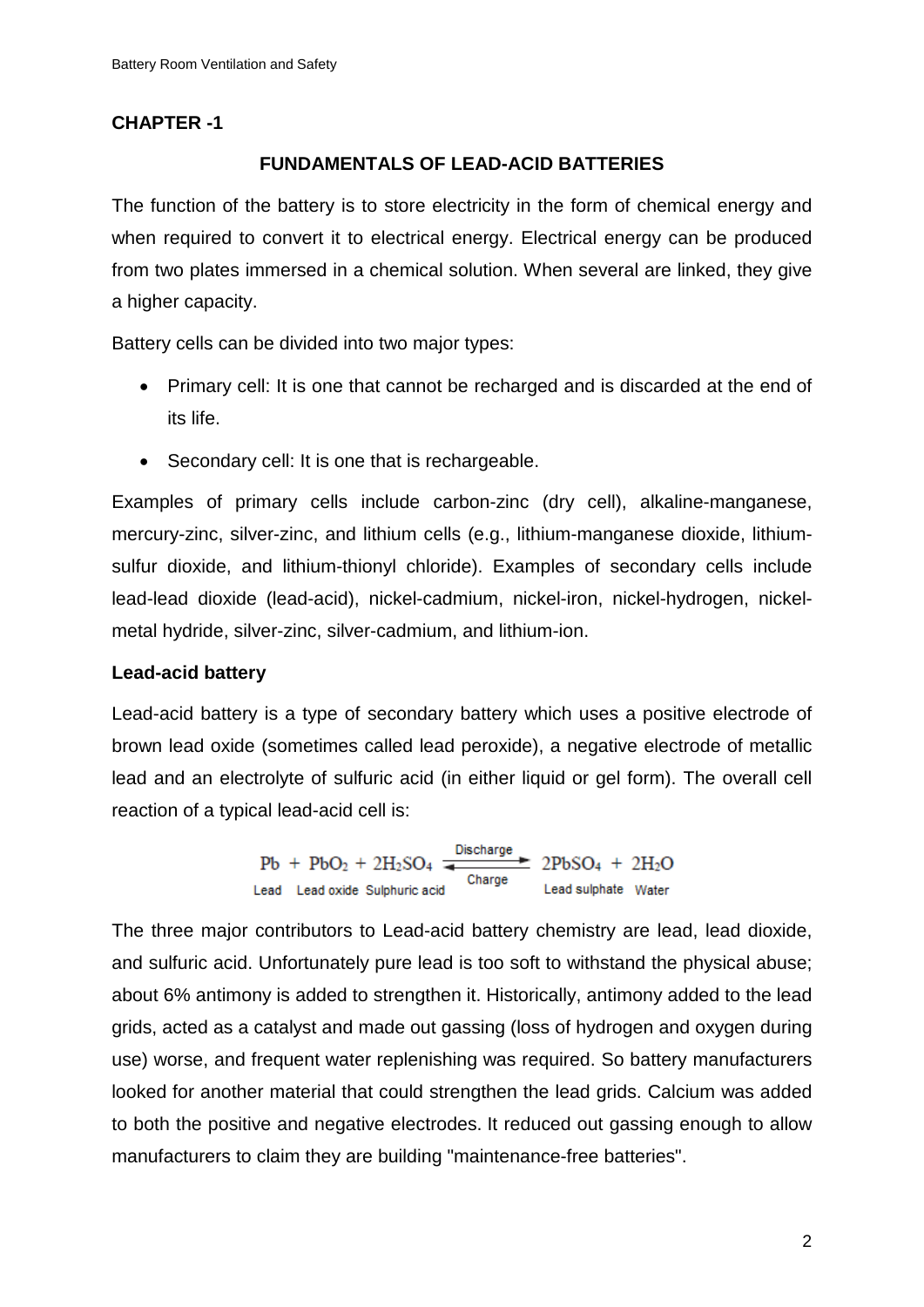## CHAPTER -1

### FUNDAMENTALS OF LEAD-ACID BATTERIES

The function of the battery is to store electricity in the form of chemical energy and when required to convert it to electrical energy. Electrical energy can be produced from two plates immersed in a chemical solution. When several are linked, they give a higher capacity.

Battery cells can be divided into two major types:

- Primary cell: It is one that cannot be recharged and is discarded at the end of its life.
- Secondary cell: It is one that is rechargeable.

Examples of primary cells include carbon-zinc (dry cell), alkaline-manganese, mercury-zinc, silver-zinc, and lithium cells (e.g., lithium-manganese dioxide, lithium-sulfur dioxide, and lithium-thionyl chloride). Examples of secondary cells include lead-lead dioxide (lead-acid), nickel-cadmium, nickel-iron, nickel-hydrogen, nickel-metal hydride, silver-zinc, silver-cadmium, and lithium-ion.

**Lead-acid battery**

Lead-acid battery is a type of secondary battery which uses a positive electrode of brown lead oxide (sometimes called lead peroxide), a negative electrode of metallic lead and an electrolyte of sulfuric acid (in either liquid or gel form). The overall cell reaction of a typical lead-acid cell is:

$$\underset{\text{Lead}}{Pb} + \underset{\text{Lead oxide}}{PbO_2} + \underset{\text{Sulphuric acid}}{2H_2SO_4} \underset{\text{Charge}}{\overset{\text{Discharge}}{\rightleftharpoons}} \underset{\text{Lead sulphate}}{2PbSO_4} + \underset{\text{Water}}{2H_2O}$$

The three major contributors to Lead-acid battery chemistry are lead, lead dioxide, and sulfuric acid. Unfortunately pure lead is too soft to withstand the physical abuse; about 6% antimony is added to strengthen it. Historically, antimony added to the lead grids, acted as a catalyst and made out gassing (loss of hydrogen and oxygen during use) worse, and frequent water replenishing was required. So battery manufacturers looked for another material that could strengthen the lead grids. Calcium was added to both the positive and negative electrodes. It reduced out gassing enough to allow manufacturers to claim they are building "maintenance-free batteries".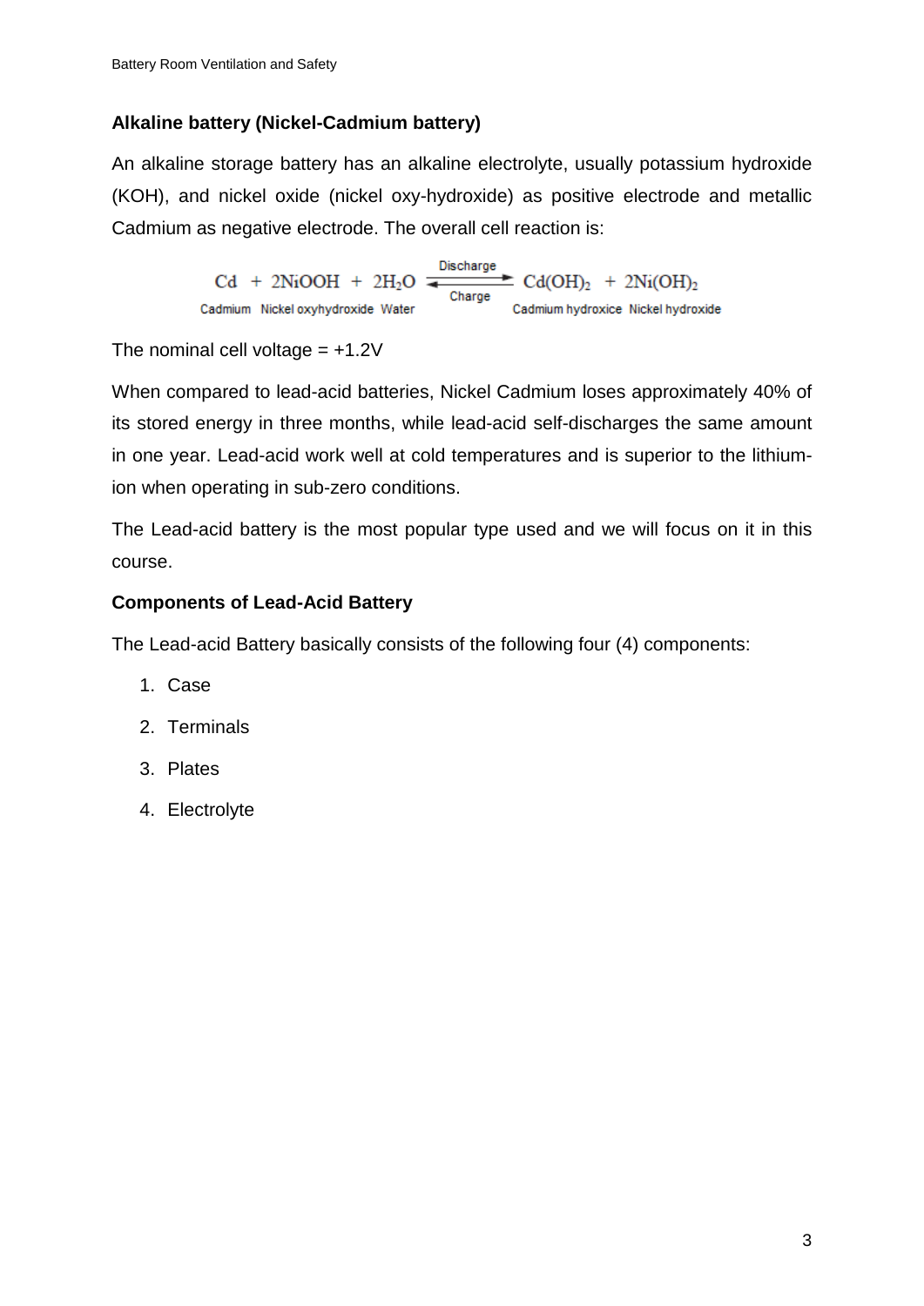### Alkaline battery (Nickel-Cadmium battery)

An alkaline storage battery has an alkaline electrolyte, usually potassium hydroxide (KOH), and nickel oxide (nickel oxy-hydroxide) as positive electrode and metallic Cadmium as negative electrode. The overall cell reaction is:

$$\underset{\text{Cadmium}}{Cd} + \underset{\text{Nickel oxyhydroxide}}{2NiOOH} + \underset{\text{Water}}{2H_2O} \underset{\text{Charge}}{\overset{\text{Discharge}}{\rightleftharpoons}} \underset{\text{Cadmium hydroxice}}{Cd(OH)_2} + \underset{\text{Nickel hydroxide}}{2Ni(OH)_2}$$

The nominal cell voltage = +1.2V

When compared to lead-acid batteries, Nickel Cadmium loses approximately 40% of its stored energy in three months, while lead-acid self-discharges the same amount in one year. Lead-acid work well at cold temperatures and is superior to the lithium-ion when operating in sub-zero conditions.

The Lead-acid battery is the most popular type used and we will focus on it in this course.

### Components of Lead-Acid Battery

The Lead-acid Battery basically consists of the following four (4) components:

1. Case
2. Terminals
3. Plates
4. Electrolyte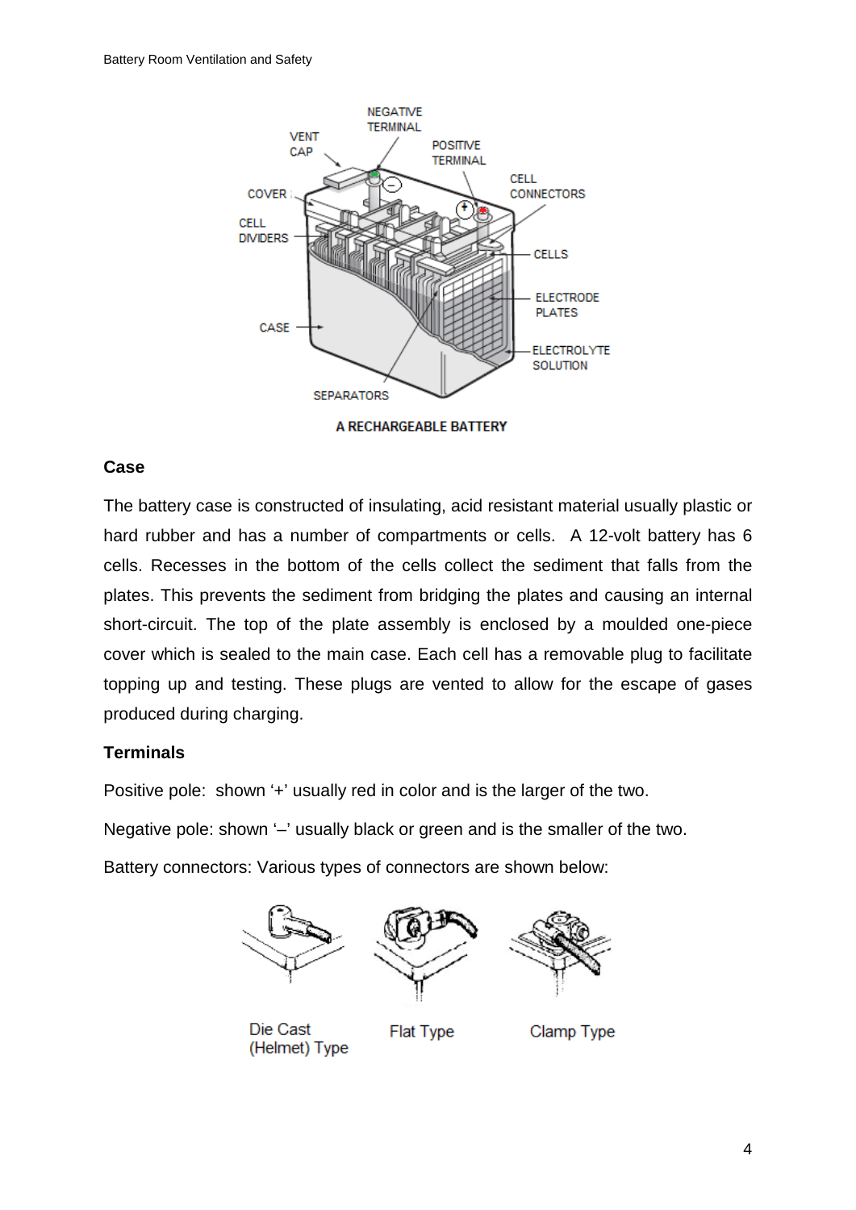A RECHARGEABLE BATTERY

### Case

The battery case is constructed of insulating, acid resistant material usually plastic or hard rubber and has a number of compartments or cells. A 12-volt battery has 6 cells. Recesses in the bottom of the cells collect the sediment that falls from the plates. This prevents the sediment from bridging the plates and causing an internal short-circuit. The top of the plate assembly is enclosed by a moulded one-piece cover which is sealed to the main case. Each cell has a removable plug to facilitate topping up and testing. These plugs are vented to allow for the escape of gases produced during charging.

### Terminals

Positive pole: shown '+' usually red in color and is the larger of the two.

Negative pole: shown '–' usually black or green and is the smaller of the two.

Battery connectors: Various types of connectors are shown below:

Die Cast (Helmet) Type    Flat Type    Clamp Type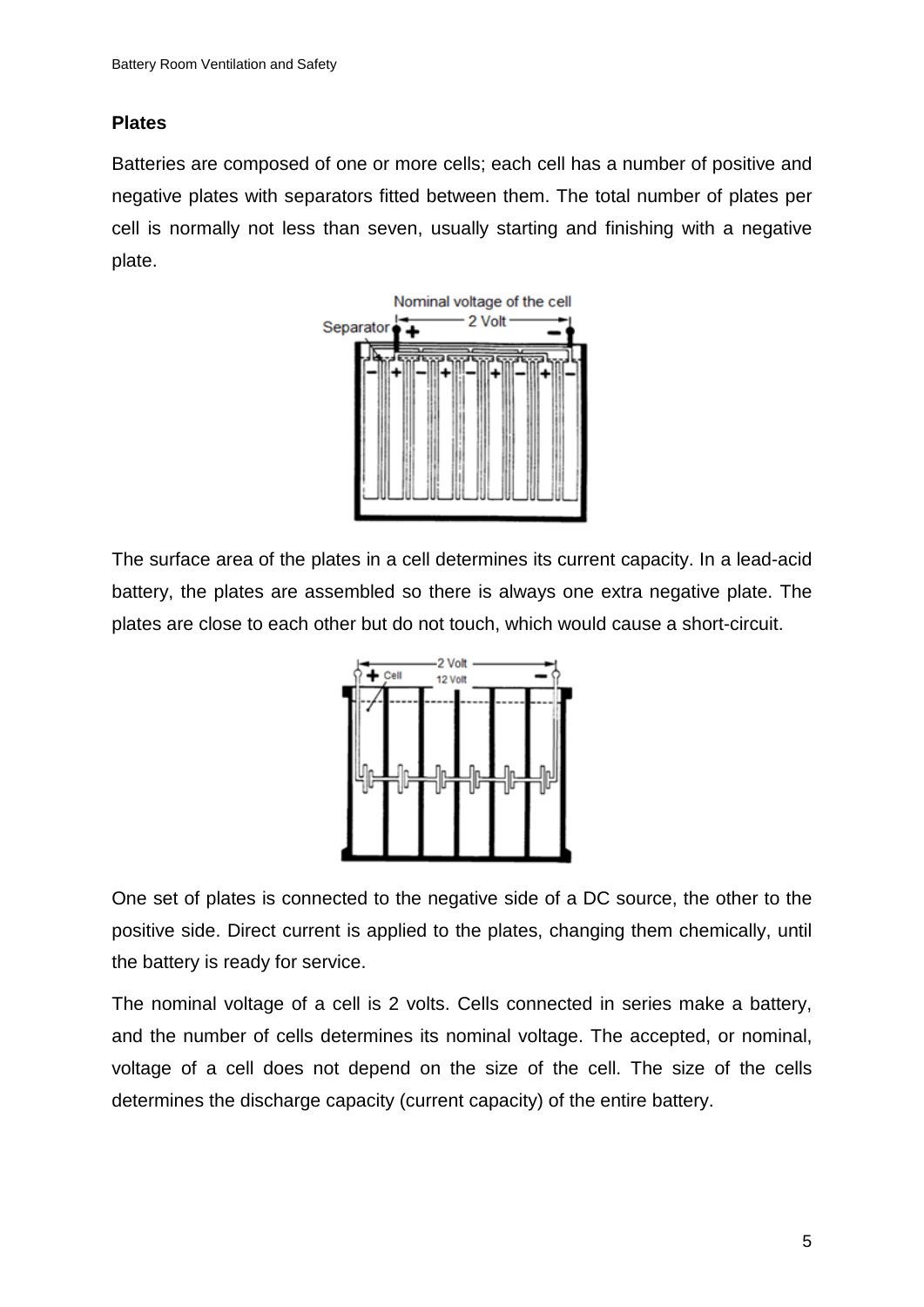## Plates

Batteries are composed of one or more cells; each cell has a number of positive and negative plates with separators fitted between them. The total number of plates per cell is normally not less than seven, usually starting and finishing with a negative plate.

The surface area of the plates in a cell determines its current capacity. In a lead-acid battery, the plates are assembled so there is always one extra negative plate. The plates are close to each other but do not touch, which would cause a short-circuit.

One set of plates is connected to the negative side of a DC source, the other to the positive side. Direct current is applied to the plates, changing them chemically, until the battery is ready for service.

The nominal voltage of a cell is 2 volts. Cells connected in series make a battery, and the number of cells determines its nominal voltage. The accepted, or nominal, voltage of a cell does not depend on the size of the cell. The size of the cells determines the discharge capacity (current capacity) of the entire battery.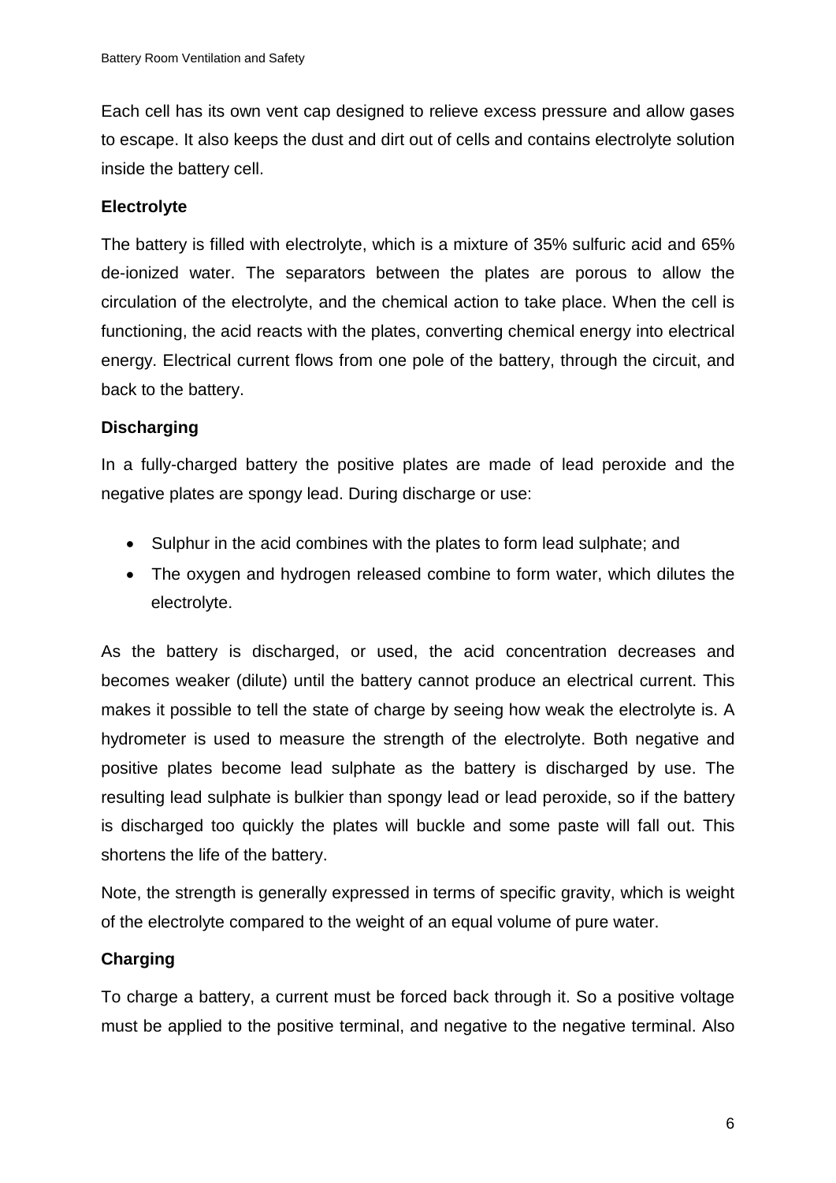Each cell has its own vent cap designed to relieve excess pressure and allow gases to escape. It also keeps the dust and dirt out of cells and contains electrolyte solution inside the battery cell.

### Electrolyte

The battery is filled with electrolyte, which is a mixture of 35% sulfuric acid and 65% de-ionized water. The separators between the plates are porous to allow the circulation of the electrolyte, and the chemical action to take place. When the cell is functioning, the acid reacts with the plates, converting chemical energy into electrical energy. Electrical current flows from one pole of the battery, through the circuit, and back to the battery.

### Discharging

In a fully-charged battery the positive plates are made of lead peroxide and the negative plates are spongy lead. During discharge or use:

- Sulphur in the acid combines with the plates to form lead sulphate; and
- The oxygen and hydrogen released combine to form water, which dilutes the electrolyte.

As the battery is discharged, or used, the acid concentration decreases and becomes weaker (dilute) until the battery cannot produce an electrical current. This makes it possible to tell the state of charge by seeing how weak the electrolyte is. A hydrometer is used to measure the strength of the electrolyte. Both negative and positive plates become lead sulphate as the battery is discharged by use. The resulting lead sulphate is bulkier than spongy lead or lead peroxide, so if the battery is discharged too quickly the plates will buckle and some paste will fall out. This shortens the life of the battery.

Note, the strength is generally expressed in terms of specific gravity, which is weight of the electrolyte compared to the weight of an equal volume of pure water.

### Charging

To charge a battery, a current must be forced back through it. So a positive voltage must be applied to the positive terminal, and negative to the negative terminal. Also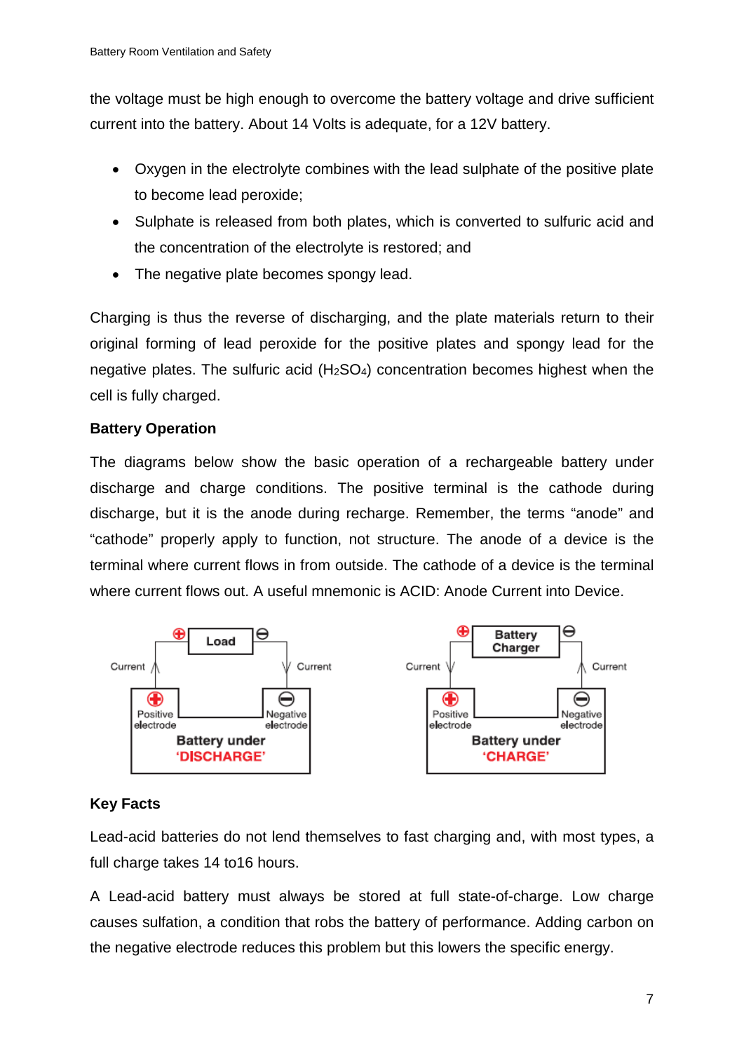the voltage must be high enough to overcome the battery voltage and drive sufficient current into the battery. About 14 Volts is adequate, for a 12V battery.

- Oxygen in the electrolyte combines with the lead sulphate of the positive plate to become lead peroxide;
- Sulphate is released from both plates, which is converted to sulfuric acid and the concentration of the electrolyte is restored; and
- The negative plate becomes spongy lead.

Charging is thus the reverse of discharging, and the plate materials return to their original forming of lead peroxide for the positive plates and spongy lead for the negative plates. The sulfuric acid ($H_2SO_4$) concentration becomes highest when the cell is fully charged.

**Battery Operation**

The diagrams below show the basic operation of a rechargeable battery under discharge and charge conditions. The positive terminal is the cathode during discharge, but it is the anode during recharge. Remember, the terms “anode” and “cathode” properly apply to function, not structure. The anode of a device is the terminal where current flows in from outside. The cathode of a device is the terminal where current flows out. A useful mnemonic is ACID: Anode Current into Device.

**Key Facts**

Lead-acid batteries do not lend themselves to fast charging and, with most types, a full charge takes 14 to16 hours.

A Lead-acid battery must always be stored at full state-of-charge. Low charge causes sulfation, a condition that robs the battery of performance. Adding carbon on the negative electrode reduces this problem but this lowers the specific energy.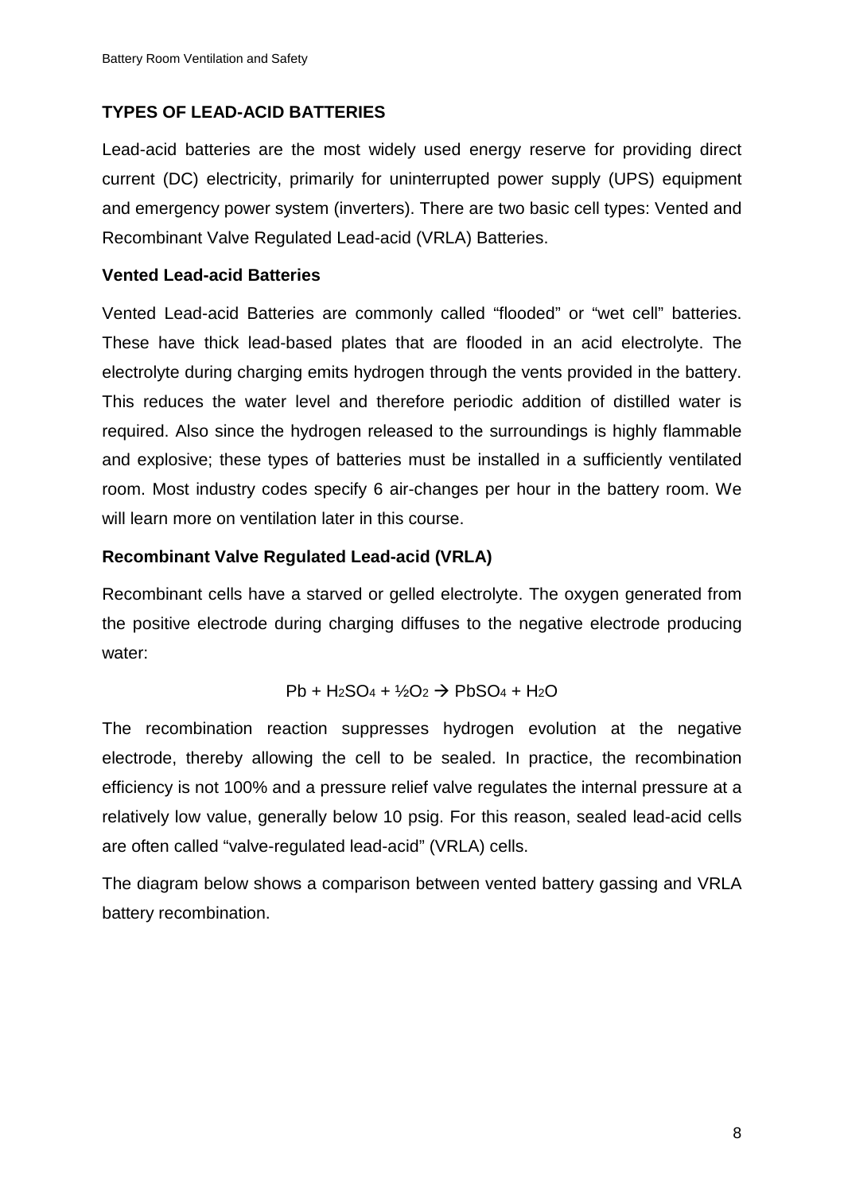## TYPES OF LEAD-ACID BATTERIES

Lead-acid batteries are the most widely used energy reserve for providing direct current (DC) electricity, primarily for uninterrupted power supply (UPS) equipment and emergency power system (inverters). There are two basic cell types: Vented and Recombinant Valve Regulated Lead-acid (VRLA) Batteries.

### Vented Lead-acid Batteries

Vented Lead-acid Batteries are commonly called "flooded" or "wet cell" batteries. These have thick lead-based plates that are flooded in an acid electrolyte. The electrolyte during charging emits hydrogen through the vents provided in the battery. This reduces the water level and therefore periodic addition of distilled water is required. Also since the hydrogen released to the surroundings is highly flammable and explosive; these types of batteries must be installed in a sufficiently ventilated room. Most industry codes specify 6 air-changes per hour in the battery room. We will learn more on ventilation later in this course.

### Recombinant Valve Regulated Lead-acid (VRLA)

Recombinant cells have a starved or gelled electrolyte. The oxygen generated from the positive electrode during charging diffuses to the negative electrode producing water:

$$Pb + H_2SO_4 + \frac{1}{2}O_2 \rightarrow PbSO_4 + H_2O$$

The recombination reaction suppresses hydrogen evolution at the negative electrode, thereby allowing the cell to be sealed. In practice, the recombination efficiency is not 100% and a pressure relief valve regulates the internal pressure at a relatively low value, generally below 10 psig. For this reason, sealed lead-acid cells are often called "valve-regulated lead-acid" (VRLA) cells.

The diagram below shows a comparison between vented battery gassing and VRLA battery recombination.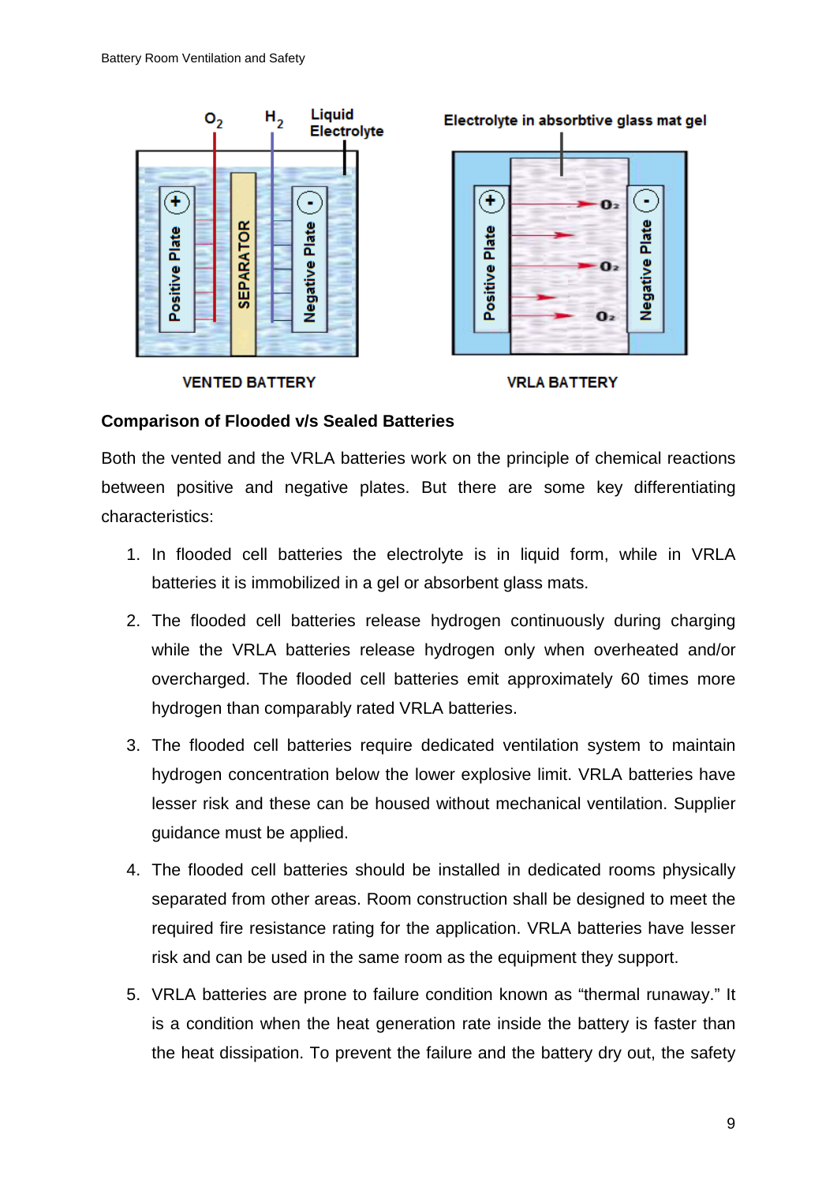VENTED BATTERY

VRLA BATTERY

**Comparison of Flooded v/s Sealed Batteries**

Both the vented and the VRLA batteries work on the principle of chemical reactions between positive and negative plates. But there are some key differentiating characteristics:

1. In flooded cell batteries the electrolyte is in liquid form, while in VRLA batteries it is immobilized in a gel or absorbent glass mats.
2. The flooded cell batteries release hydrogen continuously during charging while the VRLA batteries release hydrogen only when overheated and/or overcharged. The flooded cell batteries emit approximately 60 times more hydrogen than comparably rated VRLA batteries.
3. The flooded cell batteries require dedicated ventilation system to maintain hydrogen concentration below the lower explosive limit. VRLA batteries have lesser risk and these can be housed without mechanical ventilation. Supplier guidance must be applied.
4. The flooded cell batteries should be installed in dedicated rooms physically separated from other areas. Room construction shall be designed to meet the required fire resistance rating for the application. VRLA batteries have lesser risk and can be used in the same room as the equipment they support.
5. VRLA batteries are prone to failure condition known as “thermal runaway.” It is a condition when the heat generation rate inside the battery is faster than the heat dissipation. To prevent the failure and the battery dry out, the safety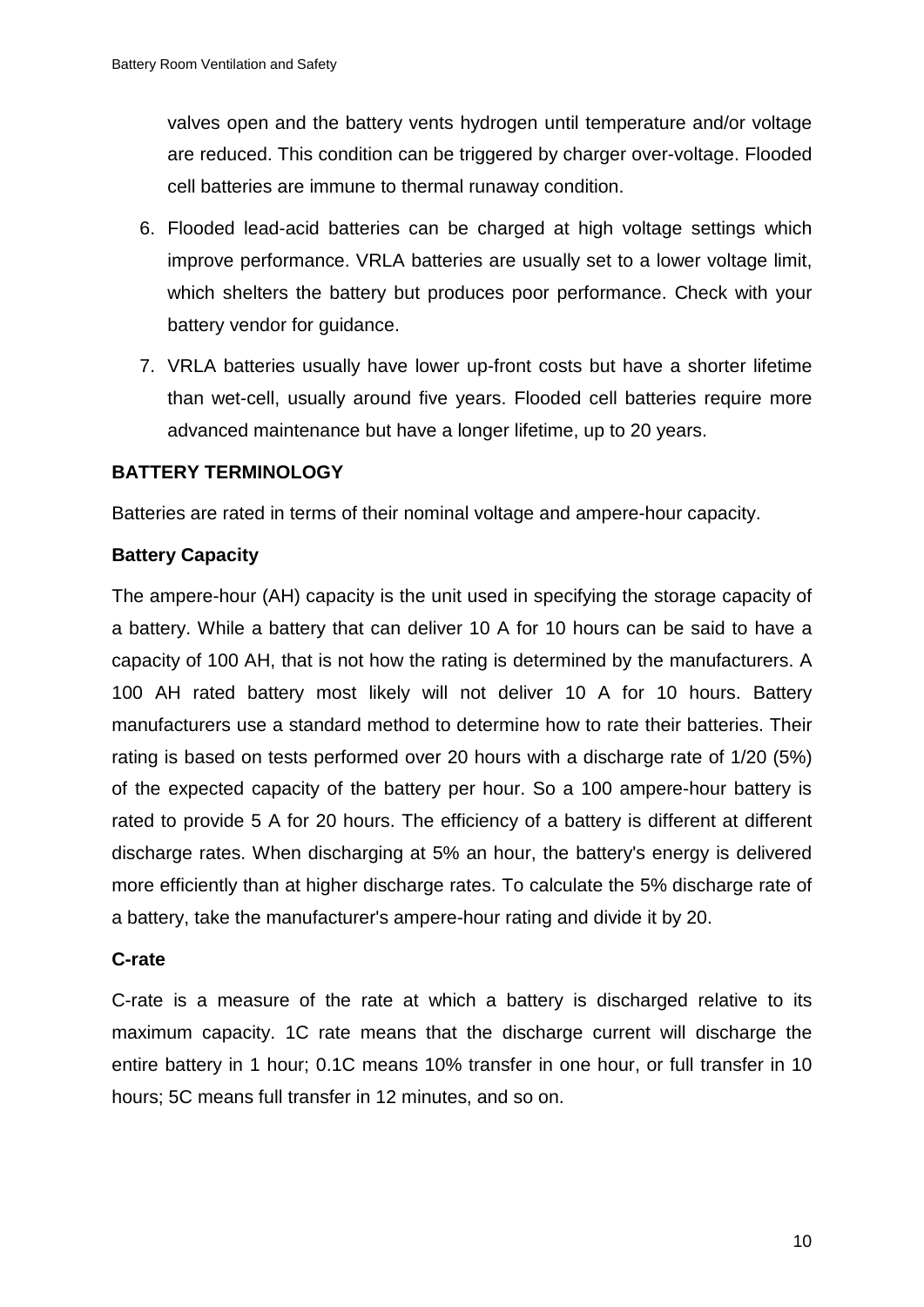valves open and the battery vents hydrogen until temperature and/or voltage are reduced. This condition can be triggered by charger over-voltage. Flooded cell batteries are immune to thermal runaway condition.

6. Flooded lead-acid batteries can be charged at high voltage settings which improve performance. VRLA batteries are usually set to a lower voltage limit, which shelters the battery but produces poor performance. Check with your battery vendor for guidance.
7. VRLA batteries usually have lower up-front costs but have a shorter lifetime than wet-cell, usually around five years. Flooded cell batteries require more advanced maintenance but have a longer lifetime, up to 20 years.

## BATTERY TERMINOLOGY

Batteries are rated in terms of their nominal voltage and ampere-hour capacity.

### Battery Capacity

The ampere-hour (AH) capacity is the unit used in specifying the storage capacity of a battery. While a battery that can deliver 10 A for 10 hours can be said to have a capacity of 100 AH, that is not how the rating is determined by the manufacturers. A 100 AH rated battery most likely will not deliver 10 A for 10 hours. Battery manufacturers use a standard method to determine how to rate their batteries. Their rating is based on tests performed over 20 hours with a discharge rate of 1/20 (5%) of the expected capacity of the battery per hour. So a 100 ampere-hour battery is rated to provide 5 A for 20 hours. The efficiency of a battery is different at different discharge rates. When discharging at 5% an hour, the battery's energy is delivered more efficiently than at higher discharge rates. To calculate the 5% discharge rate of a battery, take the manufacturer's ampere-hour rating and divide it by 20.

### C-rate

C-rate is a measure of the rate at which a battery is discharged relative to its maximum capacity. 1C rate means that the discharge current will discharge the entire battery in 1 hour; 0.1C means 10% transfer in one hour, or full transfer in 10 hours; 5C means full transfer in 12 minutes, and so on.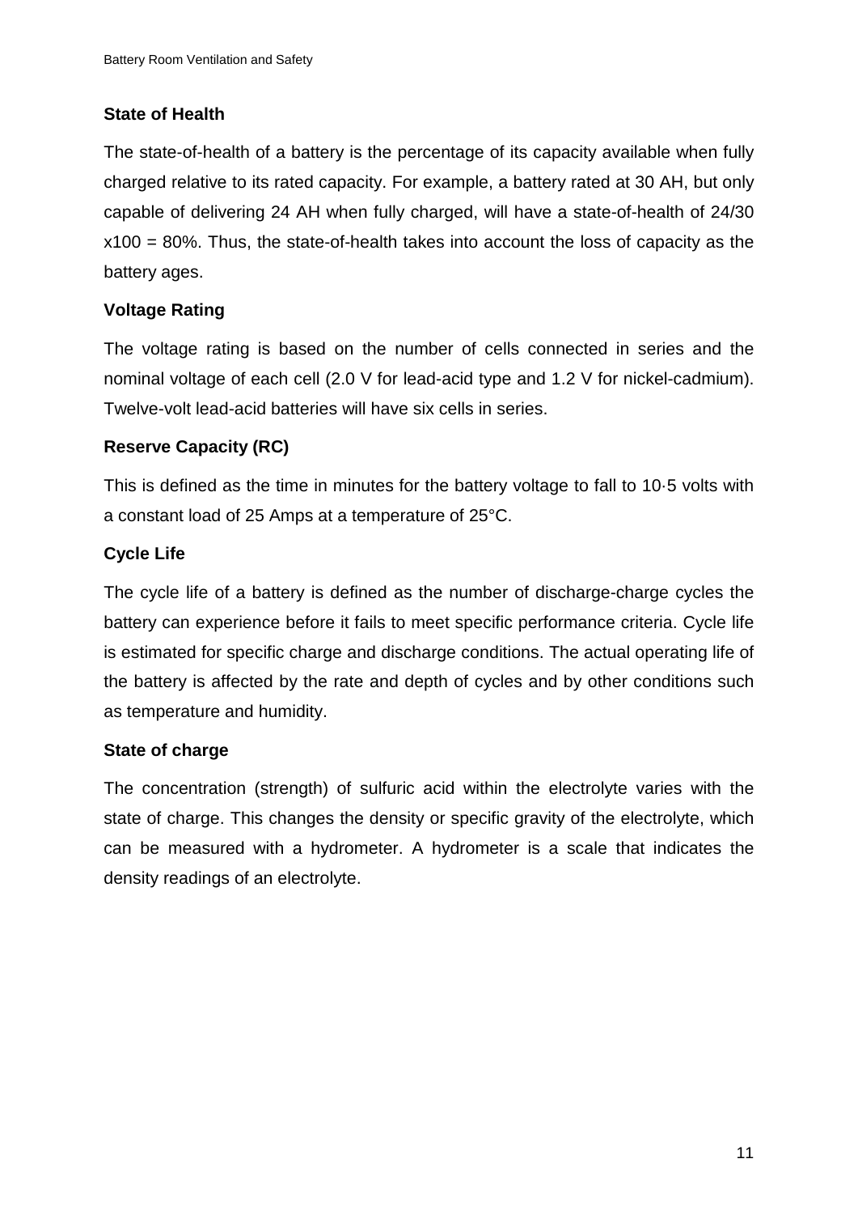**State of Health**

The state-of-health of a battery is the percentage of its capacity available when fully charged relative to its rated capacity. For example, a battery rated at 30 AH, but only capable of delivering 24 AH when fully charged, will have a state-of-health of 24/30 x100 = 80%. Thus, the state-of-health takes into account the loss of capacity as the battery ages.

**Voltage Rating**

The voltage rating is based on the number of cells connected in series and the nominal voltage of each cell (2.0 V for lead-acid type and 1.2 V for nickel-cadmium). Twelve-volt lead-acid batteries will have six cells in series.

**Reserve Capacity (RC)**

This is defined as the time in minutes for the battery voltage to fall to 10·5 volts with a constant load of 25 Amps at a temperature of 25°C.

**Cycle Life**

The cycle life of a battery is defined as the number of discharge-charge cycles the battery can experience before it fails to meet specific performance criteria. Cycle life is estimated for specific charge and discharge conditions. The actual operating life of the battery is affected by the rate and depth of cycles and by other conditions such as temperature and humidity.

**State of charge**

The concentration (strength) of sulfuric acid within the electrolyte varies with the state of charge. This changes the density or specific gravity of the electrolyte, which can be measured with a hydrometer. A hydrometer is a scale that indicates the density readings of an electrolyte.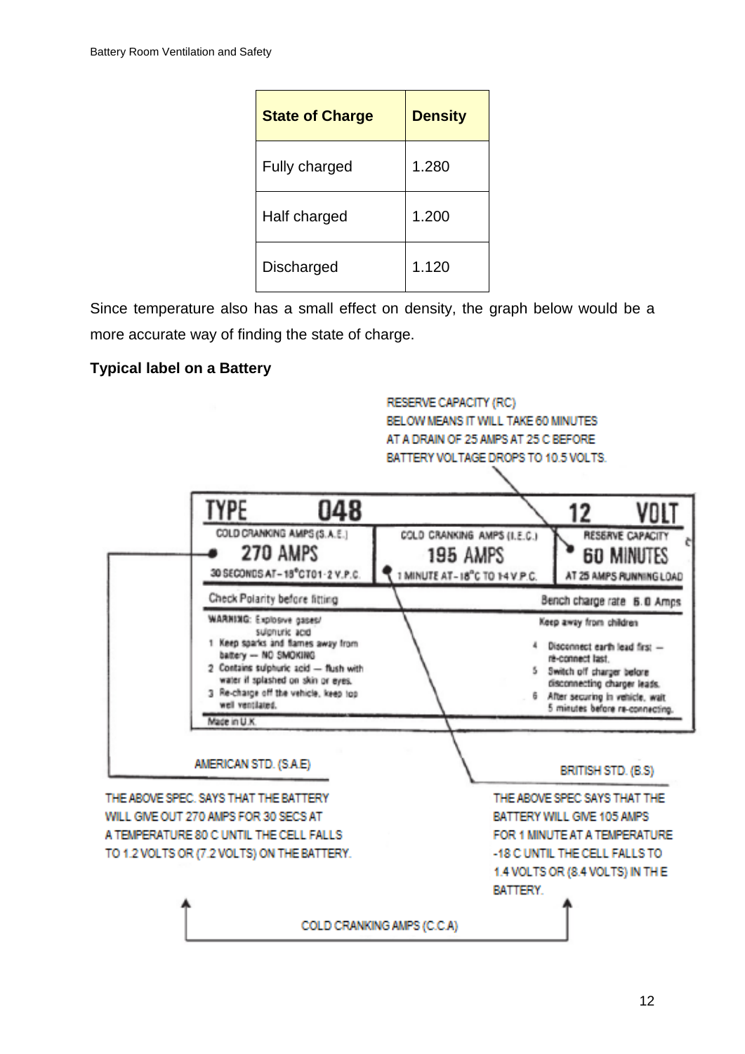| State of Charge | Density |
|---|---|
| Fully charged | 1.280 |
| Half charged | 1.200 |
| Discharged | 1.120 |

Since temperature also has a small effect on density, the graph below would be a more accurate way of finding the state of charge.

**Typical label on a Battery**

RESERVE CAPACITY (RC) BELOW MEANS IT WILL TAKE 60 MINUTES AT A DRAIN OF 25 AMPS AT 25 C BEFORE BATTERY VOLTAGE DROPS TO 10.5 VOLTS.

TYPE 048 — 12 VOLT

COLD CRANKING AMPS (S.A.E.) 270 AMPS 30 SECONDS AT – 18°C TO 1·2 V.P.C.

COLD CRANKING AMPS (I.E.C.) 195 AMPS 1 MINUTE AT – 18°C TO 1·4 V.P.C.

RESERVE CAPACITY 60 MINUTES AT 25 AMPS RUNNING LOAD

Check Polarity before fitting — Bench charge rate 6.0 Amps

WARNING: Explosive gases/ sulphuric acid

1. Keep sparks and flames away from battery — NO SMOKING
2. Contains sulphuric acid — flush with water if splashed on skin or eyes.
3. Re-charge off the vehicle, keep top well ventilated.

Keep away from children

4. Disconnect earth lead first — re-connect last.
5. Switch off charger before disconnecting charger leads.
6. After securing in vehicle, wait 5 minutes before re-connecting.

Made in U.K.

AMERICAN STD. (S.A.E)

THE ABOVE SPEC. SAYS THAT THE BATTERY WILL GIVE OUT 270 AMPS FOR 30 SECS AT A TEMPERATURE 80 C UNTIL THE CELL FALLS TO 1.2 VOLTS OR (7.2 VOLTS) ON THE BATTERY.

BRITISH STD. (B.S)

THE ABOVE SPEC SAYS THAT THE BATTERY WILL GIVE 105 AMPS FOR 1 MINUTE AT A TEMPERATURE -18 C UNTIL THE CELL FALLS TO 1.4 VOLTS OR (8.4 VOLTS) IN THE BATTERY.

COLD CRANKING AMPS (C.C.A)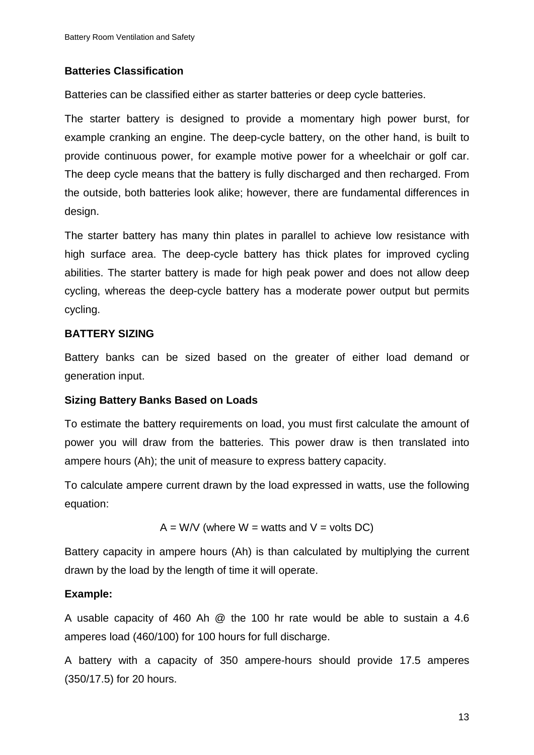**Batteries Classification**

Batteries can be classified either as starter batteries or deep cycle batteries.

The starter battery is designed to provide a momentary high power burst, for example cranking an engine. The deep-cycle battery, on the other hand, is built to provide continuous power, for example motive power for a wheelchair or golf car. The deep cycle means that the battery is fully discharged and then recharged. From the outside, both batteries look alike; however, there are fundamental differences in design.

The starter battery has many thin plates in parallel to achieve low resistance with high surface area. The deep-cycle battery has thick plates for improved cycling abilities. The starter battery is made for high peak power and does not allow deep cycling, whereas the deep-cycle battery has a moderate power output but permits cycling.

## BATTERY SIZING

Battery banks can be sized based on the greater of either load demand or generation input.

**Sizing Battery Banks Based on Loads**

To estimate the battery requirements on load, you must first calculate the amount of power you will draw from the batteries. This power draw is then translated into ampere hours (Ah); the unit of measure to express battery capacity.

To calculate ampere current drawn by the load expressed in watts, use the following equation:

$$A = W/V \text{ (where } W = \text{watts and } V = \text{volts DC)}$$

Battery capacity in ampere hours (Ah) is than calculated by multiplying the current drawn by the load by the length of time it will operate.

**Example:**

A usable capacity of 460 Ah @ the 100 hr rate would be able to sustain a 4.6 amperes load (460/100) for 100 hours for full discharge.

A battery with a capacity of 350 ampere-hours should provide 17.5 amperes (350/17.5) for 20 hours.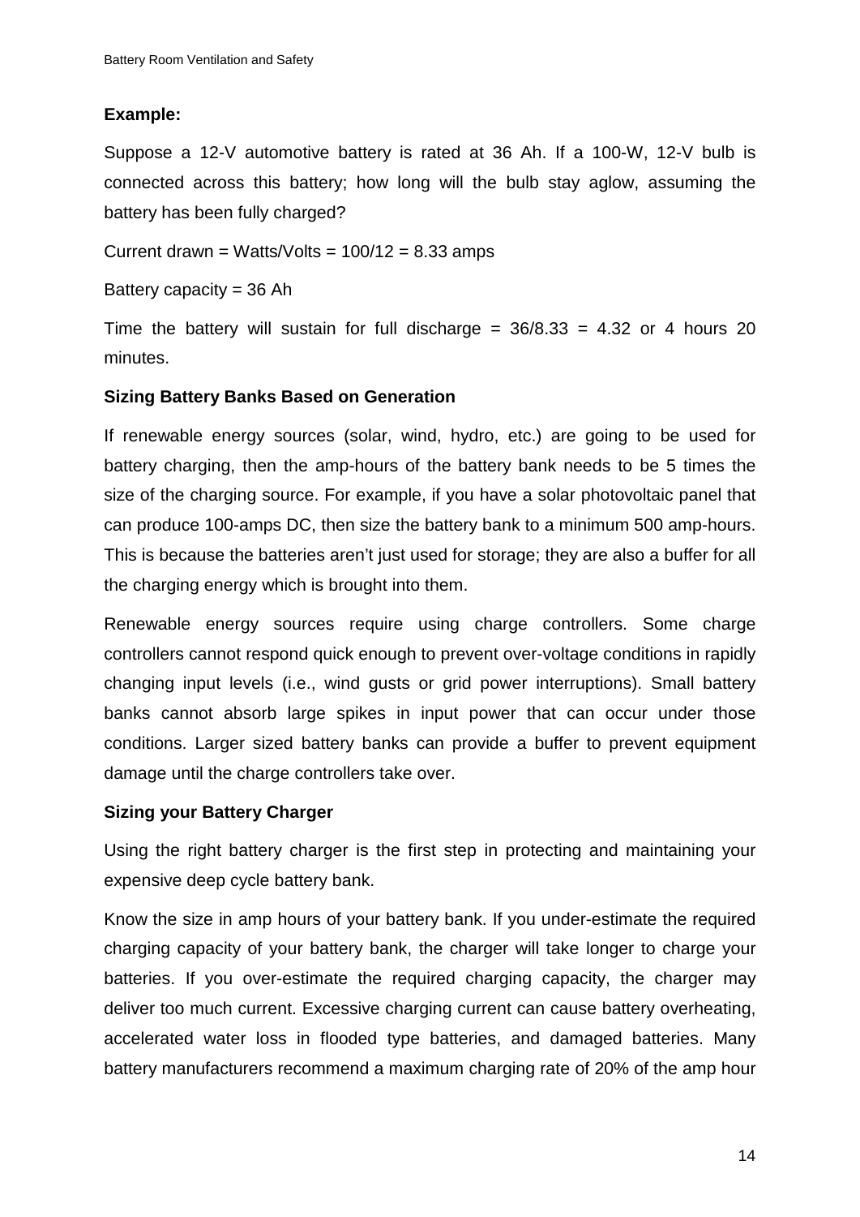**Example:**

Suppose a 12-V automotive battery is rated at 36 Ah. If a 100-W, 12-V bulb is connected across this battery; how long will the bulb stay aglow, assuming the battery has been fully charged?

Current drawn = Watts/Volts = 100/12 = 8.33 amps

Battery capacity = 36 Ah

Time the battery will sustain for full discharge = 36/8.33 = 4.32 or 4 hours 20 minutes.

**Sizing Battery Banks Based on Generation**

If renewable energy sources (solar, wind, hydro, etc.) are going to be used for battery charging, then the amp-hours of the battery bank needs to be 5 times the size of the charging source. For example, if you have a solar photovoltaic panel that can produce 100-amps DC, then size the battery bank to a minimum 500 amp-hours. This is because the batteries aren't just used for storage; they are also a buffer for all the charging energy which is brought into them.

Renewable energy sources require using charge controllers. Some charge controllers cannot respond quick enough to prevent over-voltage conditions in rapidly changing input levels (i.e., wind gusts or grid power interruptions). Small battery banks cannot absorb large spikes in input power that can occur under those conditions. Larger sized battery banks can provide a buffer to prevent equipment damage until the charge controllers take over.

**Sizing your Battery Charger**

Using the right battery charger is the first step in protecting and maintaining your expensive deep cycle battery bank.

Know the size in amp hours of your battery bank. If you under-estimate the required charging capacity of your battery bank, the charger will take longer to charge your batteries. If you over-estimate the required charging capacity, the charger may deliver too much current. Excessive charging current can cause battery overheating, accelerated water loss in flooded type batteries, and damaged batteries. Many battery manufacturers recommend a maximum charging rate of 20% of the amp hour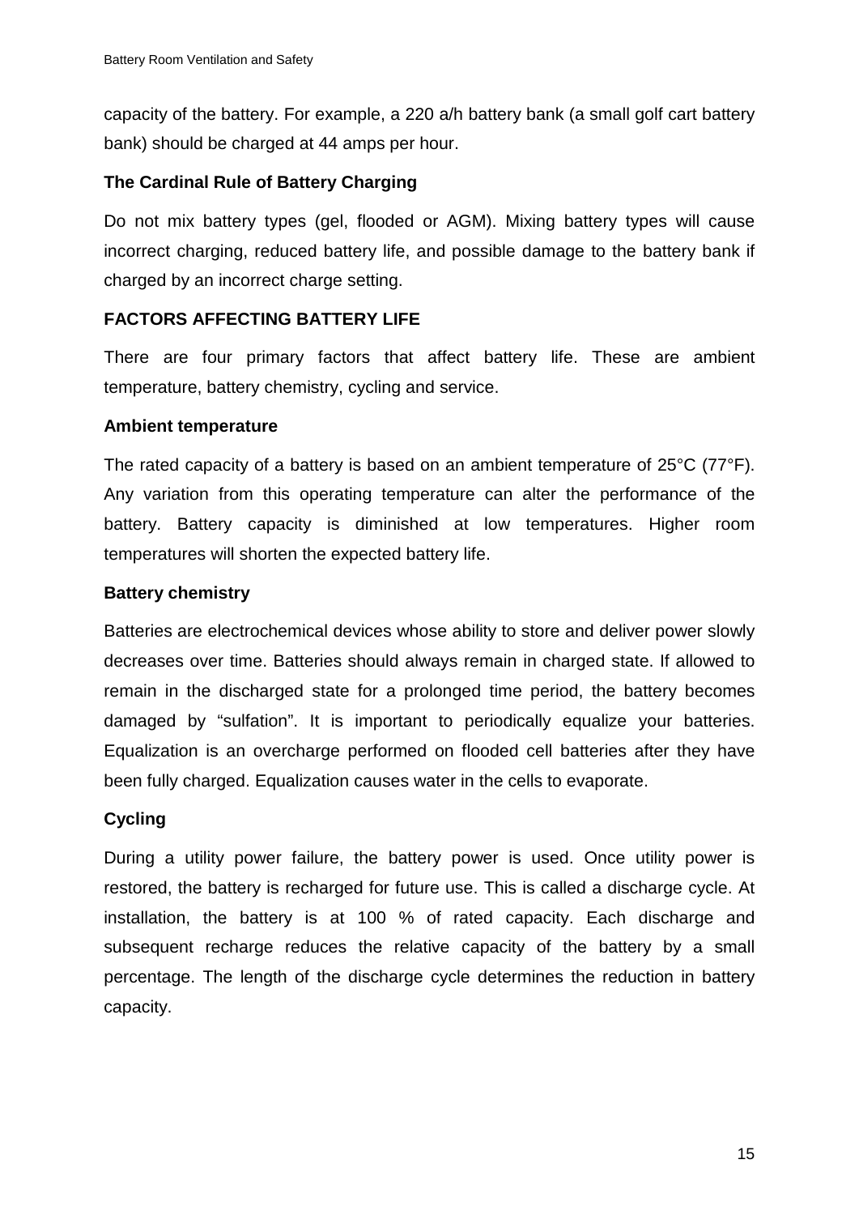capacity of the battery. For example, a 220 a/h battery bank (a small golf cart battery bank) should be charged at 44 amps per hour.

### The Cardinal Rule of Battery Charging

Do not mix battery types (gel, flooded or AGM). Mixing battery types will cause incorrect charging, reduced battery life, and possible damage to the battery bank if charged by an incorrect charge setting.

## FACTORS AFFECTING BATTERY LIFE

There are four primary factors that affect battery life. These are ambient temperature, battery chemistry, cycling and service.

### Ambient temperature

The rated capacity of a battery is based on an ambient temperature of 25°C (77°F). Any variation from this operating temperature can alter the performance of the battery. Battery capacity is diminished at low temperatures. Higher room temperatures will shorten the expected battery life.

### Battery chemistry

Batteries are electrochemical devices whose ability to store and deliver power slowly decreases over time. Batteries should always remain in charged state. If allowed to remain in the discharged state for a prolonged time period, the battery becomes damaged by “sulfation”. It is important to periodically equalize your batteries. Equalization is an overcharge performed on flooded cell batteries after they have been fully charged. Equalization causes water in the cells to evaporate.

### Cycling

During a utility power failure, the battery power is used. Once utility power is restored, the battery is recharged for future use. This is called a discharge cycle. At installation, the battery is at 100 % of rated capacity. Each discharge and subsequent recharge reduces the relative capacity of the battery by a small percentage. The length of the discharge cycle determines the reduction in battery capacity.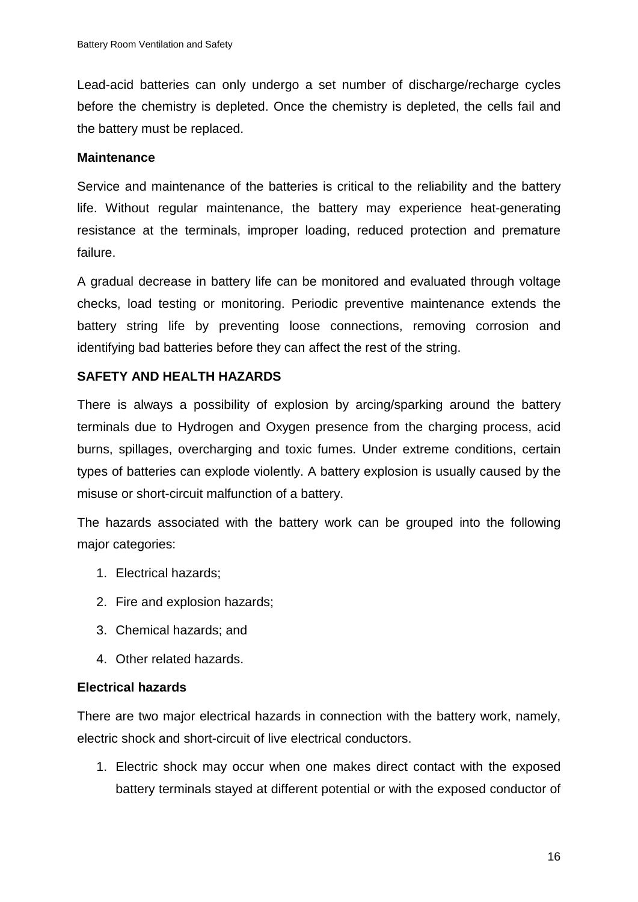Lead-acid batteries can only undergo a set number of discharge/recharge cycles before the chemistry is depleted. Once the chemistry is depleted, the cells fail and the battery must be replaced.

### Maintenance

Service and maintenance of the batteries is critical to the reliability and the battery life. Without regular maintenance, the battery may experience heat-generating resistance at the terminals, improper loading, reduced protection and premature failure.

A gradual decrease in battery life can be monitored and evaluated through voltage checks, load testing or monitoring. Periodic preventive maintenance extends the battery string life by preventing loose connections, removing corrosion and identifying bad batteries before they can affect the rest of the string.

## SAFETY AND HEALTH HAZARDS

There is always a possibility of explosion by arcing/sparking around the battery terminals due to Hydrogen and Oxygen presence from the charging process, acid burns, spillages, overcharging and toxic fumes. Under extreme conditions, certain types of batteries can explode violently. A battery explosion is usually caused by the misuse or short-circuit malfunction of a battery.

The hazards associated with the battery work can be grouped into the following major categories:

1. Electrical hazards;
2. Fire and explosion hazards;
3. Chemical hazards; and
4. Other related hazards.

### Electrical hazards

There are two major electrical hazards in connection with the battery work, namely, electric shock and short-circuit of live electrical conductors.

1. Electric shock may occur when one makes direct contact with the exposed battery terminals stayed at different potential or with the exposed conductor of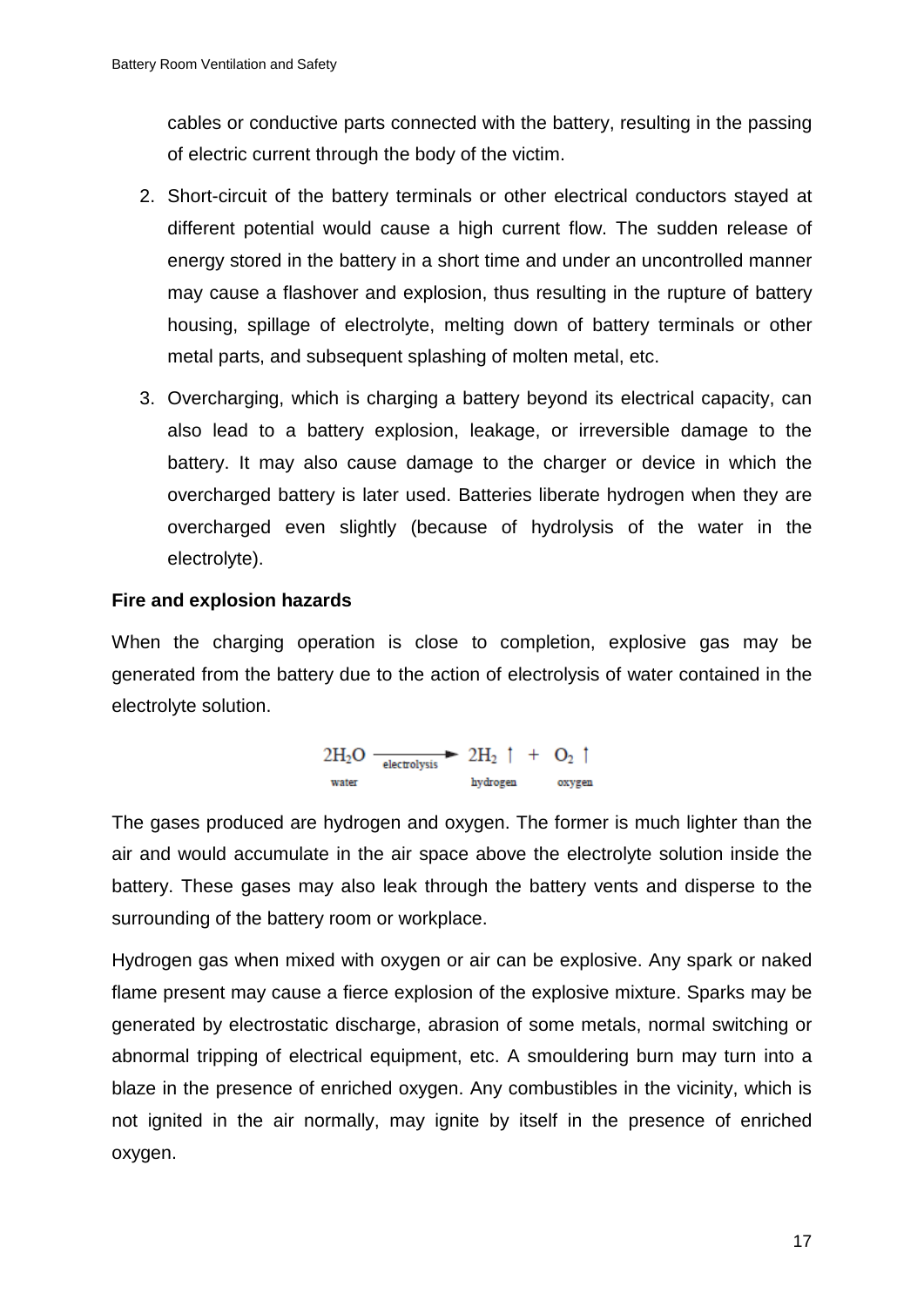cables or conductive parts connected with the battery, resulting in the passing of electric current through the body of the victim.

2. Short-circuit of the battery terminals or other electrical conductors stayed at different potential would cause a high current flow. The sudden release of energy stored in the battery in a short time and under an uncontrolled manner may cause a flashover and explosion, thus resulting in the rupture of battery housing, spillage of electrolyte, melting down of battery terminals or other metal parts, and subsequent splashing of molten metal, etc.

3. Overcharging, which is charging a battery beyond its electrical capacity, can also lead to a battery explosion, leakage, or irreversible damage to the battery. It may also cause damage to the charger or device in which the overcharged battery is later used. Batteries liberate hydrogen when they are overcharged even slightly (because of hydrolysis of the water in the electrolyte).

**Fire and explosion hazards**

When the charging operation is close to completion, explosive gas may be generated from the battery due to the action of electrolysis of water contained in the electrolyte solution.

$$\underset{\text{water}}{2H_2O} \xrightarrow[\text{electrolysis}]{} \underset{\text{hydrogen}}{2H_2 \uparrow} + \underset{\text{oxygen}}{O_2 \uparrow}$$

The gases produced are hydrogen and oxygen. The former is much lighter than the air and would accumulate in the air space above the electrolyte solution inside the battery. These gases may also leak through the battery vents and disperse to the surrounding of the battery room or workplace.

Hydrogen gas when mixed with oxygen or air can be explosive. Any spark or naked flame present may cause a fierce explosion of the explosive mixture. Sparks may be generated by electrostatic discharge, abrasion of some metals, normal switching or abnormal tripping of electrical equipment, etc. A smouldering burn may turn into a blaze in the presence of enriched oxygen. Any combustibles in the vicinity, which is not ignited in the air normally, may ignite by itself in the presence of enriched oxygen.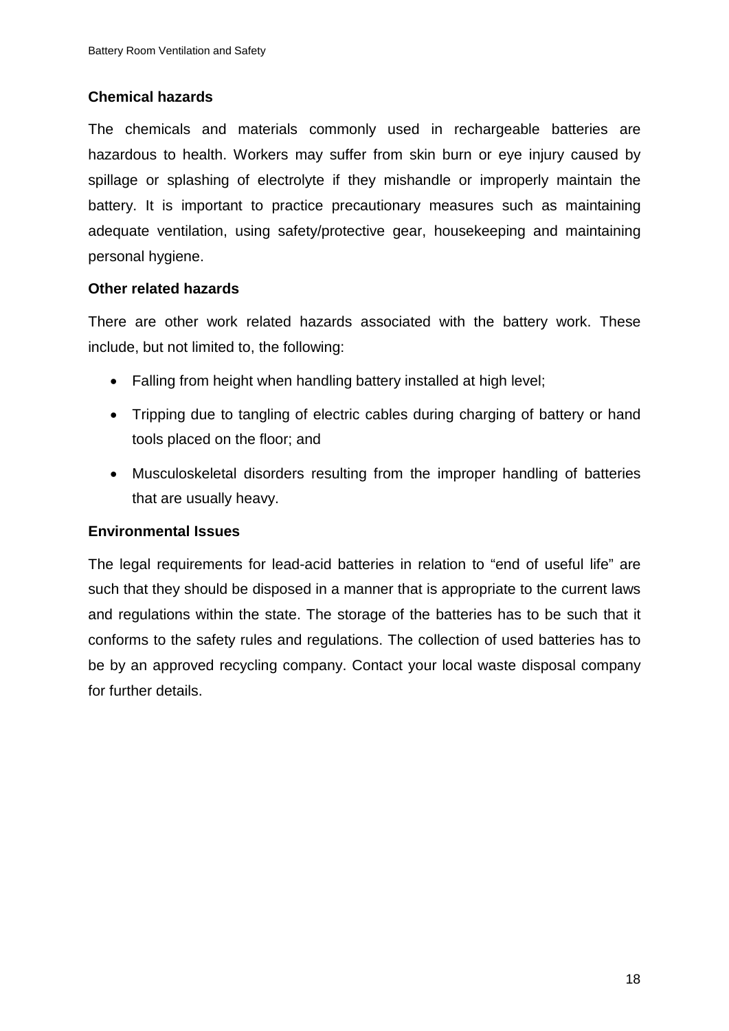### Chemical hazards

The chemicals and materials commonly used in rechargeable batteries are hazardous to health. Workers may suffer from skin burn or eye injury caused by spillage or splashing of electrolyte if they mishandle or improperly maintain the battery. It is important to practice precautionary measures such as maintaining adequate ventilation, using safety/protective gear, housekeeping and maintaining personal hygiene.

### Other related hazards

There are other work related hazards associated with the battery work. These include, but not limited to, the following:

- Falling from height when handling battery installed at high level;
- Tripping due to tangling of electric cables during charging of battery or hand tools placed on the floor; and
- Musculoskeletal disorders resulting from the improper handling of batteries that are usually heavy.

### Environmental Issues

The legal requirements for lead-acid batteries in relation to "end of useful life" are such that they should be disposed in a manner that is appropriate to the current laws and regulations within the state. The storage of the batteries has to be such that it conforms to the safety rules and regulations. The collection of used batteries has to be by an approved recycling company. Contact your local waste disposal company for further details.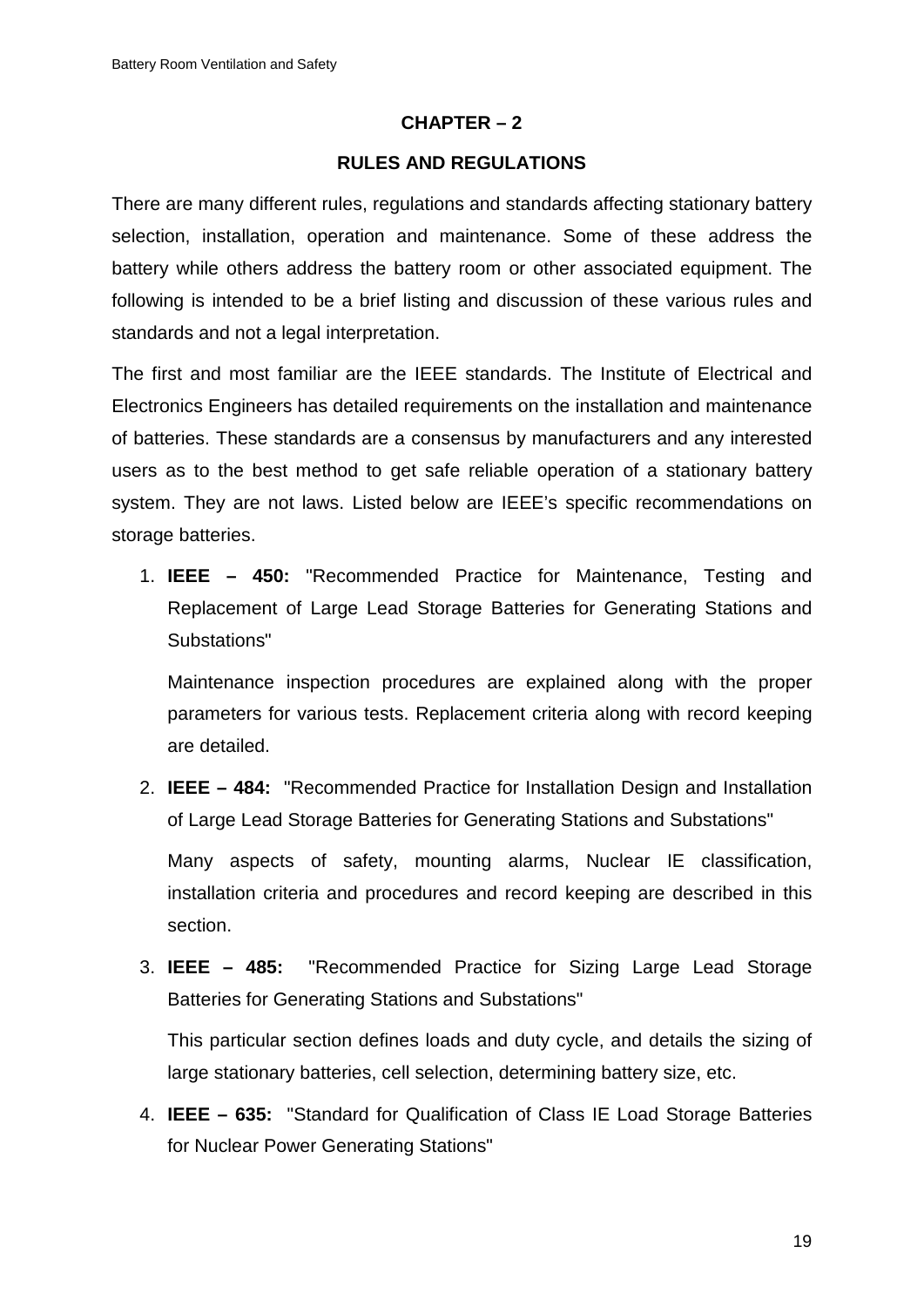# CHAPTER – 2

## RULES AND REGULATIONS

There are many different rules, regulations and standards affecting stationary battery selection, installation, operation and maintenance. Some of these address the battery while others address the battery room or other associated equipment. The following is intended to be a brief listing and discussion of these various rules and standards and not a legal interpretation.

The first and most familiar are the IEEE standards. The Institute of Electrical and Electronics Engineers has detailed requirements on the installation and maintenance of batteries. These standards are a consensus by manufacturers and any interested users as to the best method to get safe reliable operation of a stationary battery system. They are not laws. Listed below are IEEE's specific recommendations on storage batteries.

1. **IEEE – 450:** "Recommended Practice for Maintenance, Testing and Replacement of Large Lead Storage Batteries for Generating Stations and Substations"

   Maintenance inspection procedures are explained along with the proper parameters for various tests. Replacement criteria along with record keeping are detailed.

2. **IEEE – 484:** "Recommended Practice for Installation Design and Installation of Large Lead Storage Batteries for Generating Stations and Substations"

   Many aspects of safety, mounting alarms, Nuclear IE classification, installation criteria and procedures and record keeping are described in this section.

3. **IEEE – 485:** "Recommended Practice for Sizing Large Lead Storage Batteries for Generating Stations and Substations"

   This particular section defines loads and duty cycle, and details the sizing of large stationary batteries, cell selection, determining battery size, etc.

4. **IEEE – 635:** "Standard for Qualification of Class IE Load Storage Batteries for Nuclear Power Generating Stations"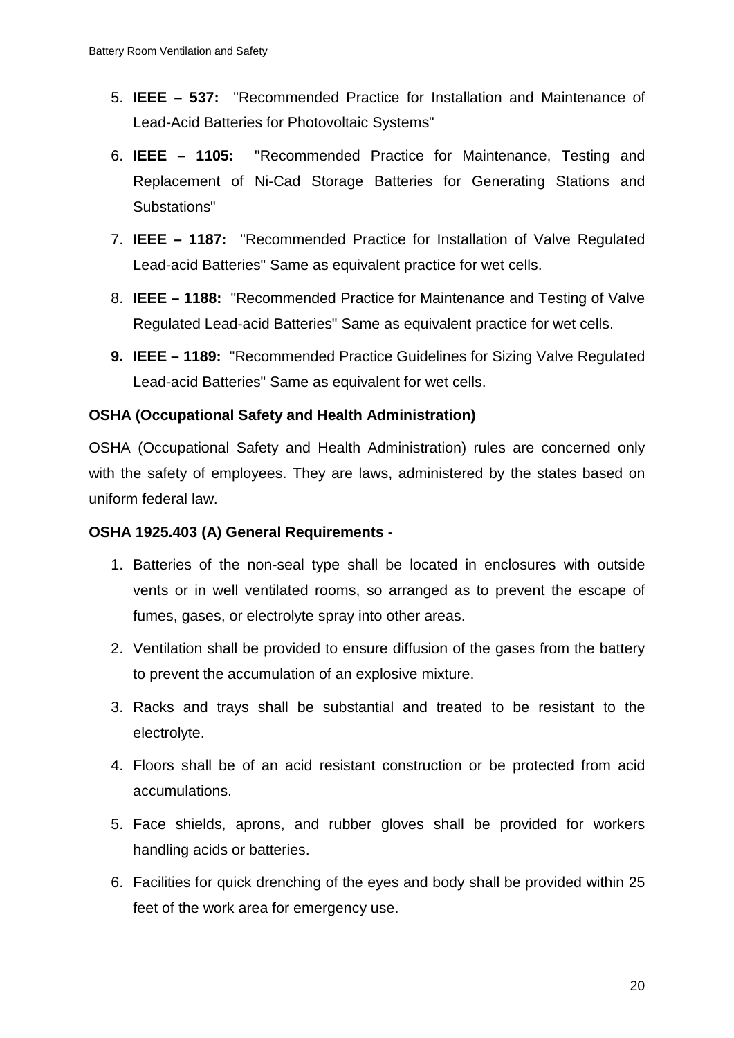5. **IEEE – 537:** "Recommended Practice for Installation and Maintenance of Lead-Acid Batteries for Photovoltaic Systems"

6. **IEEE – 1105:** "Recommended Practice for Maintenance, Testing and Replacement of Ni-Cad Storage Batteries for Generating Stations and Substations"

7. **IEEE – 1187:** "Recommended Practice for Installation of Valve Regulated Lead-acid Batteries" Same as equivalent practice for wet cells.

8. **IEEE – 1188:** "Recommended Practice for Maintenance and Testing of Valve Regulated Lead-acid Batteries" Same as equivalent practice for wet cells.

9. **IEEE – 1189:** "Recommended Practice Guidelines for Sizing Valve Regulated Lead-acid Batteries" Same as equivalent for wet cells.

**OSHA (Occupational Safety and Health Administration)**

OSHA (Occupational Safety and Health Administration) rules are concerned only with the safety of employees. They are laws, administered by the states based on uniform federal law.

**OSHA 1925.403 (A) General Requirements -**

1. Batteries of the non-seal type shall be located in enclosures with outside vents or in well ventilated rooms, so arranged as to prevent the escape of fumes, gases, or electrolyte spray into other areas.

2. Ventilation shall be provided to ensure diffusion of the gases from the battery to prevent the accumulation of an explosive mixture.

3. Racks and trays shall be substantial and treated to be resistant to the electrolyte.

4. Floors shall be of an acid resistant construction or be protected from acid accumulations.

5. Face shields, aprons, and rubber gloves shall be provided for workers handling acids or batteries.

6. Facilities for quick drenching of the eyes and body shall be provided within 25 feet of the work area for emergency use.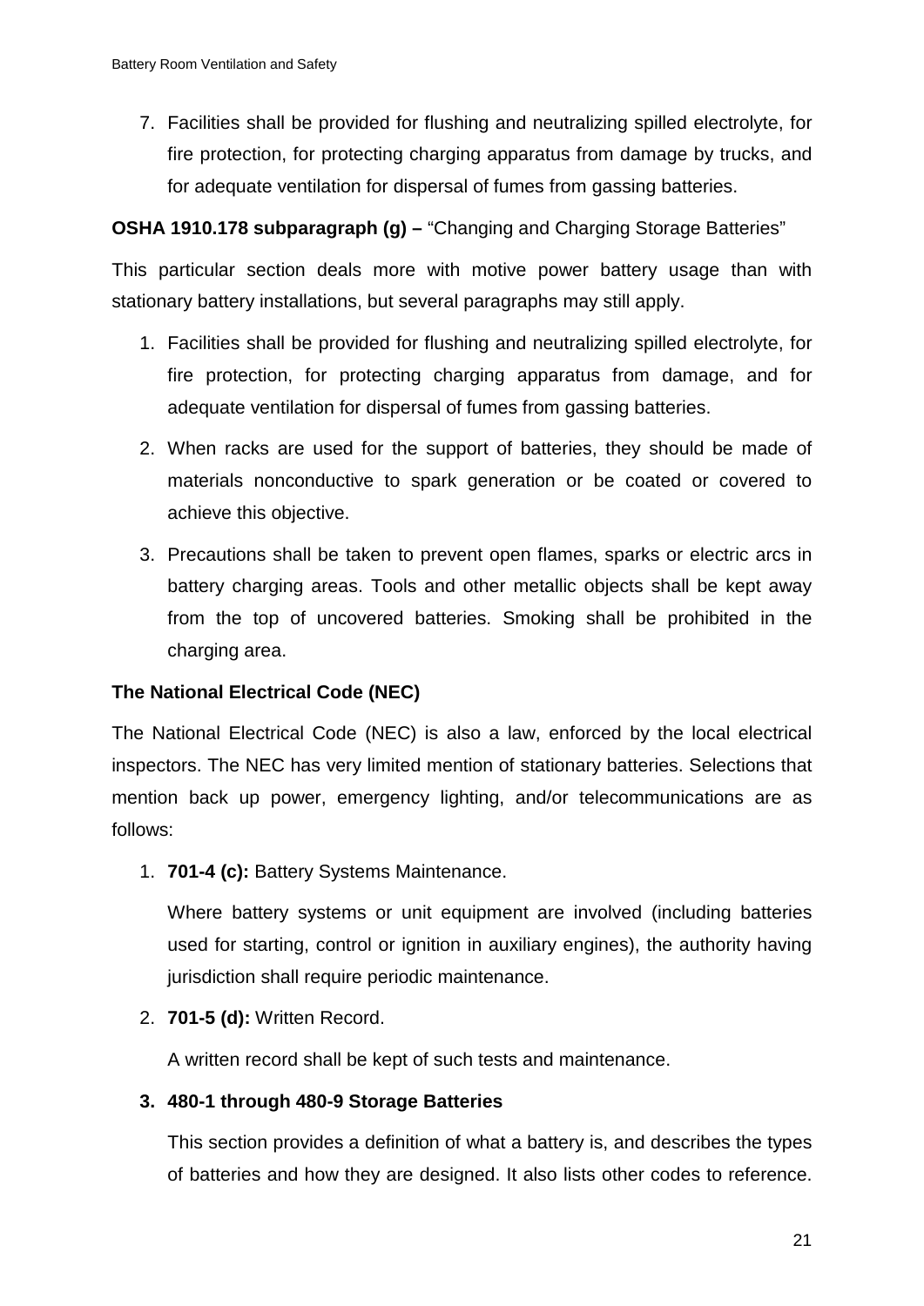7. Facilities shall be provided for flushing and neutralizing spilled electrolyte, for fire protection, for protecting charging apparatus from damage by trucks, and for adequate ventilation for dispersal of fumes from gassing batteries.

**OSHA 1910.178 subparagraph (g) –** "Changing and Charging Storage Batteries"

This particular section deals more with motive power battery usage than with stationary battery installations, but several paragraphs may still apply.

1. Facilities shall be provided for flushing and neutralizing spilled electrolyte, for fire protection, for protecting charging apparatus from damage, and for adequate ventilation for dispersal of fumes from gassing batteries.
2. When racks are used for the support of batteries, they should be made of materials nonconductive to spark generation or be coated or covered to achieve this objective.
3. Precautions shall be taken to prevent open flames, sparks or electric arcs in battery charging areas. Tools and other metallic objects shall be kept away from the top of uncovered batteries. Smoking shall be prohibited in the charging area.

**The National Electrical Code (NEC)**

The National Electrical Code (NEC) is also a law, enforced by the local electrical inspectors. The NEC has very limited mention of stationary batteries. Selections that mention back up power, emergency lighting, and/or telecommunications are as follows:

1. **701-4 (c):** Battery Systems Maintenance.

   Where battery systems or unit equipment are involved (including batteries used for starting, control or ignition in auxiliary engines), the authority having jurisdiction shall require periodic maintenance.

2. **701-5 (d):** Written Record.

   A written record shall be kept of such tests and maintenance.

3. **480-1 through 480-9 Storage Batteries**

   This section provides a definition of what a battery is, and describes the types of batteries and how they are designed. It also lists other codes to reference.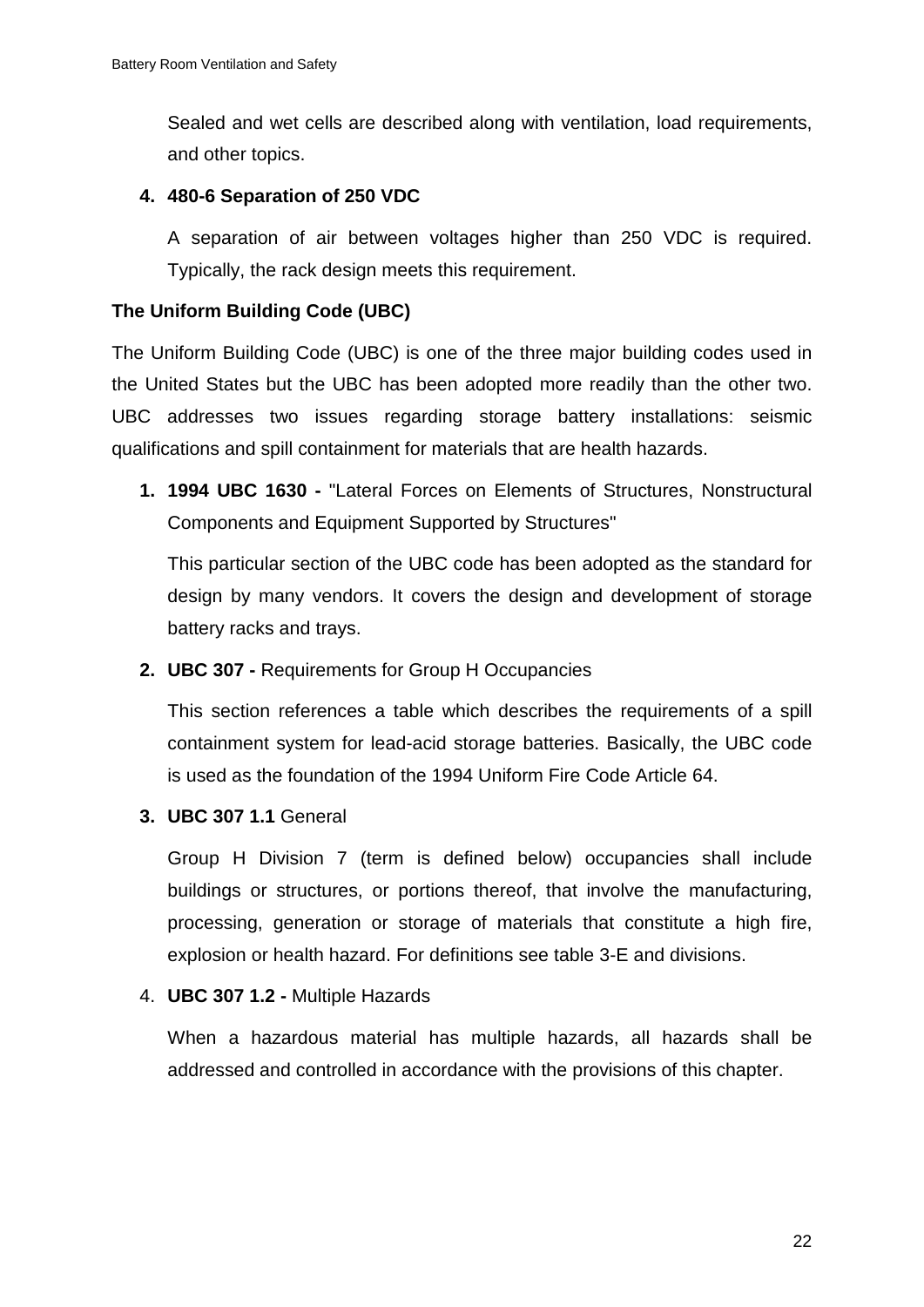Sealed and wet cells are described along with ventilation, load requirements, and other topics.

4. **480-6 Separation of 250 VDC**

   A separation of air between voltages higher than 250 VDC is required. Typically, the rack design meets this requirement.

**The Uniform Building Code (UBC)**

The Uniform Building Code (UBC) is one of the three major building codes used in the United States but the UBC has been adopted more readily than the other two. UBC addresses two issues regarding storage battery installations: seismic qualifications and spill containment for materials that are health hazards.

1. **1994 UBC 1630 -** "Lateral Forces on Elements of Structures, Nonstructural Components and Equipment Supported by Structures"

   This particular section of the UBC code has been adopted as the standard for design by many vendors. It covers the design and development of storage battery racks and trays.

2. **UBC 307 -** Requirements for Group H Occupancies

   This section references a table which describes the requirements of a spill containment system for lead-acid storage batteries. Basically, the UBC code is used as the foundation of the 1994 Uniform Fire Code Article 64.

3. **UBC 307 1.1** General

   Group H Division 7 (term is defined below) occupancies shall include buildings or structures, or portions thereof, that involve the manufacturing, processing, generation or storage of materials that constitute a high fire, explosion or health hazard. For definitions see table 3-E and divisions.

4. **UBC 307 1.2 -** Multiple Hazards

   When a hazardous material has multiple hazards, all hazards shall be addressed and controlled in accordance with the provisions of this chapter.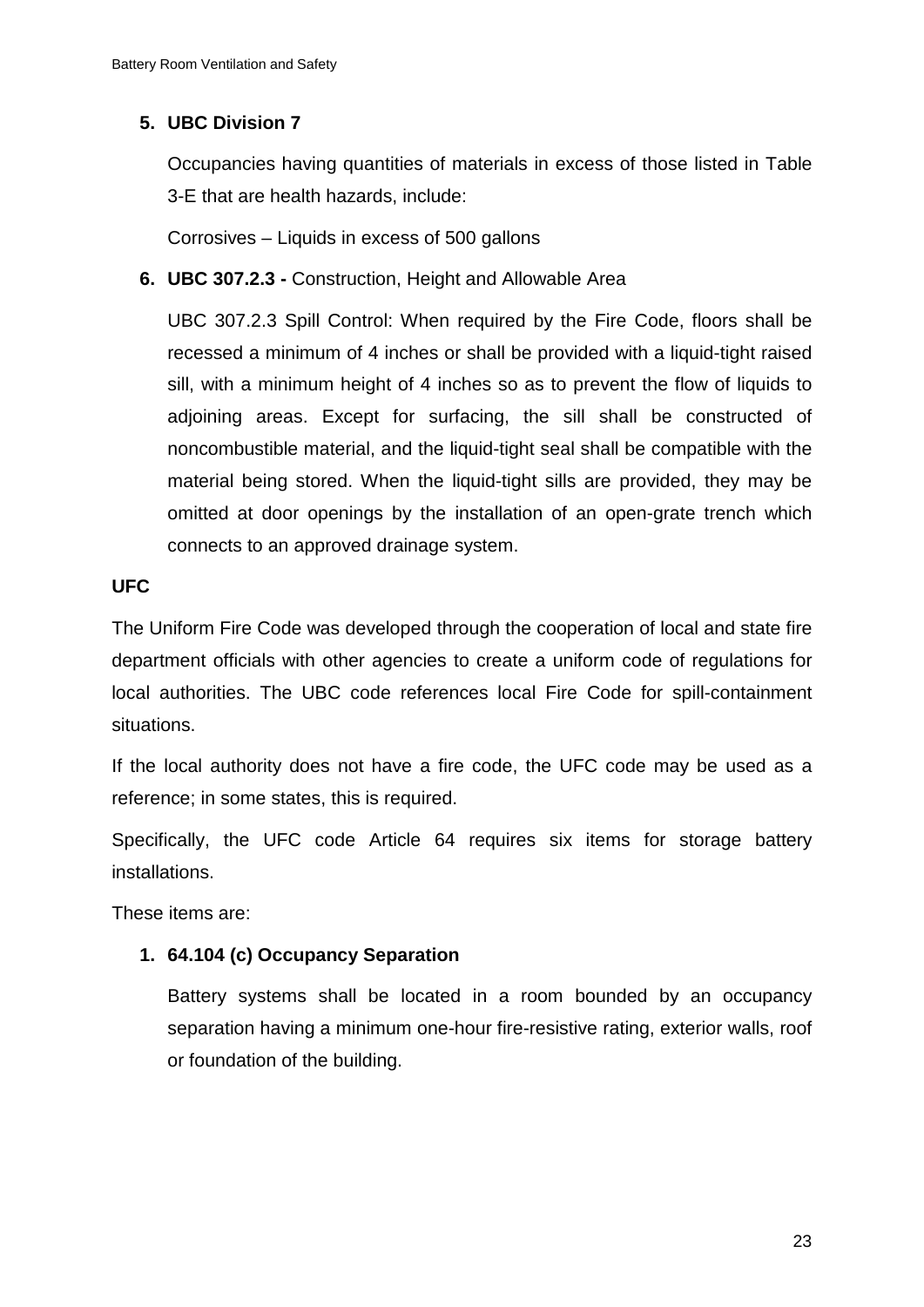5. **UBC Division 7**

   Occupancies having quantities of materials in excess of those listed in Table 3-E that are health hazards, include:

   Corrosives – Liquids in excess of 500 gallons

6. **UBC 307.2.3 -** Construction, Height and Allowable Area

   UBC 307.2.3 Spill Control: When required by the Fire Code, floors shall be recessed a minimum of 4 inches or shall be provided with a liquid-tight raised sill, with a minimum height of 4 inches so as to prevent the flow of liquids to adjoining areas. Except for surfacing, the sill shall be constructed of noncombustible material, and the liquid-tight seal shall be compatible with the material being stored. When the liquid-tight sills are provided, they may be omitted at door openings by the installation of an open-grate trench which connects to an approved drainage system.

**UFC**

The Uniform Fire Code was developed through the cooperation of local and state fire department officials with other agencies to create a uniform code of regulations for local authorities. The UBC code references local Fire Code for spill-containment situations.

If the local authority does not have a fire code, the UFC code may be used as a reference; in some states, this is required.

Specifically, the UFC code Article 64 requires six items for storage battery installations.

These items are:

1. **64.104 (c) Occupancy Separation**

   Battery systems shall be located in a room bounded by an occupancy separation having a minimum one-hour fire-resistive rating, exterior walls, roof or foundation of the building.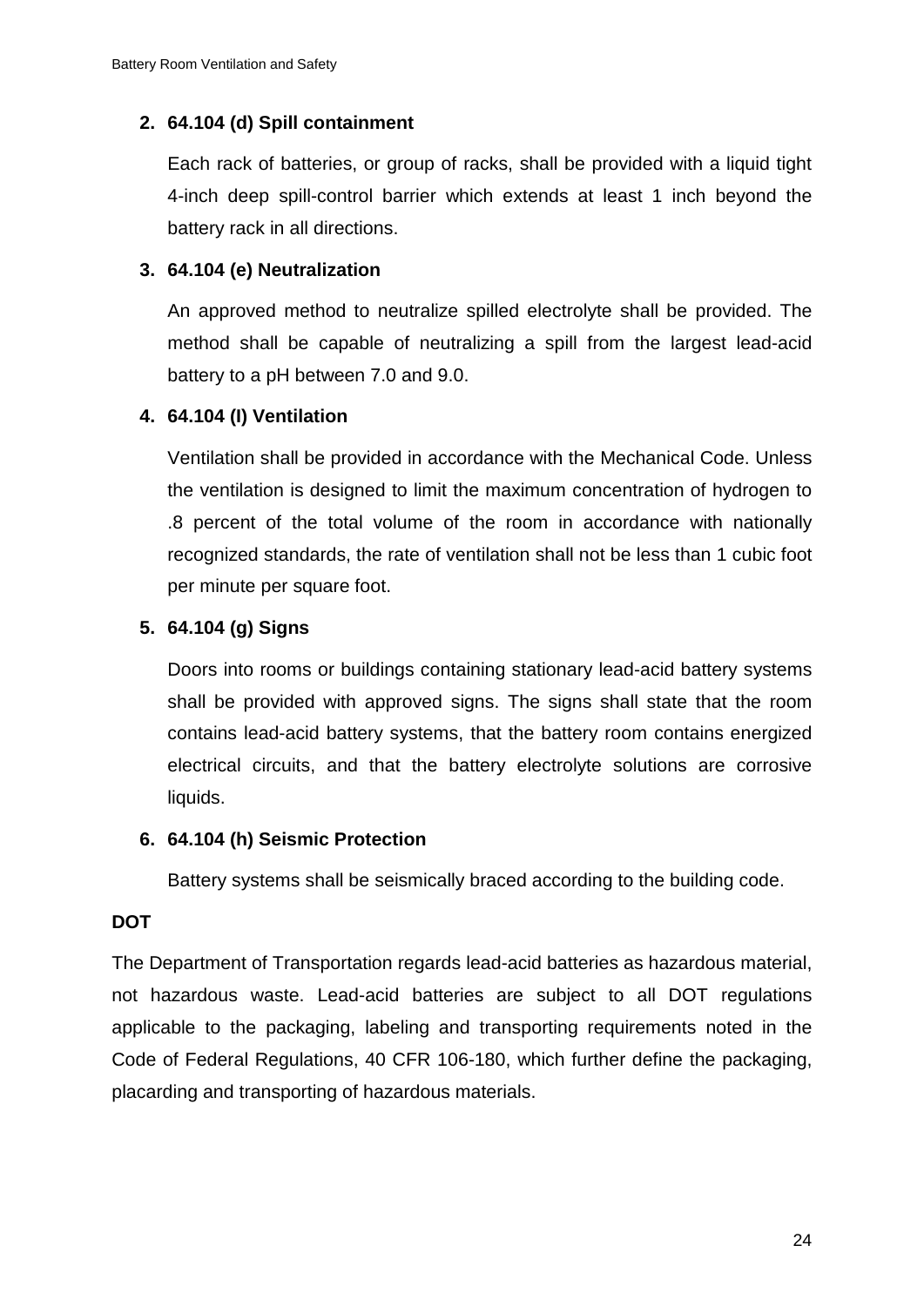2. **64.104 (d) Spill containment**

   Each rack of batteries, or group of racks, shall be provided with a liquid tight 4-inch deep spill-control barrier which extends at least 1 inch beyond the battery rack in all directions.

3. **64.104 (e) Neutralization**

   An approved method to neutralize spilled electrolyte shall be provided. The method shall be capable of neutralizing a spill from the largest lead-acid battery to a pH between 7.0 and 9.0.

4. **64.104 (I) Ventilation**

   Ventilation shall be provided in accordance with the Mechanical Code. Unless the ventilation is designed to limit the maximum concentration of hydrogen to .8 percent of the total volume of the room in accordance with nationally recognized standards, the rate of ventilation shall not be less than 1 cubic foot per minute per square foot.

5. **64.104 (g) Signs**

   Doors into rooms or buildings containing stationary lead-acid battery systems shall be provided with approved signs. The signs shall state that the room contains lead-acid battery systems, that the battery room contains energized electrical circuits, and that the battery electrolyte solutions are corrosive liquids.

6. **64.104 (h) Seismic Protection**

   Battery systems shall be seismically braced according to the building code.

**DOT**

The Department of Transportation regards lead-acid batteries as hazardous material, not hazardous waste. Lead-acid batteries are subject to all DOT regulations applicable to the packaging, labeling and transporting requirements noted in the Code of Federal Regulations, 40 CFR 106-180, which further define the packaging, placarding and transporting of hazardous materials.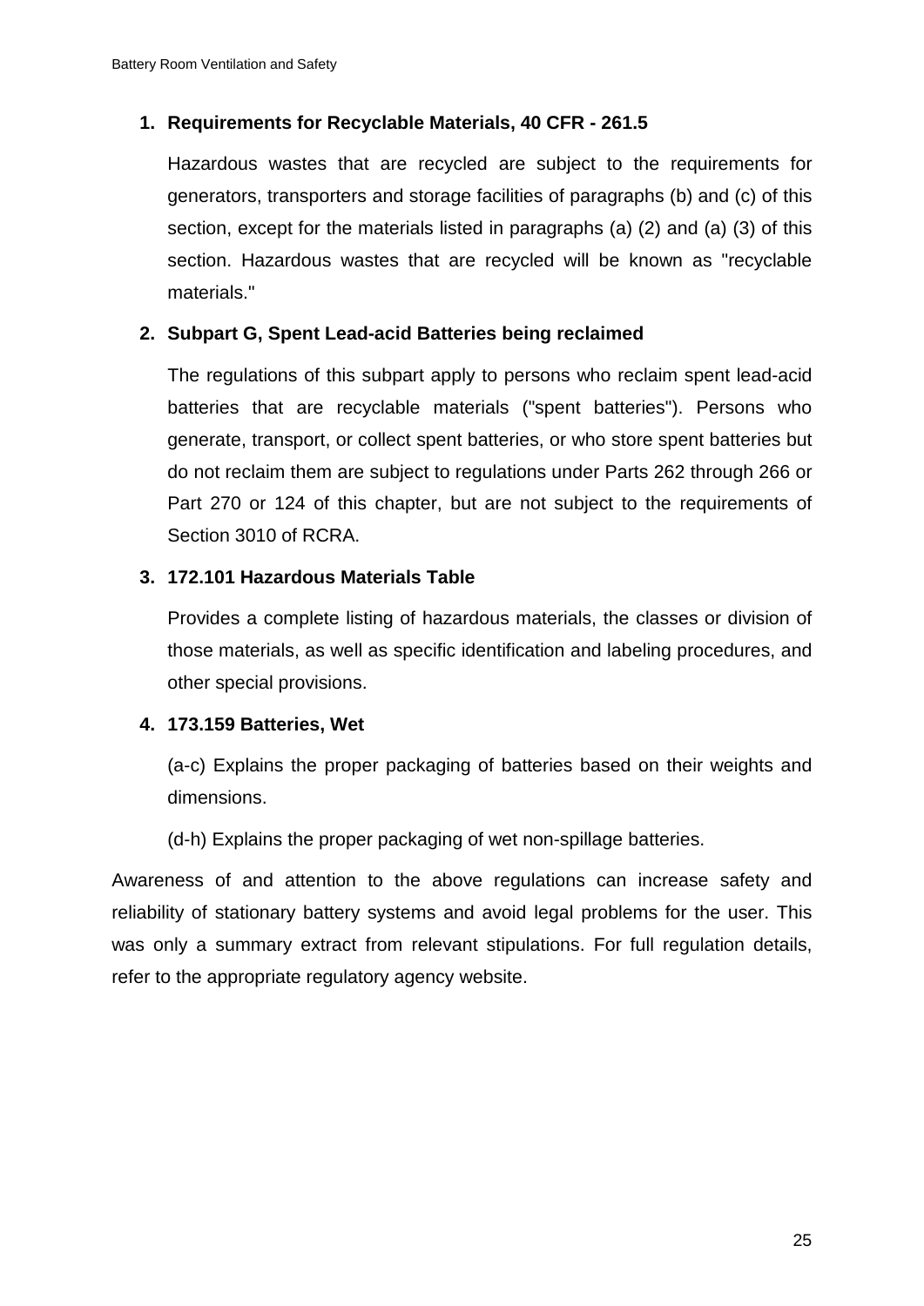1. **Requirements for Recyclable Materials, 40 CFR - 261.5**

   Hazardous wastes that are recycled are subject to the requirements for generators, transporters and storage facilities of paragraphs (b) and (c) of this section, except for the materials listed in paragraphs (a) (2) and (a) (3) of this section. Hazardous wastes that are recycled will be known as "recyclable materials."

2. **Subpart G, Spent Lead-acid Batteries being reclaimed**

   The regulations of this subpart apply to persons who reclaim spent lead-acid batteries that are recyclable materials ("spent batteries"). Persons who generate, transport, or collect spent batteries, or who store spent batteries but do not reclaim them are subject to regulations under Parts 262 through 266 or Part 270 or 124 of this chapter, but are not subject to the requirements of Section 3010 of RCRA.

3. **172.101 Hazardous Materials Table**

   Provides a complete listing of hazardous materials, the classes or division of those materials, as well as specific identification and labeling procedures, and other special provisions.

4. **173.159 Batteries, Wet**

   (a-c) Explains the proper packaging of batteries based on their weights and dimensions.

   (d-h) Explains the proper packaging of wet non-spillage batteries.

Awareness of and attention to the above regulations can increase safety and reliability of stationary battery systems and avoid legal problems for the user. This was only a summary extract from relevant stipulations. For full regulation details, refer to the appropriate regulatory agency website.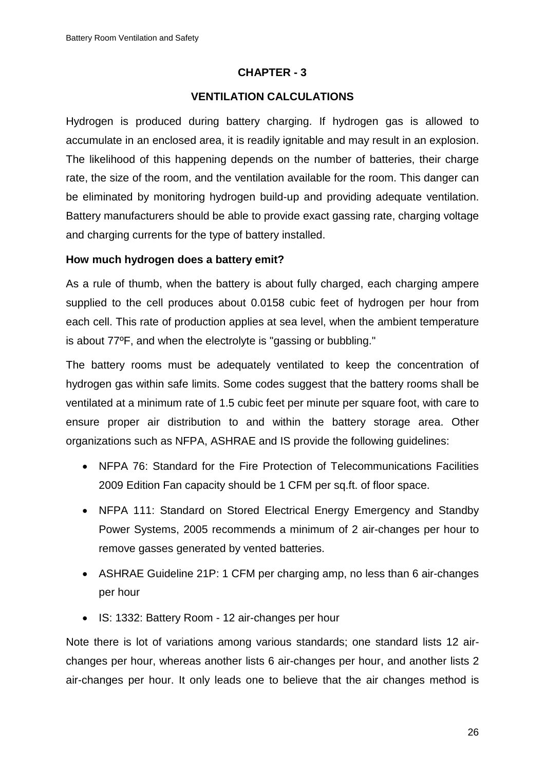## CHAPTER - 3

## VENTILATION CALCULATIONS

Hydrogen is produced during battery charging. If hydrogen gas is allowed to accumulate in an enclosed area, it is readily ignitable and may result in an explosion. The likelihood of this happening depends on the number of batteries, their charge rate, the size of the room, and the ventilation available for the room. This danger can be eliminated by monitoring hydrogen build-up and providing adequate ventilation. Battery manufacturers should be able to provide exact gassing rate, charging voltage and charging currents for the type of battery installed.

**How much hydrogen does a battery emit?**

As a rule of thumb, when the battery is about fully charged, each charging ampere supplied to the cell produces about 0.0158 cubic feet of hydrogen per hour from each cell. This rate of production applies at sea level, when the ambient temperature is about 77ºF, and when the electrolyte is "gassing or bubbling."

The battery rooms must be adequately ventilated to keep the concentration of hydrogen gas within safe limits. Some codes suggest that the battery rooms shall be ventilated at a minimum rate of 1.5 cubic feet per minute per square foot, with care to ensure proper air distribution to and within the battery storage area. Other organizations such as NFPA, ASHRAE and IS provide the following guidelines:

- NFPA 76: Standard for the Fire Protection of Telecommunications Facilities 2009 Edition Fan capacity should be 1 CFM per sq.ft. of floor space.
- NFPA 111: Standard on Stored Electrical Energy Emergency and Standby Power Systems, 2005 recommends a minimum of 2 air-changes per hour to remove gasses generated by vented batteries.
- ASHRAE Guideline 21P: 1 CFM per charging amp, no less than 6 air-changes per hour
- IS: 1332: Battery Room - 12 air-changes per hour

Note there is lot of variations among various standards; one standard lists 12 air-changes per hour, whereas another lists 6 air-changes per hour, and another lists 2 air-changes per hour. It only leads one to believe that the air changes method is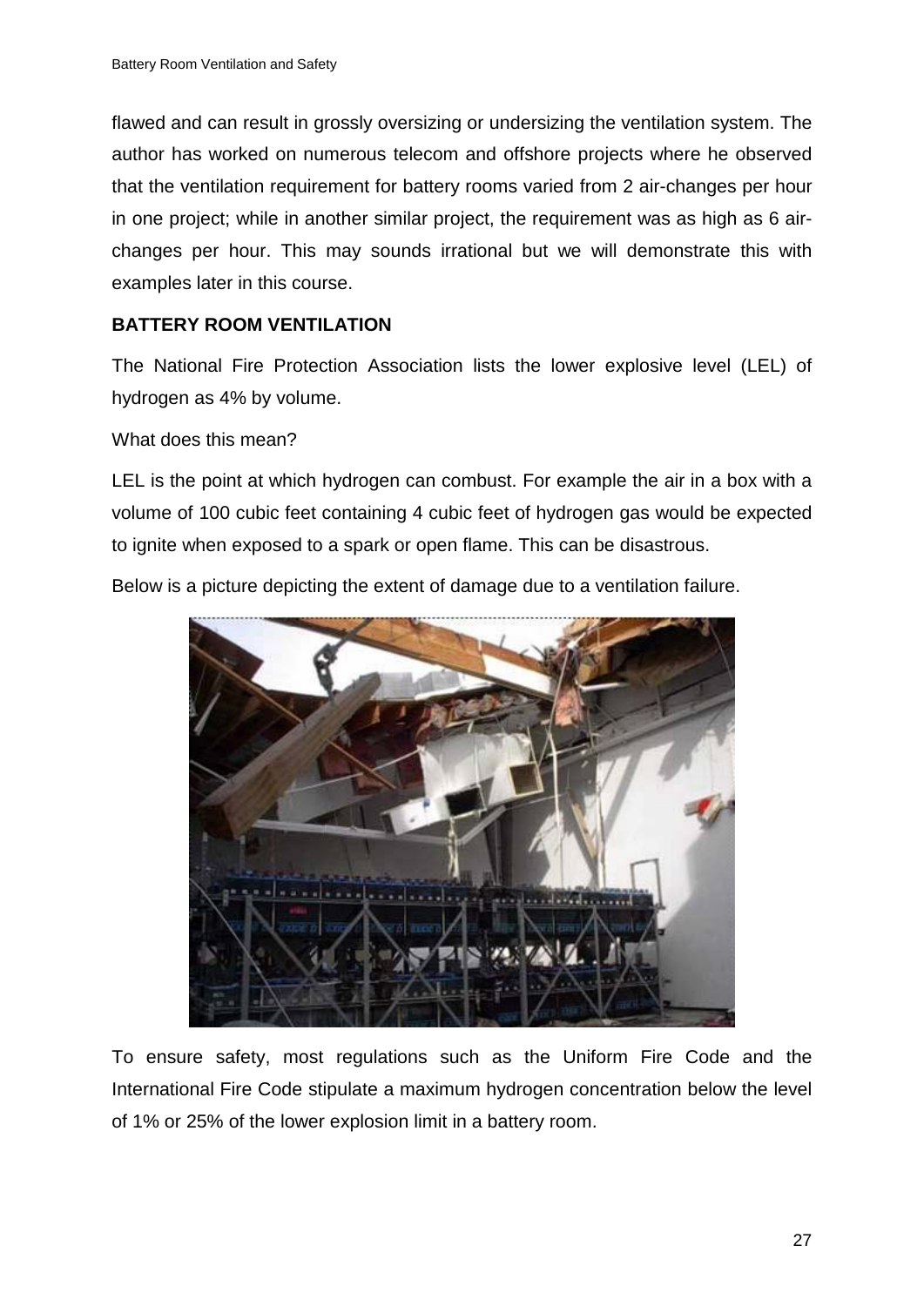flawed and can result in grossly oversizing or undersizing the ventilation system. The author has worked on numerous telecom and offshore projects where he observed that the ventilation requirement for battery rooms varied from 2 air-changes per hour in one project; while in another similar project, the requirement was as high as 6 air-changes per hour. This may sounds irrational but we will demonstrate this with examples later in this course.

**BATTERY ROOM VENTILATION**

The National Fire Protection Association lists the lower explosive level (LEL) of hydrogen as 4% by volume.

What does this mean?

LEL is the point at which hydrogen can combust. For example the air in a box with a volume of 100 cubic feet containing 4 cubic feet of hydrogen gas would be expected to ignite when exposed to a spark or open flame. This can be disastrous.

Below is a picture depicting the extent of damage due to a ventilation failure.

To ensure safety, most regulations such as the Uniform Fire Code and the International Fire Code stipulate a maximum hydrogen concentration below the level of 1% or 25% of the lower explosion limit in a battery room.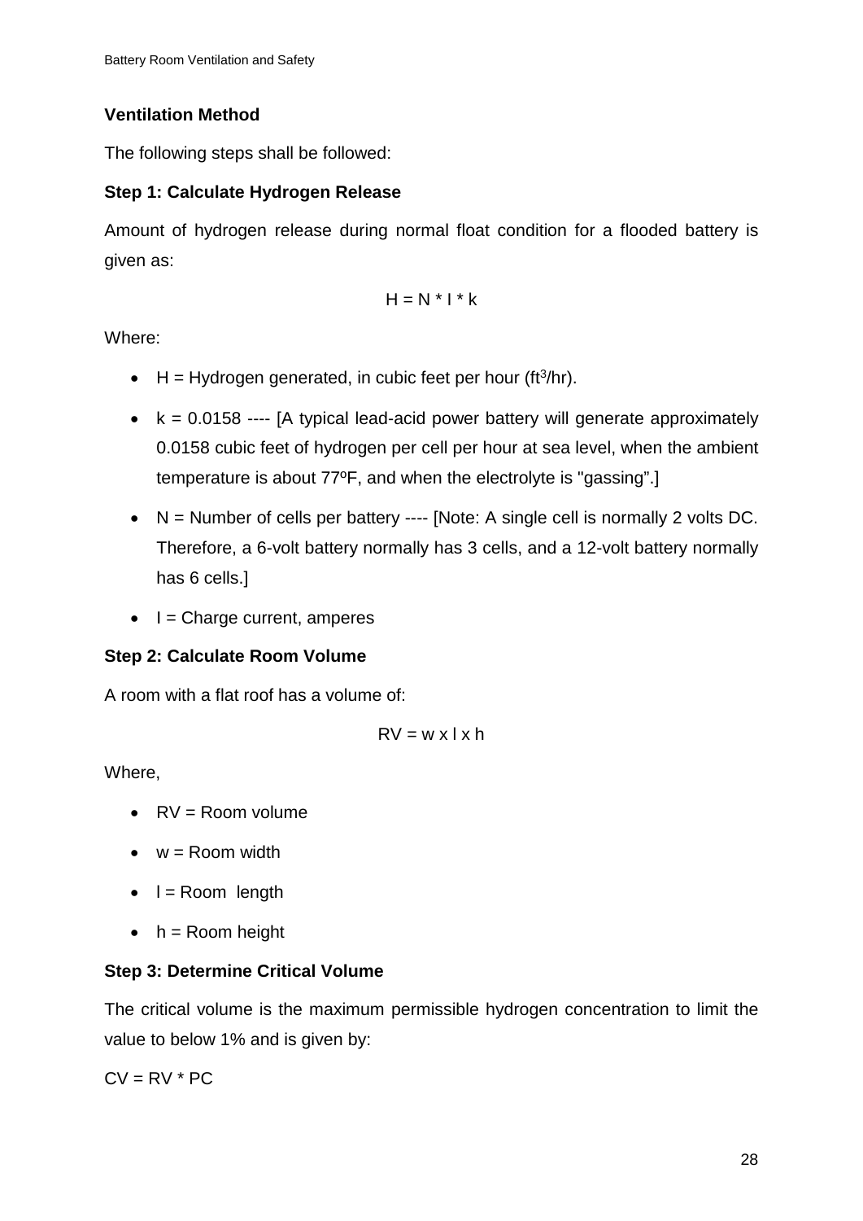### Ventilation Method

The following steps shall be followed:

#### Step 1: Calculate Hydrogen Release

Amount of hydrogen release during normal float condition for a flooded battery is given as:

$$H = N * I * k$$

Where:

- H = Hydrogen generated, in cubic feet per hour ($ft^3/hr$).
- k = 0.0158 ---- [A typical lead-acid power battery will generate approximately 0.0158 cubic feet of hydrogen per cell per hour at sea level, when the ambient temperature is about 77ºF, and when the electrolyte is "gassing".]
- N = Number of cells per battery ---- [Note: A single cell is normally 2 volts DC. Therefore, a 6-volt battery normally has 3 cells, and a 12-volt battery normally has 6 cells.]
- I = Charge current, amperes

#### Step 2: Calculate Room Volume

A room with a flat roof has a volume of:

$$RV = w \times l \times h$$

Where,

- RV = Room volume
- w = Room width
- l = Room length
- h = Room height

#### Step 3: Determine Critical Volume

The critical volume is the maximum permissible hydrogen concentration to limit the value to below 1% and is given by:

$CV = RV * PC$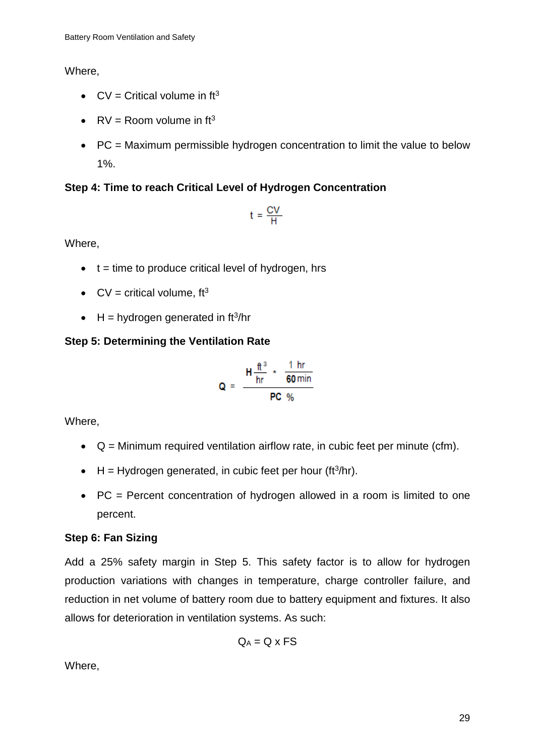Where,

- CV = Critical volume in $ft^3$
- RV = Room volume in $ft^3$
- PC = Maximum permissible hydrogen concentration to limit the value to below 1%.

**Step 4: Time to reach Critical Level of Hydrogen Concentration**

$$t = \frac{CV}{H}$$

Where,

- t = time to produce critical level of hydrogen, hrs
- CV = critical volume, $ft^3$
- H = hydrogen generated in $ft^3$/hr

**Step 5: Determining the Ventilation Rate**

$$\mathbf{Q} = \frac{\mathbf{H}\,\frac{ft^3}{hr} * \frac{1\ hr}{\mathbf{60}\,min}}{\mathbf{PC}\ \%}$$

Where,

- Q = Minimum required ventilation airflow rate, in cubic feet per minute (cfm).
- H = Hydrogen generated, in cubic feet per hour ($ft^3$/hr).
- PC = Percent concentration of hydrogen allowed in a room is limited to one percent.

**Step 6: Fan Sizing**

Add a 25% safety margin in Step 5. This safety factor is to allow for hydrogen production variations with changes in temperature, charge controller failure, and reduction in net volume of battery room due to battery equipment and fixtures. It also allows for deterioration in ventilation systems. As such:

$$Q_A = Q \times FS$$

Where,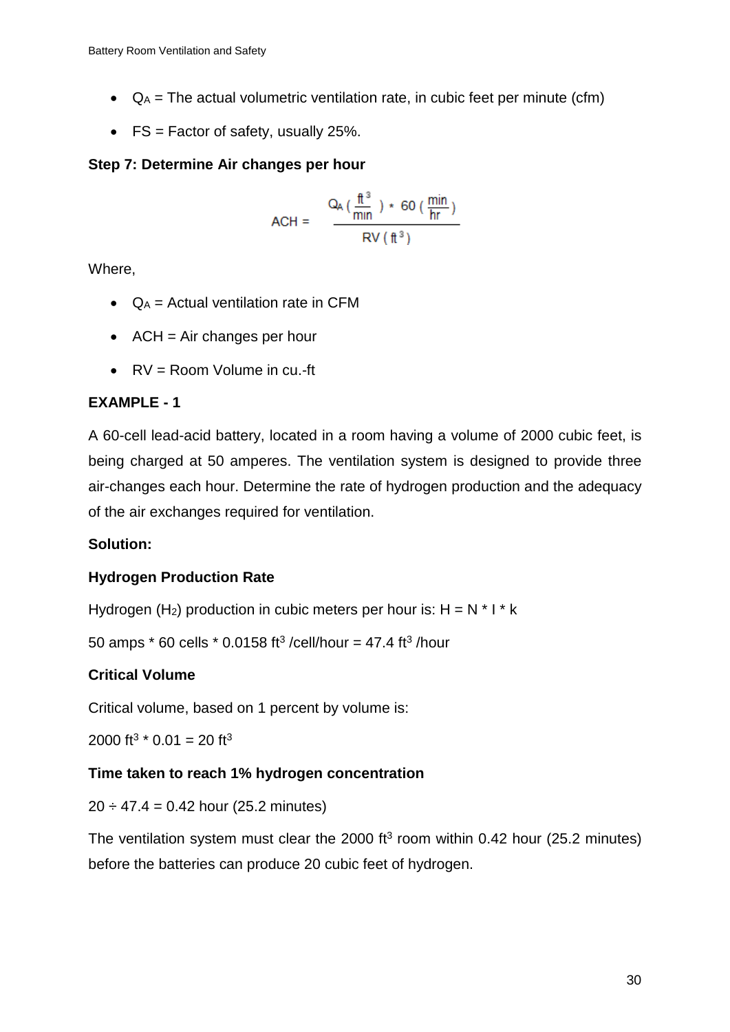- $Q_A$ = The actual volumetric ventilation rate, in cubic feet per minute (cfm)
- FS = Factor of safety, usually 25%.

**Step 7: Determine Air changes per hour**

$$ACH = \frac{Q_A\left(\frac{ft^3}{min}\right) * 60\left(\frac{min}{hr}\right)}{RV\left(ft^3\right)}$$

Where,

- $Q_A$ = Actual ventilation rate in CFM
- ACH = Air changes per hour
- RV = Room Volume in cu.-ft

**EXAMPLE - 1**

A 60-cell lead-acid battery, located in a room having a volume of 2000 cubic feet, is being charged at 50 amperes. The ventilation system is designed to provide three air-changes each hour. Determine the rate of hydrogen production and the adequacy of the air exchanges required for ventilation.

**Solution:**

**Hydrogen Production Rate**

Hydrogen ($H_2$) production in cubic meters per hour is: H = N * I * k

50 amps * 60 cells * 0.0158 $ft^3$ /cell/hour = 47.4 $ft^3$ /hour

**Critical Volume**

Critical volume, based on 1 percent by volume is:

2000 $ft^3$ * 0.01 = 20 $ft^3$

**Time taken to reach 1% hydrogen concentration**

20 ÷ 47.4 = 0.42 hour (25.2 minutes)

The ventilation system must clear the 2000 $ft^3$ room within 0.42 hour (25.2 minutes) before the batteries can produce 20 cubic feet of hydrogen.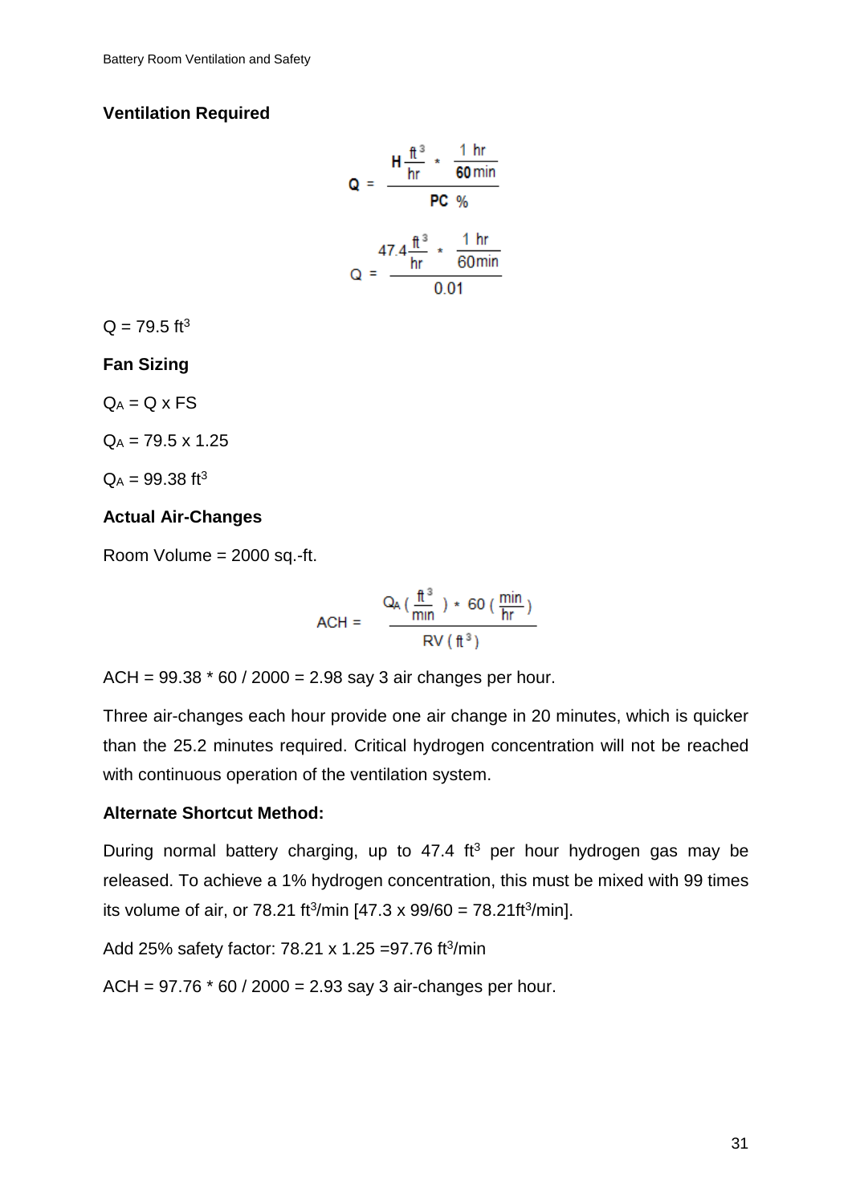**Ventilation Required**

$$Q = \frac{H \frac{ft^3}{hr} * \frac{1\ hr}{60\ min}}{PC\ \%}$$

$$Q = \frac{47.4 \frac{ft^3}{hr} * \frac{1\ hr}{60 min}}{0.01}$$

$Q = 79.5\ ft^3$

**Fan Sizing**

$Q_A = Q \times FS$

$Q_A = 79.5 \times 1.25$

$Q_A = 99.38\ ft^3$

**Actual Air-Changes**

Room Volume = 2000 sq.-ft.

$$ACH = \frac{Q_A \left(\frac{ft^3}{min}\right) * 60 \left(\frac{min}{hr}\right)}{RV\ (ft^3)}$$

ACH = 99.38 * 60 / 2000 = 2.98 say 3 air changes per hour.

Three air-changes each hour provide one air change in 20 minutes, which is quicker than the 25.2 minutes required. Critical hydrogen concentration will not be reached with continuous operation of the ventilation system.

**Alternate Shortcut Method:**

During normal battery charging, up to 47.4 $ft^3$ per hour hydrogen gas may be released. To achieve a 1% hydrogen concentration, this must be mixed with 99 times its volume of air, or 78.21 $ft^3$/min [47.3 x 99/60 = 78.21$ft^3$/min].

Add 25% safety factor: 78.21 x 1.25 =97.76 $ft^3$/min

ACH = 97.76 * 60 / 2000 = 2.93 say 3 air-changes per hour.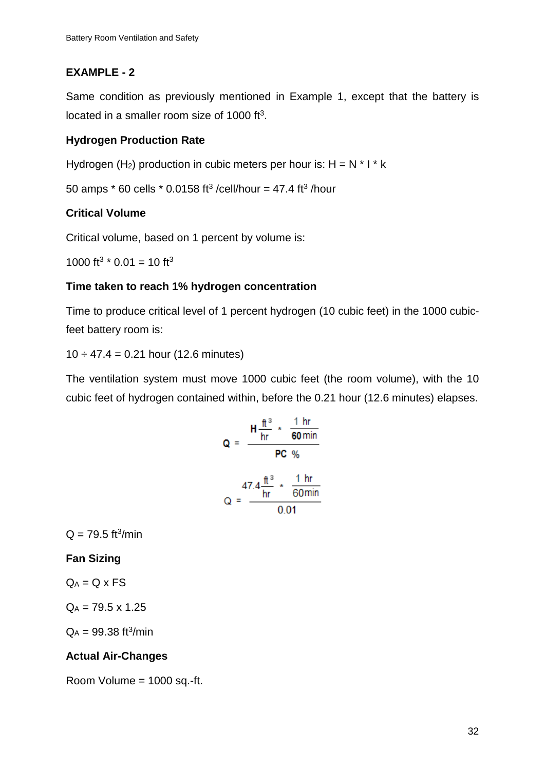## EXAMPLE - 2

Same condition as previously mentioned in Example 1, except that the battery is located in a smaller room size of 1000 $ft^3$.

### Hydrogen Production Rate

Hydrogen ($H_2$) production in cubic meters per hour is: H = N * I * k

50 amps * 60 cells * 0.0158 $ft^3$ /cell/hour = 47.4 $ft^3$ /hour

### Critical Volume

Critical volume, based on 1 percent by volume is:

1000 $ft^3$ * 0.01 = 10 $ft^3$

### Time taken to reach 1% hydrogen concentration

Time to produce critical level of 1 percent hydrogen (10 cubic feet) in the 1000 cubic-feet battery room is:

10 ÷ 47.4 = 0.21 hour (12.6 minutes)

The ventilation system must move 1000 cubic feet (the room volume), with the 10 cubic feet of hydrogen contained within, before the 0.21 hour (12.6 minutes) elapses.

$$\mathbf{Q} = \frac{\mathbf{H}\frac{ft^3}{hr} * \frac{1\ hr}{\mathbf{60}\ min}}{\mathbf{PC}\ \%}$$

$$Q = \frac{47.4\frac{ft^3}{hr} * \frac{1\ hr}{60 min}}{0.01}$$

Q = 79.5 $ft^3$/min

### Fan Sizing

$Q_A$ = Q x FS

$Q_A$ = 79.5 x 1.25

$Q_A$ = 99.38 $ft^3$/min

### Actual Air-Changes

Room Volume = 1000 sq.-ft.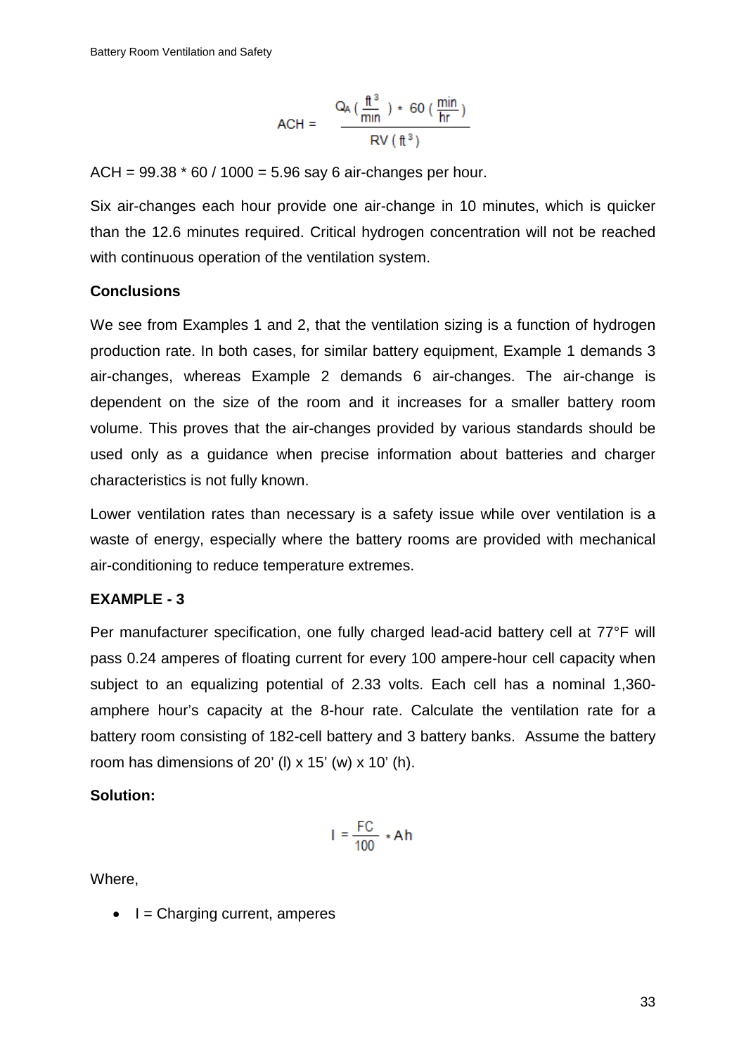$$ACH = \frac{Q_A\left(\frac{ft^3}{min}\right) * 60\left(\frac{min}{hr}\right)}{RV\left(ft^3\right)}$$

ACH = 99.38 * 60 / 1000 = 5.96 say 6 air-changes per hour.

Six air-changes each hour provide one air-change in 10 minutes, which is quicker than the 12.6 minutes required. Critical hydrogen concentration will not be reached with continuous operation of the ventilation system.

**Conclusions**

We see from Examples 1 and 2, that the ventilation sizing is a function of hydrogen production rate. In both cases, for similar battery equipment, Example 1 demands 3 air-changes, whereas Example 2 demands 6 air-changes. The air-change is dependent on the size of the room and it increases for a smaller battery room volume. This proves that the air-changes provided by various standards should be used only as a guidance when precise information about batteries and charger characteristics is not fully known.

Lower ventilation rates than necessary is a safety issue while over ventilation is a waste of energy, especially where the battery rooms are provided with mechanical air-conditioning to reduce temperature extremes.

**EXAMPLE - 3**

Per manufacturer specification, one fully charged lead-acid battery cell at 77°F will pass 0.24 amperes of floating current for every 100 ampere-hour cell capacity when subject to an equalizing potential of 2.33 volts. Each cell has a nominal 1,360-amphere hour's capacity at the 8-hour rate. Calculate the ventilation rate for a battery room consisting of 182-cell battery and 3 battery banks. Assume the battery room has dimensions of 20' (l) x 15' (w) x 10' (h).

**Solution:**

$$I = \frac{FC}{100} * Ah$$

Where,

- I = Charging current, amperes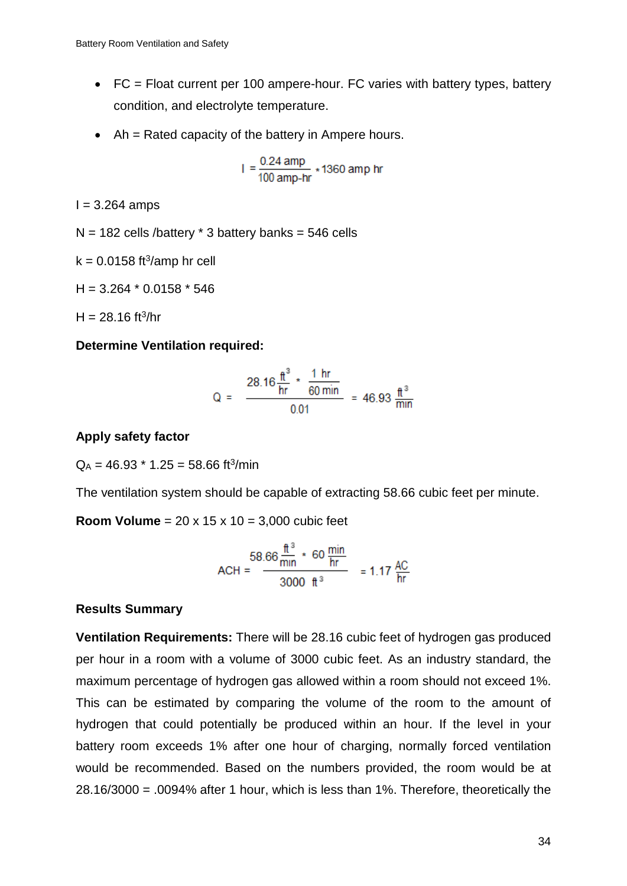- FC = Float current per 100 ampere-hour. FC varies with battery types, battery condition, and electrolyte temperature.
- Ah = Rated capacity of the battery in Ampere hours.

$$I = \frac{0.24 \text{ amp}}{100 \text{ amp-hr}} * 1360 \text{ amp hr}$$

I = 3.264 amps

N = 182 cells /battery * 3 battery banks = 546 cells

k = 0.0158 $ft^3$/amp hr cell

H = 3.264 * 0.0158 * 546

H = 28.16 $ft^3$/hr

**Determine Ventilation required:**

$$Q = \frac{28.16 \frac{ft^3}{hr} * \frac{1 \text{ hr}}{60 \text{ min}}}{0.01} = 46.93 \frac{ft^3}{min}$$

**Apply safety factor**

$Q_A$ = 46.93 * 1.25 = 58.66 $ft^3$/min

The ventilation system should be capable of extracting 58.66 cubic feet per minute.

**Room Volume** = 20 x 15 x 10 = 3,000 cubic feet

$$ACH = \frac{58.66 \frac{ft^3}{min} * 60 \frac{min}{hr}}{3000 \text{ ft}^3} = 1.17 \frac{AC}{hr}$$

**Results Summary**

**Ventilation Requirements:** There will be 28.16 cubic feet of hydrogen gas produced per hour in a room with a volume of 3000 cubic feet. As an industry standard, the maximum percentage of hydrogen gas allowed within a room should not exceed 1%. This can be estimated by comparing the volume of the room to the amount of hydrogen that could potentially be produced within an hour. If the level in your battery room exceeds 1% after one hour of charging, normally forced ventilation would be recommended. Based on the numbers provided, the room would be at 28.16/3000 = .0094% after 1 hour, which is less than 1%. Therefore, theoretically the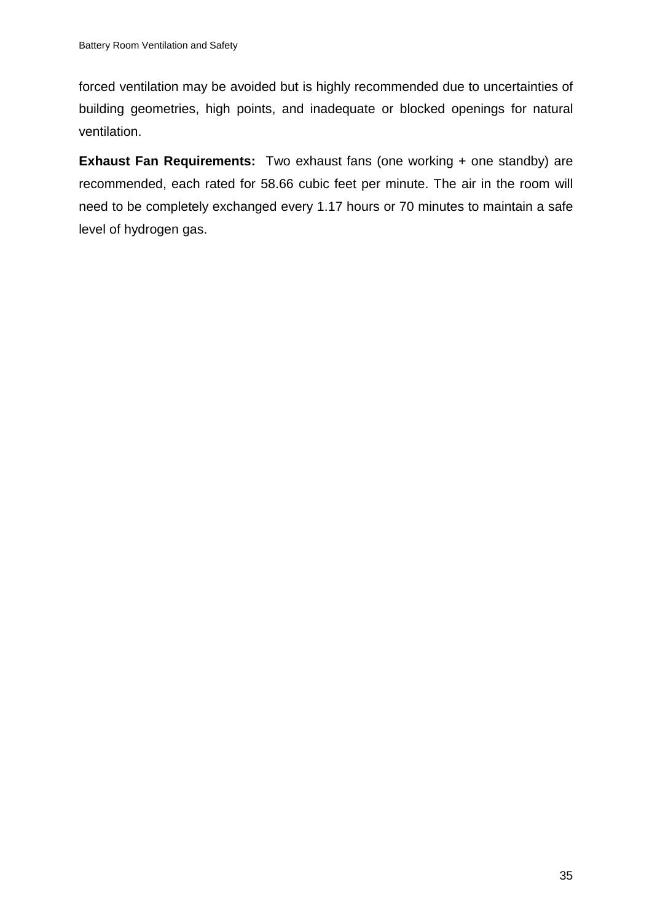forced ventilation may be avoided but is highly recommended due to uncertainties of building geometries, high points, and inadequate or blocked openings for natural ventilation.

**Exhaust Fan Requirements:** Two exhaust fans (one working + one standby) are recommended, each rated for 58.66 cubic feet per minute. The air in the room will need to be completely exchanged every 1.17 hours or 70 minutes to maintain a safe level of hydrogen gas.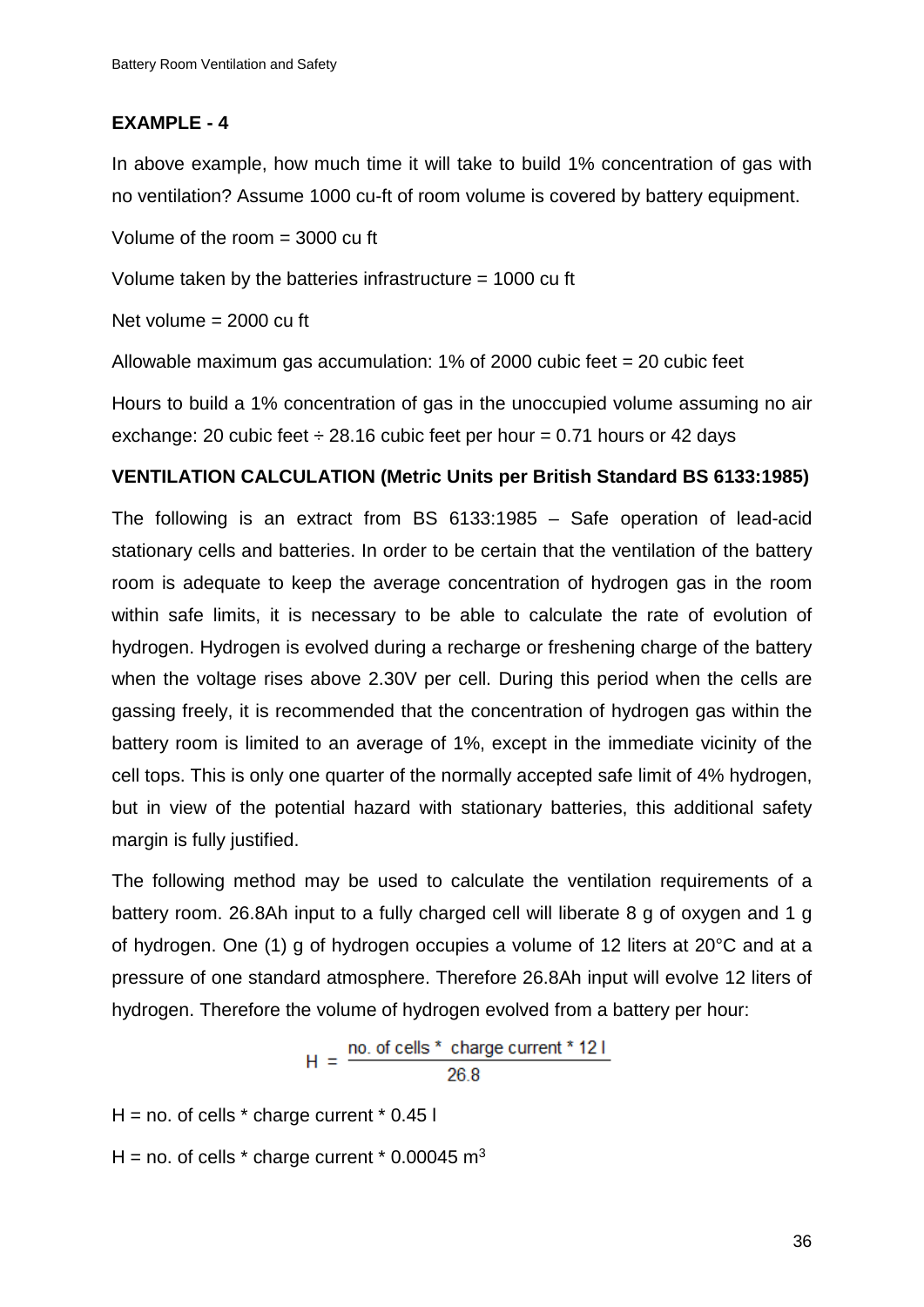### EXAMPLE - 4

In above example, how much time it will take to build 1% concentration of gas with no ventilation? Assume 1000 cu-ft of room volume is covered by battery equipment.

Volume of the room = 3000 cu ft

Volume taken by the batteries infrastructure = 1000 cu ft

Net volume = 2000 cu ft

Allowable maximum gas accumulation: 1% of 2000 cubic feet = 20 cubic feet

Hours to build a 1% concentration of gas in the unoccupied volume assuming no air exchange: 20 cubic feet ÷ 28.16 cubic feet per hour = 0.71 hours or 42 days

### VENTILATION CALCULATION (Metric Units per British Standard BS 6133:1985)

The following is an extract from BS 6133:1985 – Safe operation of lead-acid stationary cells and batteries. In order to be certain that the ventilation of the battery room is adequate to keep the average concentration of hydrogen gas in the room within safe limits, it is necessary to be able to calculate the rate of evolution of hydrogen. Hydrogen is evolved during a recharge or freshening charge of the battery when the voltage rises above 2.30V per cell. During this period when the cells are gassing freely, it is recommended that the concentration of hydrogen gas within the battery room is limited to an average of 1%, except in the immediate vicinity of the cell tops. This is only one quarter of the normally accepted safe limit of 4% hydrogen, but in view of the potential hazard with stationary batteries, this additional safety margin is fully justified.

The following method may be used to calculate the ventilation requirements of a battery room. 26.8Ah input to a fully charged cell will liberate 8 g of oxygen and 1 g of hydrogen. One (1) g of hydrogen occupies a volume of 12 liters at 20°C and at a pressure of one standard atmosphere. Therefore 26.8Ah input will evolve 12 liters of hydrogen. Therefore the volume of hydrogen evolved from a battery per hour:

$$H = \frac{\text{no. of cells} * \text{ charge current} * 12\text{ l}}{26.8}$$

$H = \text{no. of cells} * \text{charge current} * 0.45\text{ l}$

$H = \text{no. of cells} * \text{charge current} * 0.00045\text{ m}^3$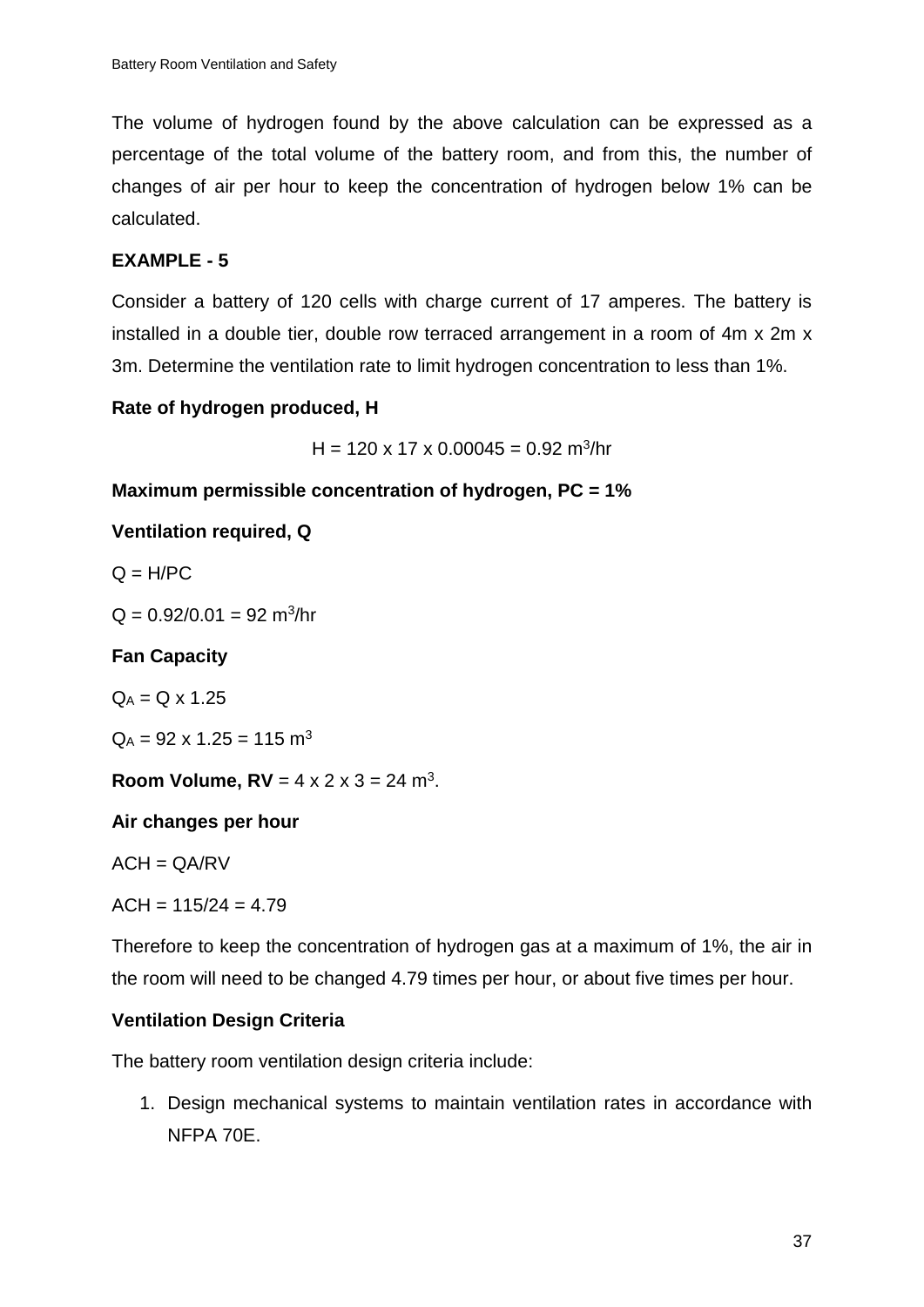The volume of hydrogen found by the above calculation can be expressed as a percentage of the total volume of the battery room, and from this, the number of changes of air per hour to keep the concentration of hydrogen below 1% can be calculated.

**EXAMPLE - 5**

Consider a battery of 120 cells with charge current of 17 amperes. The battery is installed in a double tier, double row terraced arrangement in a room of 4m x 2m x 3m. Determine the ventilation rate to limit hydrogen concentration to less than 1%.

**Rate of hydrogen produced, H**

$$H = 120 \times 17 \times 0.00045 = 0.92\ m^3/hr$$

**Maximum permissible concentration of hydrogen, PC = 1%**

**Ventilation required, Q**

$Q = H/PC$

$Q = 0.92/0.01 = 92\ m^3/hr$

**Fan Capacity**

$Q_A = Q \times 1.25$

$Q_A = 92 \times 1.25 = 115\ m^3$

**Room Volume, RV** = $4 \times 2 \times 3 = 24\ m^3$.

**Air changes per hour**

$ACH = QA/RV$

$ACH = 115/24 = 4.79$

Therefore to keep the concentration of hydrogen gas at a maximum of 1%, the air in the room will need to be changed 4.79 times per hour, or about five times per hour.

**Ventilation Design Criteria**

The battery room ventilation design criteria include:

1. Design mechanical systems to maintain ventilation rates in accordance with NFPA 70E.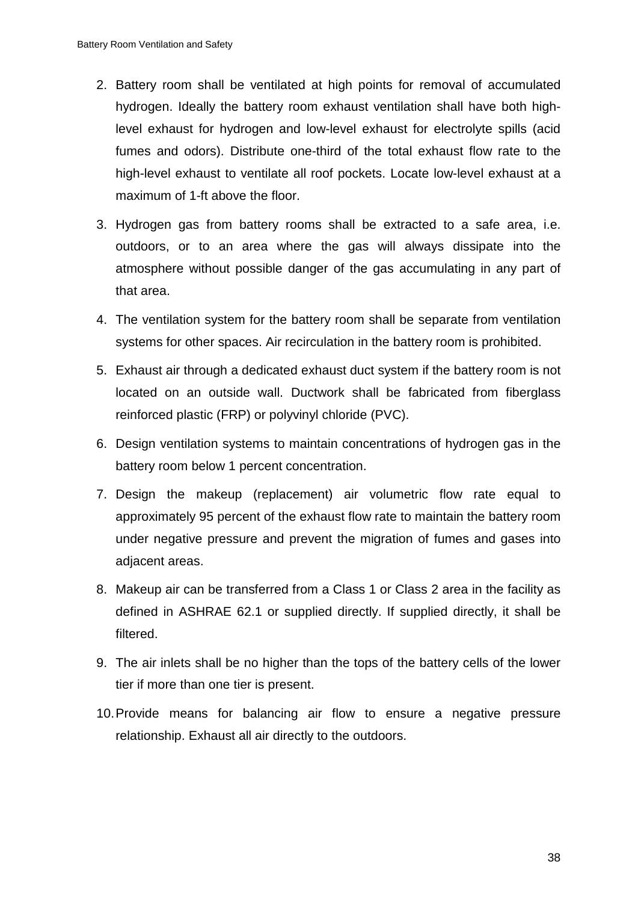2. Battery room shall be ventilated at high points for removal of accumulated hydrogen. Ideally the battery room exhaust ventilation shall have both high-level exhaust for hydrogen and low-level exhaust for electrolyte spills (acid fumes and odors). Distribute one-third of the total exhaust flow rate to the high-level exhaust to ventilate all roof pockets. Locate low-level exhaust at a maximum of 1-ft above the floor.
3. Hydrogen gas from battery rooms shall be extracted to a safe area, i.e. outdoors, or to an area where the gas will always dissipate into the atmosphere without possible danger of the gas accumulating in any part of that area.
4. The ventilation system for the battery room shall be separate from ventilation systems for other spaces. Air recirculation in the battery room is prohibited.
5. Exhaust air through a dedicated exhaust duct system if the battery room is not located on an outside wall. Ductwork shall be fabricated from fiberglass reinforced plastic (FRP) or polyvinyl chloride (PVC).
6. Design ventilation systems to maintain concentrations of hydrogen gas in the battery room below 1 percent concentration.
7. Design the makeup (replacement) air volumetric flow rate equal to approximately 95 percent of the exhaust flow rate to maintain the battery room under negative pressure and prevent the migration of fumes and gases into adjacent areas.
8. Makeup air can be transferred from a Class 1 or Class 2 area in the facility as defined in ASHRAE 62.1 or supplied directly. If supplied directly, it shall be filtered.
9. The air inlets shall be no higher than the tops of the battery cells of the lower tier if more than one tier is present.
10. Provide means for balancing air flow to ensure a negative pressure relationship. Exhaust all air directly to the outdoors.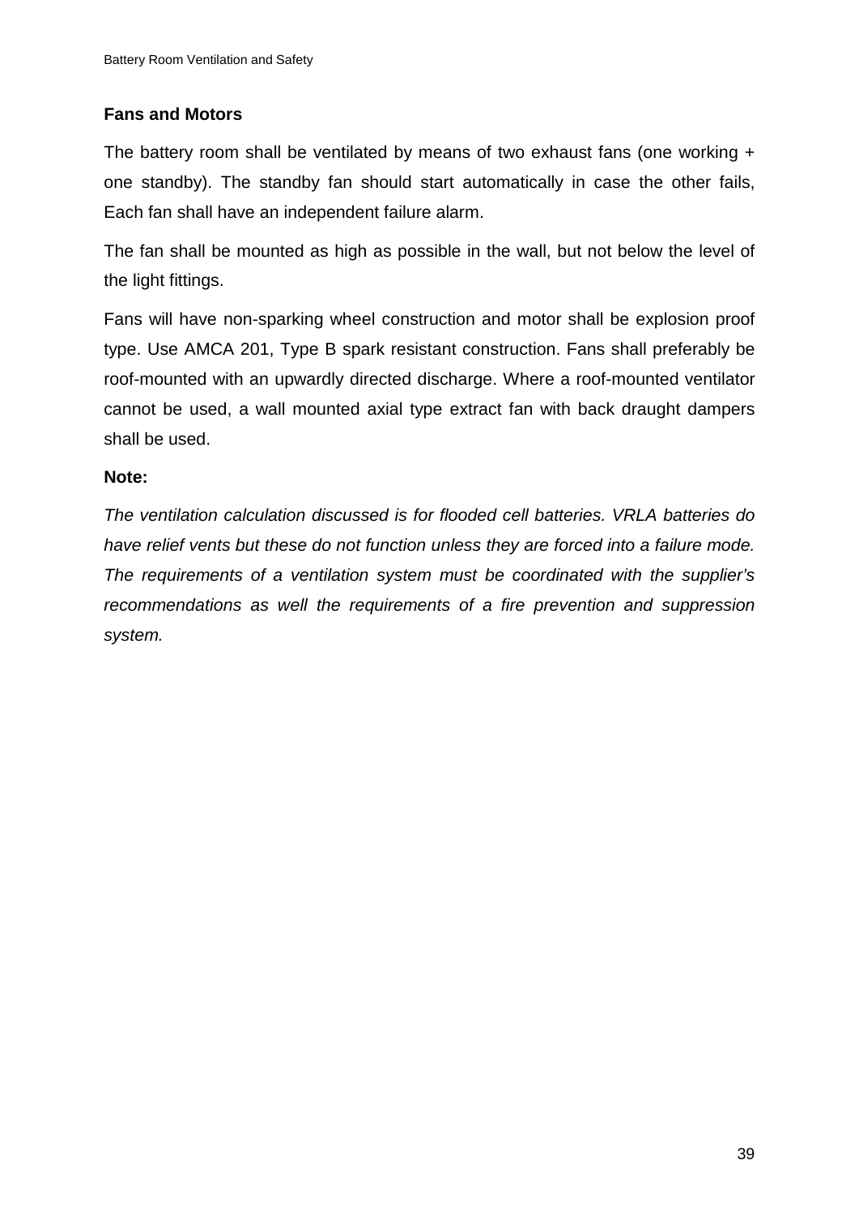### Fans and Motors

The battery room shall be ventilated by means of two exhaust fans (one working + one standby). The standby fan should start automatically in case the other fails, Each fan shall have an independent failure alarm.

The fan shall be mounted as high as possible in the wall, but not below the level of the light fittings.

Fans will have non-sparking wheel construction and motor shall be explosion proof type. Use AMCA 201, Type B spark resistant construction. Fans shall preferably be roof-mounted with an upwardly directed discharge. Where a roof-mounted ventilator cannot be used, a wall mounted axial type extract fan with back draught dampers shall be used.

**Note:**

*The ventilation calculation discussed is for flooded cell batteries. VRLA batteries do have relief vents but these do not function unless they are forced into a failure mode. The requirements of a ventilation system must be coordinated with the supplier's recommendations as well the requirements of a fire prevention and suppression system.*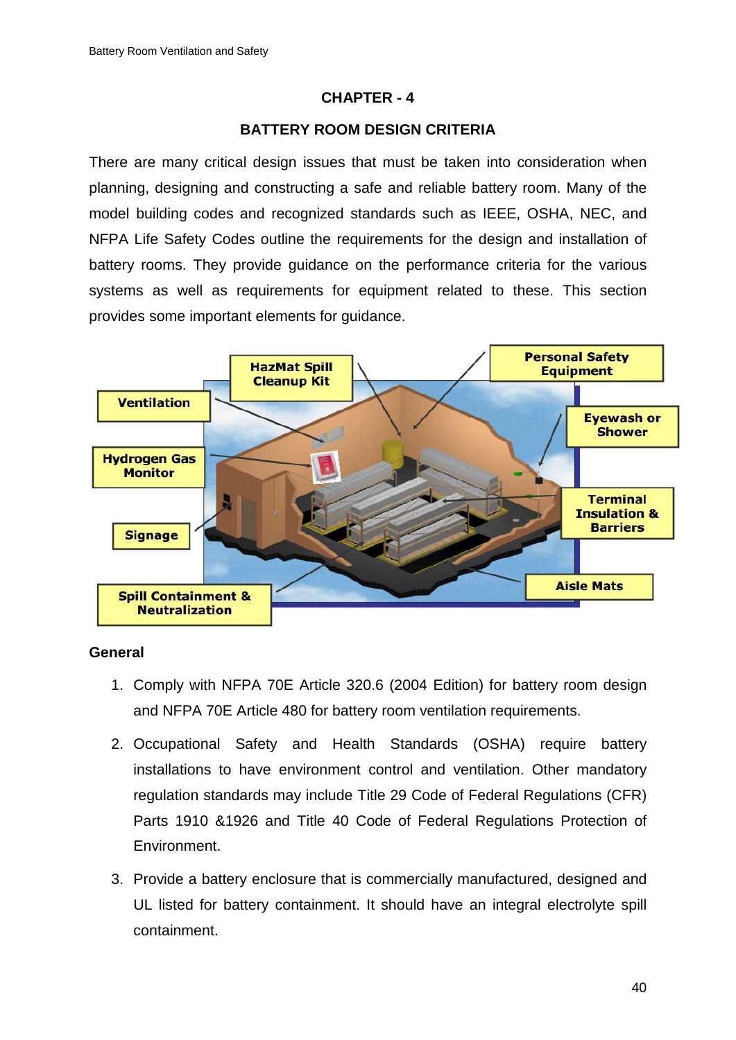# CHAPTER - 4

## BATTERY ROOM DESIGN CRITERIA

There are many critical design issues that must be taken into consideration when planning, designing and constructing a safe and reliable battery room. Many of the model building codes and recognized standards such as IEEE, OSHA, NEC, and NFPA Life Safety Codes outline the requirements for the design and installation of battery rooms. They provide guidance on the performance criteria for the various systems as well as requirements for equipment related to these. This section provides some important elements for guidance.

Ventilation

Hydrogen Gas Monitor

Signage

Spill Containment & Neutralization

HazMat Spill Cleanup Kit

Personal Safety Equipment

Eyewash or Shower

Terminal Insulation & Barriers

Aisle Mats

### General

1. Comply with NFPA 70E Article 320.6 (2004 Edition) for battery room design and NFPA 70E Article 480 for battery room ventilation requirements.
2. Occupational Safety and Health Standards (OSHA) require battery installations to have environment control and ventilation. Other mandatory regulation standards may include Title 29 Code of Federal Regulations (CFR) Parts 1910 &1926 and Title 40 Code of Federal Regulations Protection of Environment.
3. Provide a battery enclosure that is commercially manufactured, designed and UL listed for battery containment. It should have an integral electrolyte spill containment.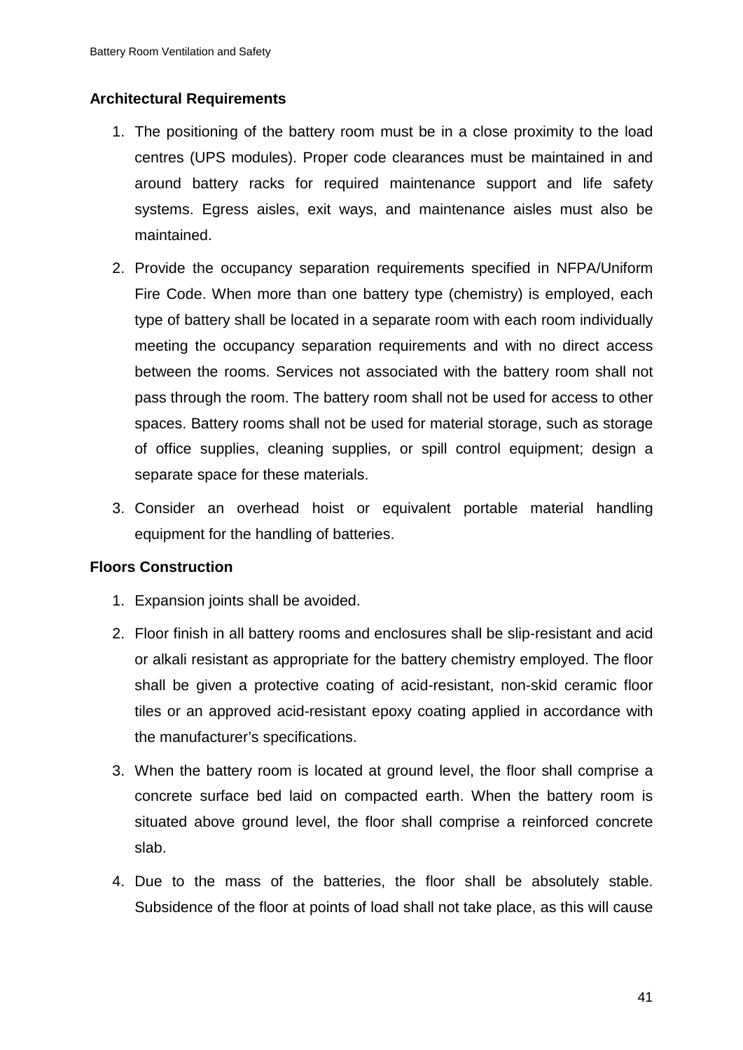**Architectural Requirements**

1. The positioning of the battery room must be in a close proximity to the load centres (UPS modules). Proper code clearances must be maintained in and around battery racks for required maintenance support and life safety systems. Egress aisles, exit ways, and maintenance aisles must also be maintained.
2. Provide the occupancy separation requirements specified in NFPA/Uniform Fire Code. When more than one battery type (chemistry) is employed, each type of battery shall be located in a separate room with each room individually meeting the occupancy separation requirements and with no direct access between the rooms. Services not associated with the battery room shall not pass through the room. The battery room shall not be used for access to other spaces. Battery rooms shall not be used for material storage, such as storage of office supplies, cleaning supplies, or spill control equipment; design a separate space for these materials.
3. Consider an overhead hoist or equivalent portable material handling equipment for the handling of batteries.

**Floors Construction**

1. Expansion joints shall be avoided.
2. Floor finish in all battery rooms and enclosures shall be slip-resistant and acid or alkali resistant as appropriate for the battery chemistry employed. The floor shall be given a protective coating of acid-resistant, non-skid ceramic floor tiles or an approved acid-resistant epoxy coating applied in accordance with the manufacturer's specifications.
3. When the battery room is located at ground level, the floor shall comprise a concrete surface bed laid on compacted earth. When the battery room is situated above ground level, the floor shall comprise a reinforced concrete slab.
4. Due to the mass of the batteries, the floor shall be absolutely stable. Subsidence of the floor at points of load shall not take place, as this will cause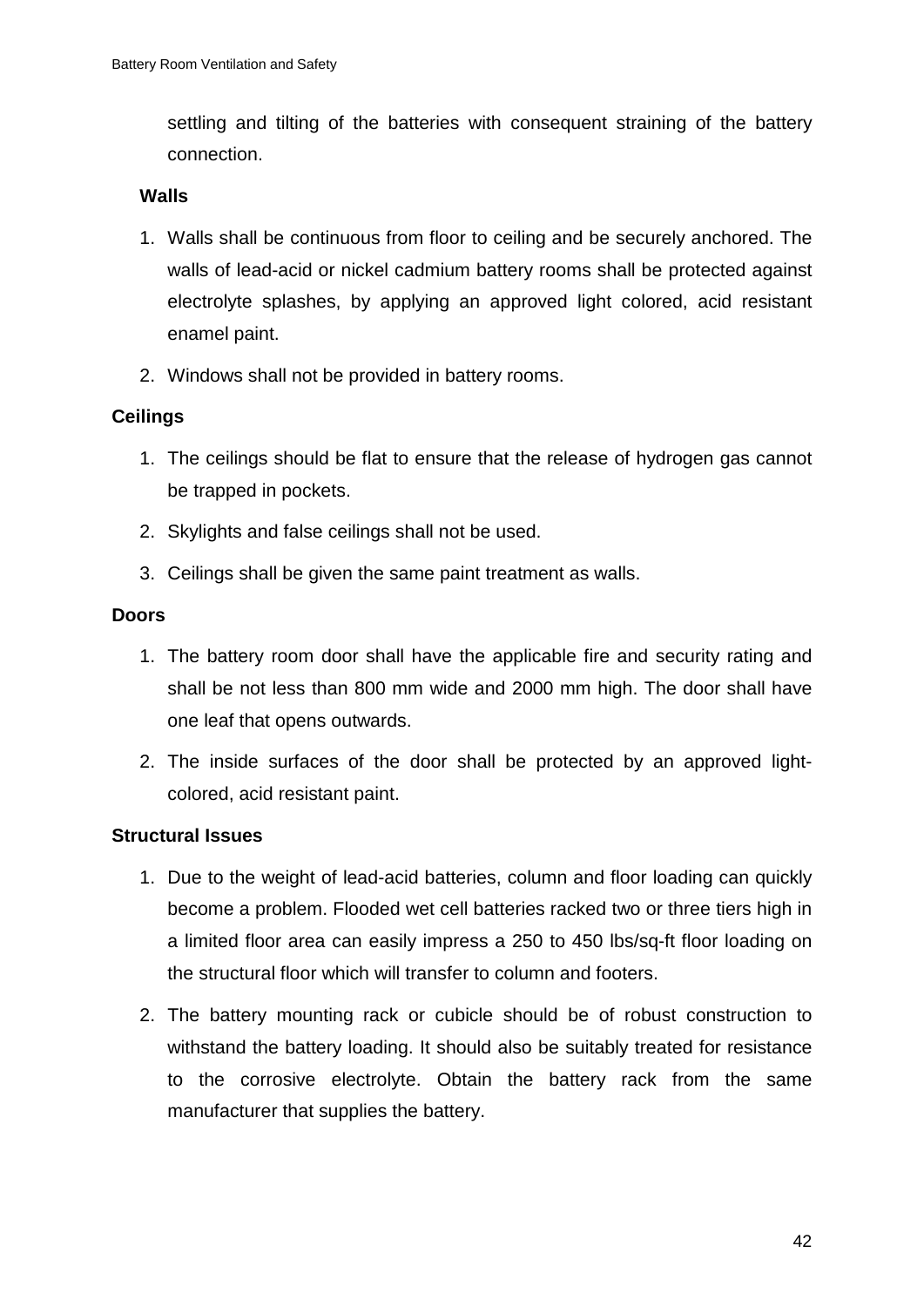settling and tilting of the batteries with consequent straining of the battery connection.

**Walls**

1. Walls shall be continuous from floor to ceiling and be securely anchored. The walls of lead-acid or nickel cadmium battery rooms shall be protected against electrolyte splashes, by applying an approved light colored, acid resistant enamel paint.
2. Windows shall not be provided in battery rooms.

**Ceilings**

1. The ceilings should be flat to ensure that the release of hydrogen gas cannot be trapped in pockets.
2. Skylights and false ceilings shall not be used.
3. Ceilings shall be given the same paint treatment as walls.

**Doors**

1. The battery room door shall have the applicable fire and security rating and shall be not less than 800 mm wide and 2000 mm high. The door shall have one leaf that opens outwards.
2. The inside surfaces of the door shall be protected by an approved light-colored, acid resistant paint.

**Structural Issues**

1. Due to the weight of lead-acid batteries, column and floor loading can quickly become a problem. Flooded wet cell batteries racked two or three tiers high in a limited floor area can easily impress a 250 to 450 lbs/sq-ft floor loading on the structural floor which will transfer to column and footers.
2. The battery mounting rack or cubicle should be of robust construction to withstand the battery loading. It should also be suitably treated for resistance to the corrosive electrolyte. Obtain the battery rack from the same manufacturer that supplies the battery.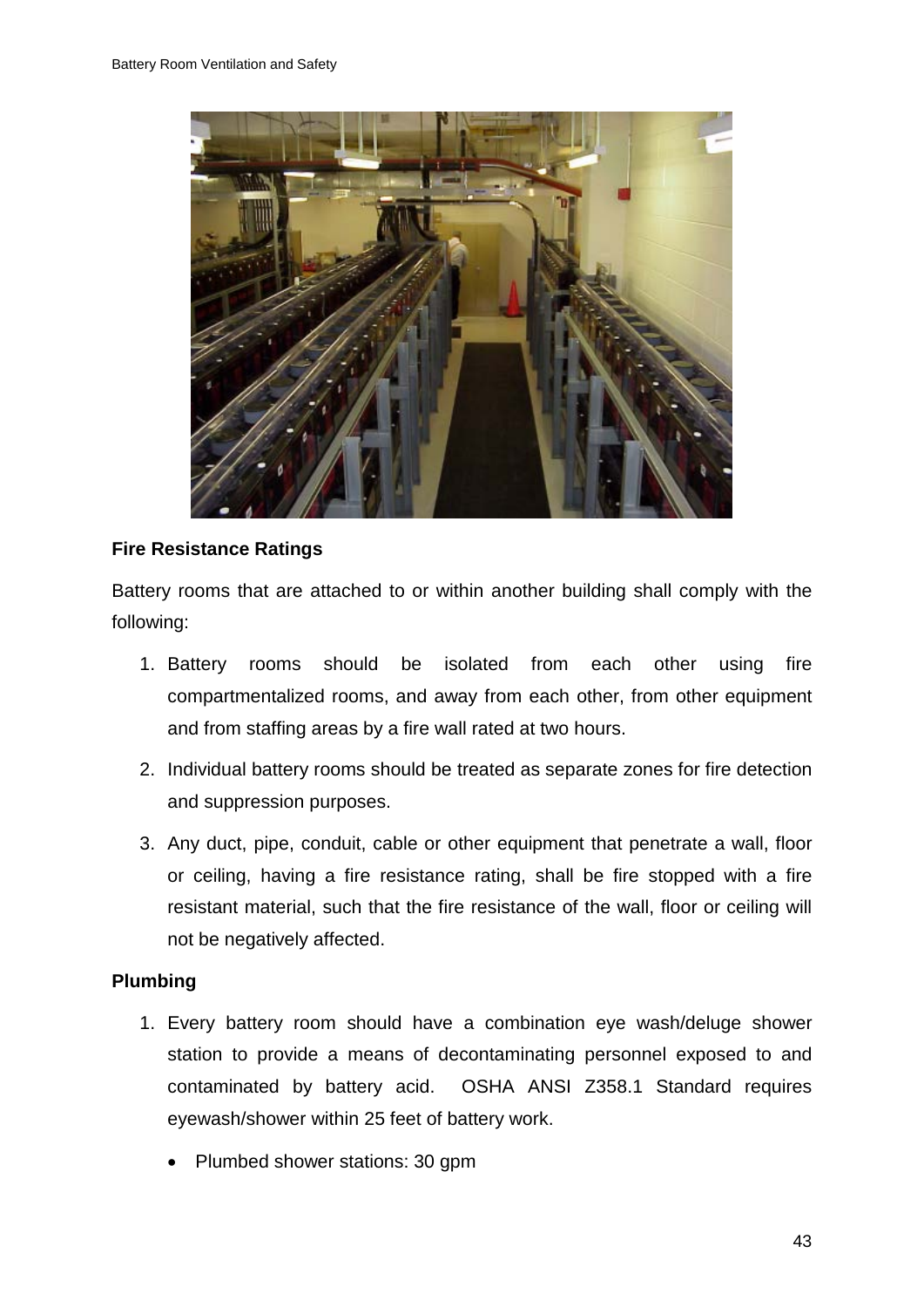**Fire Resistance Ratings**

Battery rooms that are attached to or within another building shall comply with the following:

1. Battery rooms should be isolated from each other using fire compartmentalized rooms, and away from each other, from other equipment and from staffing areas by a fire wall rated at two hours.
2. Individual battery rooms should be treated as separate zones for fire detection and suppression purposes.
3. Any duct, pipe, conduit, cable or other equipment that penetrate a wall, floor or ceiling, having a fire resistance rating, shall be fire stopped with a fire resistant material, such that the fire resistance of the wall, floor or ceiling will not be negatively affected.

**Plumbing**

1. Every battery room should have a combination eye wash/deluge shower station to provide a means of decontaminating personnel exposed to and contaminated by battery acid. OSHA ANSI Z358.1 Standard requires eyewash/shower within 25 feet of battery work.
   - Plumbed shower stations: 30 gpm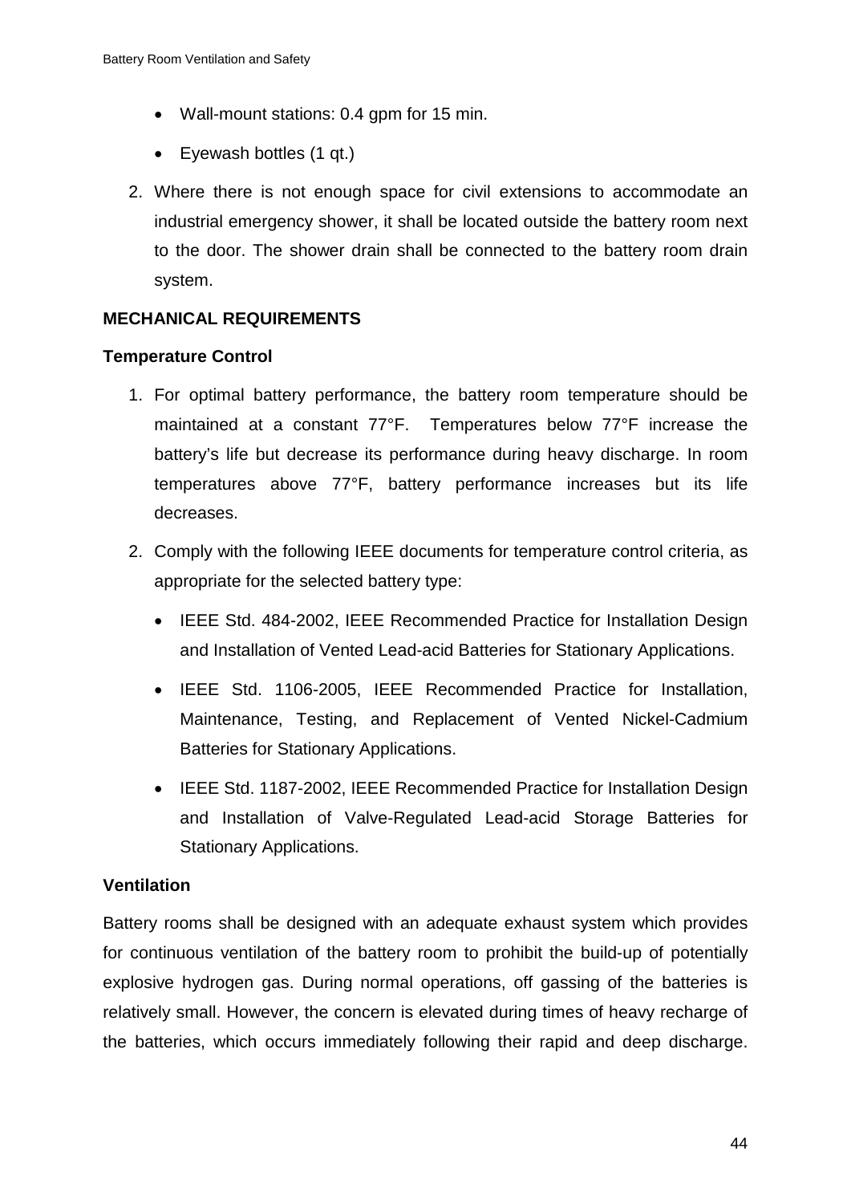- Wall-mount stations: 0.4 gpm for 15 min.
- Eyewash bottles (1 qt.)

2. Where there is not enough space for civil extensions to accommodate an industrial emergency shower, it shall be located outside the battery room next to the door. The shower drain shall be connected to the battery room drain system.

**MECHANICAL REQUIREMENTS**

**Temperature Control**

1. For optimal battery performance, the battery room temperature should be maintained at a constant 77°F. Temperatures below 77°F increase the battery's life but decrease its performance during heavy discharge. In room temperatures above 77°F, battery performance increases but its life decreases.
2. Comply with the following IEEE documents for temperature control criteria, as appropriate for the selected battery type:
   - IEEE Std. 484-2002, IEEE Recommended Practice for Installation Design and Installation of Vented Lead-acid Batteries for Stationary Applications.
   - IEEE Std. 1106-2005, IEEE Recommended Practice for Installation, Maintenance, Testing, and Replacement of Vented Nickel-Cadmium Batteries for Stationary Applications.
   - IEEE Std. 1187-2002, IEEE Recommended Practice for Installation Design and Installation of Valve-Regulated Lead-acid Storage Batteries for Stationary Applications.

**Ventilation**

Battery rooms shall be designed with an adequate exhaust system which provides for continuous ventilation of the battery room to prohibit the build-up of potentially explosive hydrogen gas. During normal operations, off gassing of the batteries is relatively small. However, the concern is elevated during times of heavy recharge of the batteries, which occurs immediately following their rapid and deep discharge.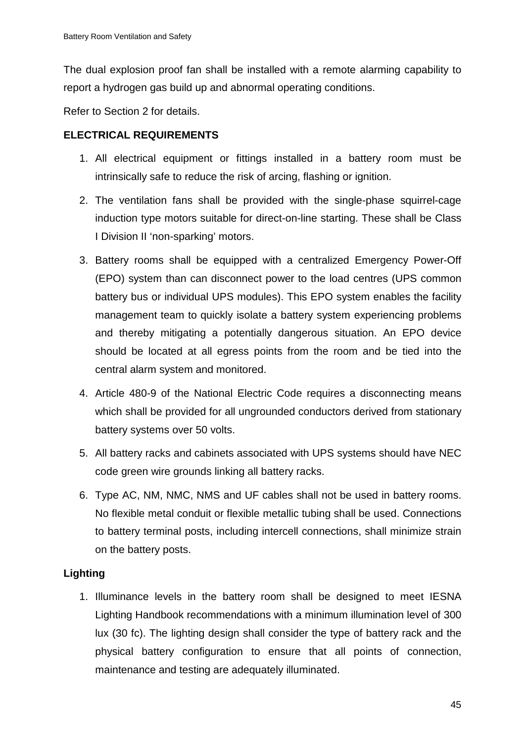The dual explosion proof fan shall be installed with a remote alarming capability to report a hydrogen gas build up and abnormal operating conditions.

Refer to Section 2 for details.

**ELECTRICAL REQUIREMENTS**

1. All electrical equipment or fittings installed in a battery room must be intrinsically safe to reduce the risk of arcing, flashing or ignition.
2. The ventilation fans shall be provided with the single-phase squirrel-cage induction type motors suitable for direct-on-line starting. These shall be Class I Division II 'non-sparking' motors.
3. Battery rooms shall be equipped with a centralized Emergency Power-Off (EPO) system than can disconnect power to the load centres (UPS common battery bus or individual UPS modules). This EPO system enables the facility management team to quickly isolate a battery system experiencing problems and thereby mitigating a potentially dangerous situation. An EPO device should be located at all egress points from the room and be tied into the central alarm system and monitored.
4. Article 480-9 of the National Electric Code requires a disconnecting means which shall be provided for all ungrounded conductors derived from stationary battery systems over 50 volts.
5. All battery racks and cabinets associated with UPS systems should have NEC code green wire grounds linking all battery racks.
6. Type AC, NM, NMC, NMS and UF cables shall not be used in battery rooms. No flexible metal conduit or flexible metallic tubing shall be used. Connections to battery terminal posts, including intercell connections, shall minimize strain on the battery posts.

**Lighting**

1. Illuminance levels in the battery room shall be designed to meet IESNA Lighting Handbook recommendations with a minimum illumination level of 300 lux (30 fc). The lighting design shall consider the type of battery rack and the physical battery configuration to ensure that all points of connection, maintenance and testing are adequately illuminated.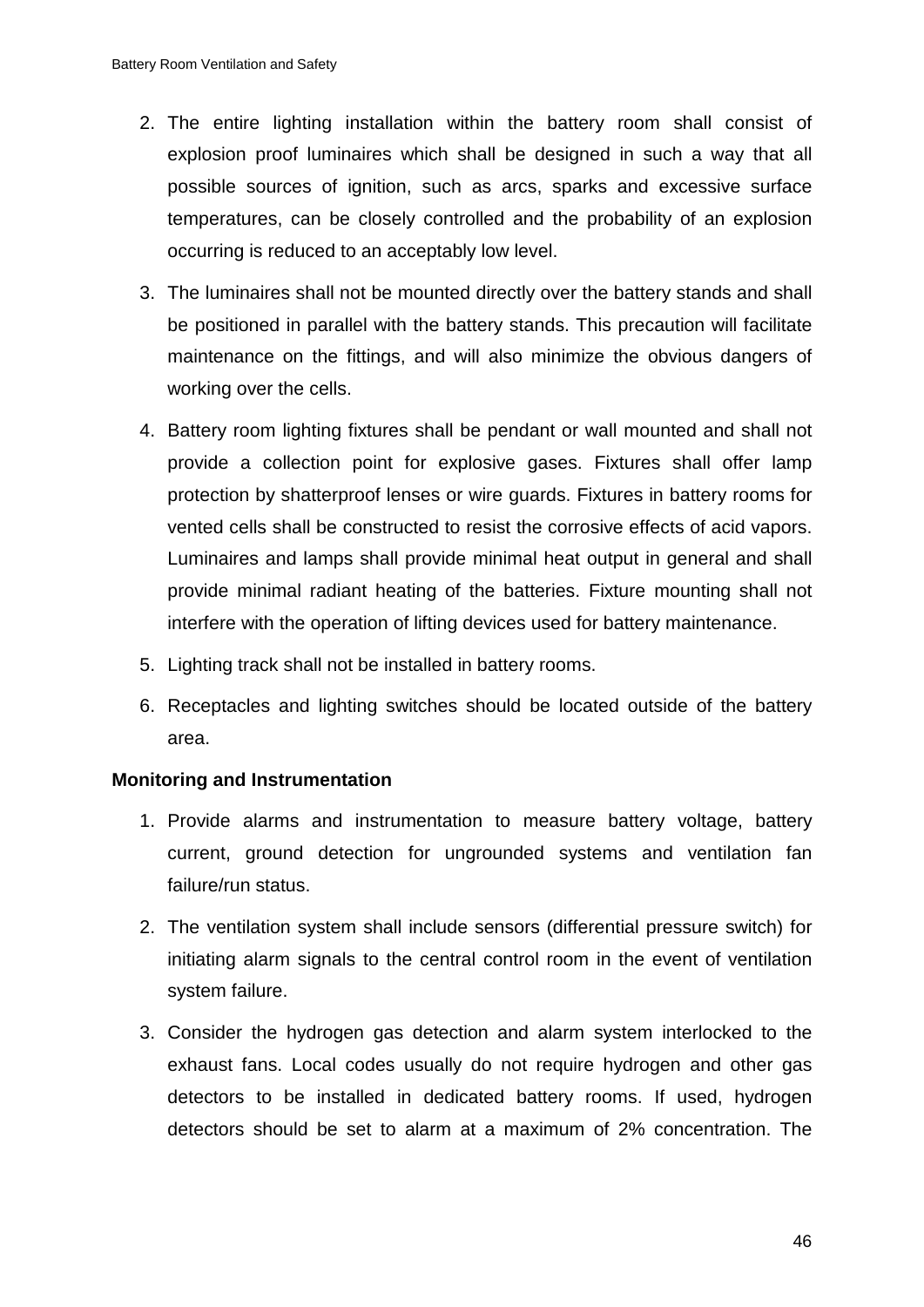2. The entire lighting installation within the battery room shall consist of explosion proof luminaires which shall be designed in such a way that all possible sources of ignition, such as arcs, sparks and excessive surface temperatures, can be closely controlled and the probability of an explosion occurring is reduced to an acceptably low level.
3. The luminaires shall not be mounted directly over the battery stands and shall be positioned in parallel with the battery stands. This precaution will facilitate maintenance on the fittings, and will also minimize the obvious dangers of working over the cells.
4. Battery room lighting fixtures shall be pendant or wall mounted and shall not provide a collection point for explosive gases. Fixtures shall offer lamp protection by shatterproof lenses or wire guards. Fixtures in battery rooms for vented cells shall be constructed to resist the corrosive effects of acid vapors. Luminaires and lamps shall provide minimal heat output in general and shall provide minimal radiant heating of the batteries. Fixture mounting shall not interfere with the operation of lifting devices used for battery maintenance.
5. Lighting track shall not be installed in battery rooms.
6. Receptacles and lighting switches should be located outside of the battery area.

**Monitoring and Instrumentation**

1. Provide alarms and instrumentation to measure battery voltage, battery current, ground detection for ungrounded systems and ventilation fan failure/run status.
2. The ventilation system shall include sensors (differential pressure switch) for initiating alarm signals to the central control room in the event of ventilation system failure.
3. Consider the hydrogen gas detection and alarm system interlocked to the exhaust fans. Local codes usually do not require hydrogen and other gas detectors to be installed in dedicated battery rooms. If used, hydrogen detectors should be set to alarm at a maximum of 2% concentration. The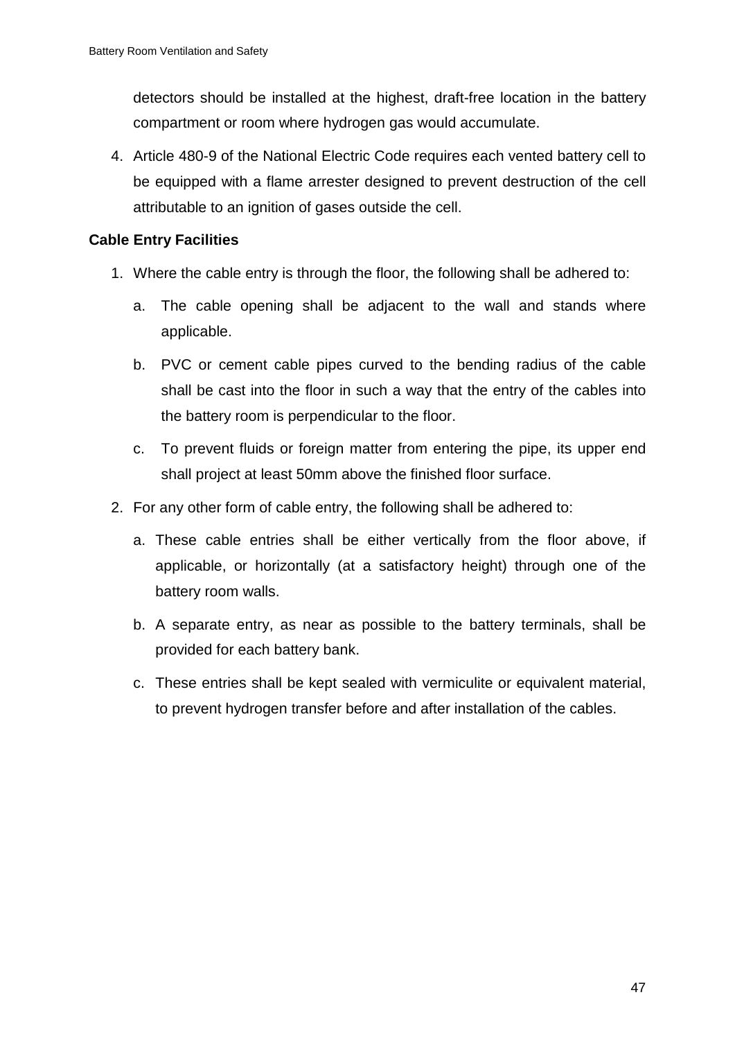detectors should be installed at the highest, draft-free location in the battery compartment or room where hydrogen gas would accumulate.

4. Article 480-9 of the National Electric Code requires each vented battery cell to be equipped with a flame arrester designed to prevent destruction of the cell attributable to an ignition of gases outside the cell.

**Cable Entry Facilities**

1. Where the cable entry is through the floor, the following shall be adhered to:
    a. The cable opening shall be adjacent to the wall and stands where applicable.
    b. PVC or cement cable pipes curved to the bending radius of the cable shall be cast into the floor in such a way that the entry of the cables into the battery room is perpendicular to the floor.
    c. To prevent fluids or foreign matter from entering the pipe, its upper end shall project at least 50mm above the finished floor surface.
2. For any other form of cable entry, the following shall be adhered to:
    a. These cable entries shall be either vertically from the floor above, if applicable, or horizontally (at a satisfactory height) through one of the battery room walls.
    b. A separate entry, as near as possible to the battery terminals, shall be provided for each battery bank.
    c. These entries shall be kept sealed with vermiculite or equivalent material, to prevent hydrogen transfer before and after installation of the cables.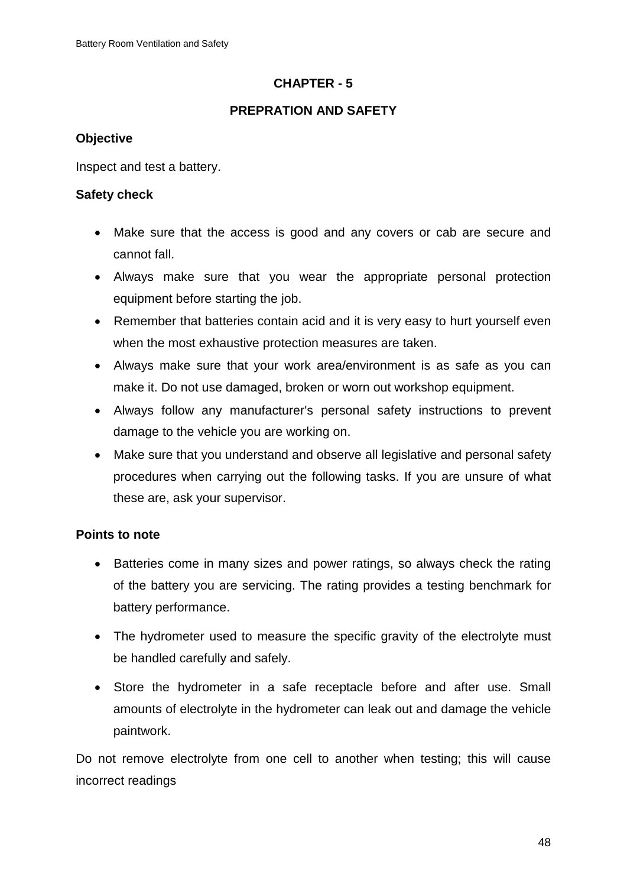# CHAPTER - 5

## PREPRATION AND SAFETY

**Objective**

Inspect and test a battery.

**Safety check**

- Make sure that the access is good and any covers or cab are secure and cannot fall.
- Always make sure that you wear the appropriate personal protection equipment before starting the job.
- Remember that batteries contain acid and it is very easy to hurt yourself even when the most exhaustive protection measures are taken.
- Always make sure that your work area/environment is as safe as you can make it. Do not use damaged, broken or worn out workshop equipment.
- Always follow any manufacturer's personal safety instructions to prevent damage to the vehicle you are working on.
- Make sure that you understand and observe all legislative and personal safety procedures when carrying out the following tasks. If you are unsure of what these are, ask your supervisor.

**Points to note**

- Batteries come in many sizes and power ratings, so always check the rating of the battery you are servicing. The rating provides a testing benchmark for battery performance.
- The hydrometer used to measure the specific gravity of the electrolyte must be handled carefully and safely.
- Store the hydrometer in a safe receptacle before and after use. Small amounts of electrolyte in the hydrometer can leak out and damage the vehicle paintwork.

Do not remove electrolyte from one cell to another when testing; this will cause incorrect readings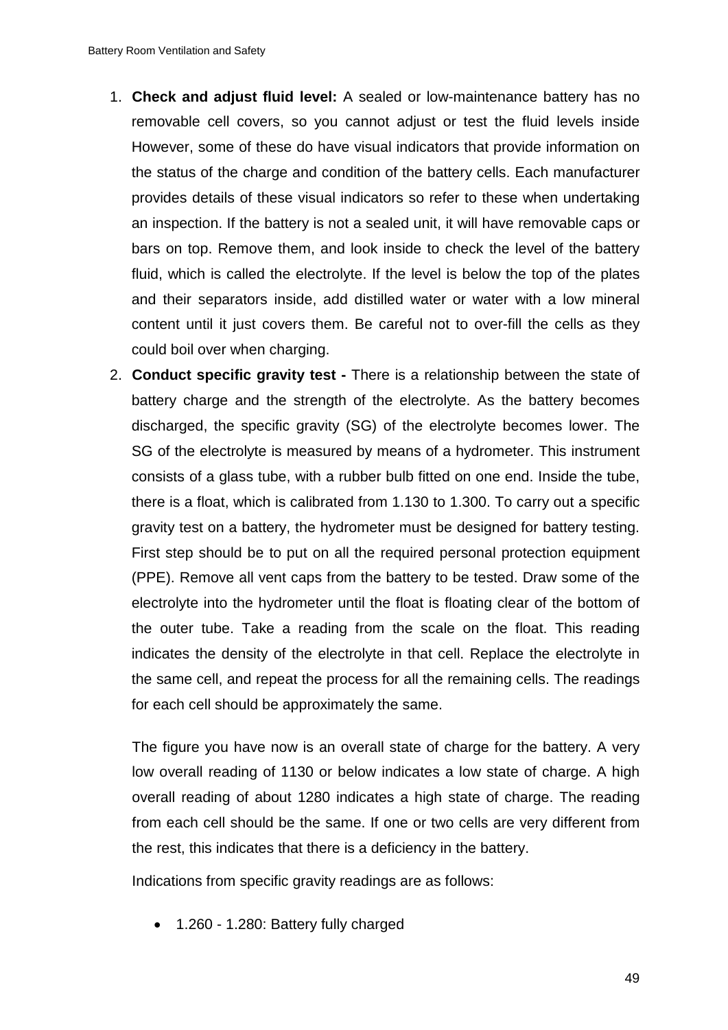1. **Check and adjust fluid level:** A sealed or low-maintenance battery has no removable cell covers, so you cannot adjust or test the fluid levels inside However, some of these do have visual indicators that provide information on the status of the charge and condition of the battery cells. Each manufacturer provides details of these visual indicators so refer to these when undertaking an inspection. If the battery is not a sealed unit, it will have removable caps or bars on top. Remove them, and look inside to check the level of the battery fluid, which is called the electrolyte. If the level is below the top of the plates and their separators inside, add distilled water or water with a low mineral content until it just covers them. Be careful not to over-fill the cells as they could boil over when charging.
2. **Conduct specific gravity test -** There is a relationship between the state of battery charge and the strength of the electrolyte. As the battery becomes discharged, the specific gravity (SG) of the electrolyte becomes lower. The SG of the electrolyte is measured by means of a hydrometer. This instrument consists of a glass tube, with a rubber bulb fitted on one end. Inside the tube, there is a float, which is calibrated from 1.130 to 1.300. To carry out a specific gravity test on a battery, the hydrometer must be designed for battery testing. First step should be to put on all the required personal protection equipment (PPE). Remove all vent caps from the battery to be tested. Draw some of the electrolyte into the hydrometer until the float is floating clear of the bottom of the outer tube. Take a reading from the scale on the float. This reading indicates the density of the electrolyte in that cell. Replace the electrolyte in the same cell, and repeat the process for all the remaining cells. The readings for each cell should be approximately the same.

   The figure you have now is an overall state of charge for the battery. A very low overall reading of 1130 or below indicates a low state of charge. A high overall reading of about 1280 indicates a high state of charge. The reading from each cell should be the same. If one or two cells are very different from the rest, this indicates that there is a deficiency in the battery.

   Indications from specific gravity readings are as follows:

   - 1.260 - 1.280: Battery fully charged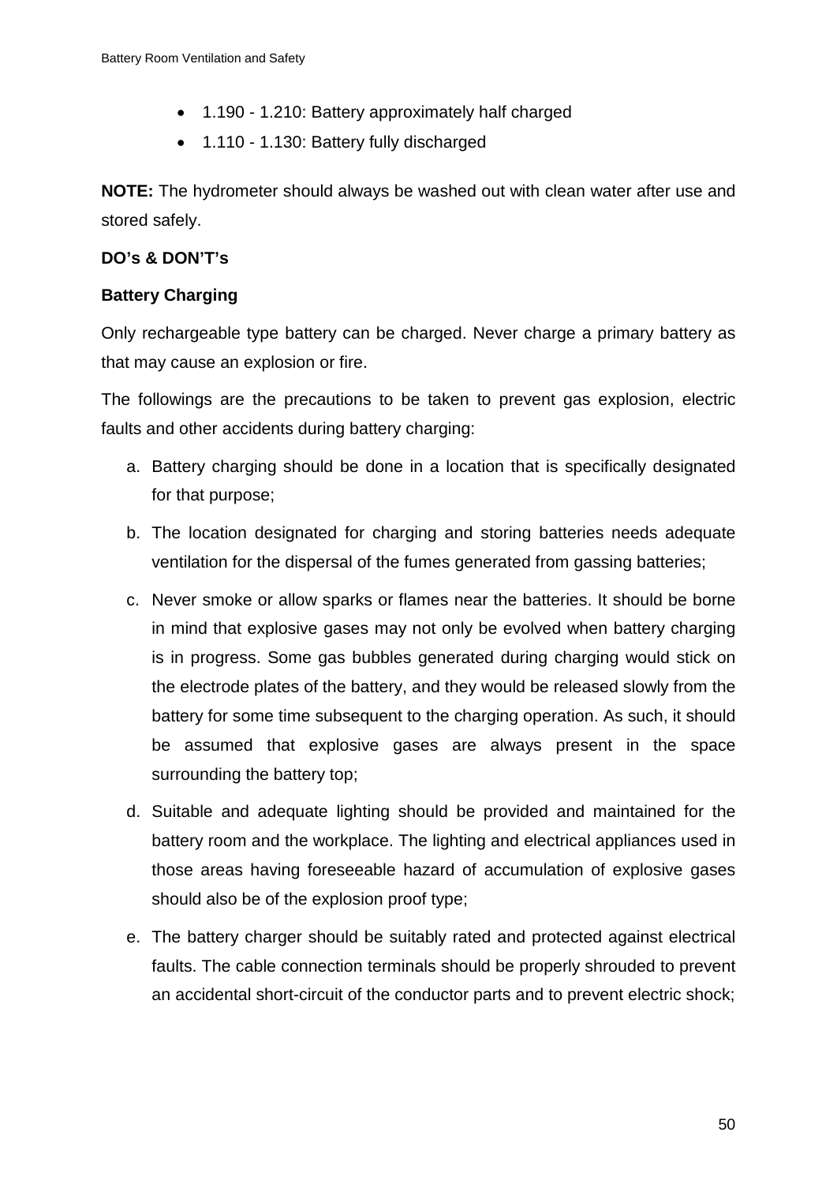- 1.190 - 1.210: Battery approximately half charged
- 1.110 - 1.130: Battery fully discharged

**NOTE:** The hydrometer should always be washed out with clean water after use and stored safely.

**DO's & DON'T's**

**Battery Charging**

Only rechargeable type battery can be charged. Never charge a primary battery as that may cause an explosion or fire.

The followings are the precautions to be taken to prevent gas explosion, electric faults and other accidents during battery charging:

a. Battery charging should be done in a location that is specifically designated for that purpose;

b. The location designated for charging and storing batteries needs adequate ventilation for the dispersal of the fumes generated from gassing batteries;

c. Never smoke or allow sparks or flames near the batteries. It should be borne in mind that explosive gases may not only be evolved when battery charging is in progress. Some gas bubbles generated during charging would stick on the electrode plates of the battery, and they would be released slowly from the battery for some time subsequent to the charging operation. As such, it should be assumed that explosive gases are always present in the space surrounding the battery top;

d. Suitable and adequate lighting should be provided and maintained for the battery room and the workplace. The lighting and electrical appliances used in those areas having foreseeable hazard of accumulation of explosive gases should also be of the explosion proof type;

e. The battery charger should be suitably rated and protected against electrical faults. The cable connection terminals should be properly shrouded to prevent an accidental short-circuit of the conductor parts and to prevent electric shock;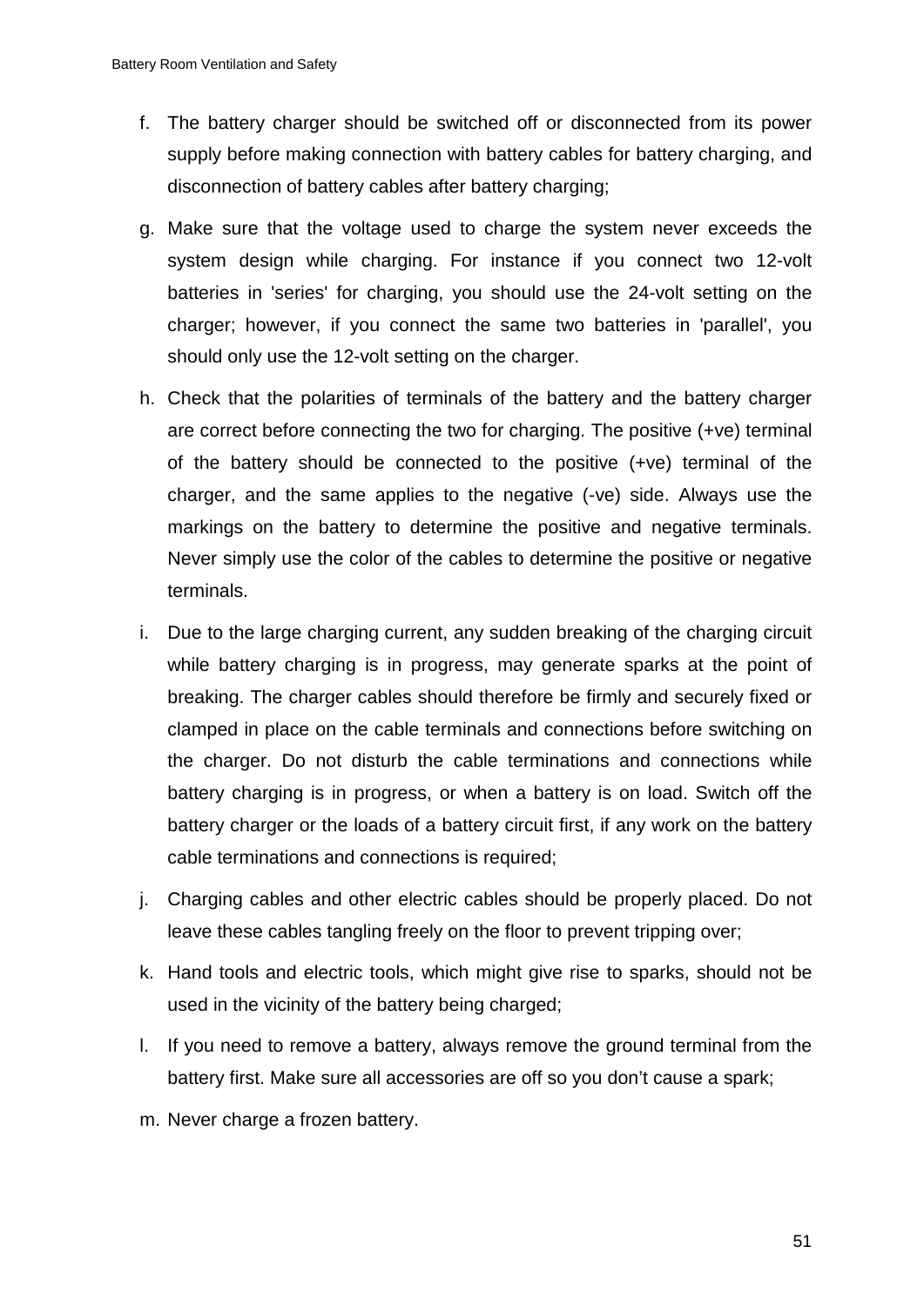f. The battery charger should be switched off or disconnected from its power supply before making connection with battery cables for battery charging, and disconnection of battery cables after battery charging;

g. Make sure that the voltage used to charge the system never exceeds the system design while charging. For instance if you connect two 12-volt batteries in 'series' for charging, you should use the 24-volt setting on the charger; however, if you connect the same two batteries in 'parallel', you should only use the 12-volt setting on the charger.

h. Check that the polarities of terminals of the battery and the battery charger are correct before connecting the two for charging. The positive (+ve) terminal of the battery should be connected to the positive (+ve) terminal of the charger, and the same applies to the negative (-ve) side. Always use the markings on the battery to determine the positive and negative terminals. Never simply use the color of the cables to determine the positive or negative terminals.

i. Due to the large charging current, any sudden breaking of the charging circuit while battery charging is in progress, may generate sparks at the point of breaking. The charger cables should therefore be firmly and securely fixed or clamped in place on the cable terminals and connections before switching on the charger. Do not disturb the cable terminations and connections while battery charging is in progress, or when a battery is on load. Switch off the battery charger or the loads of a battery circuit first, if any work on the battery cable terminations and connections is required;

j. Charging cables and other electric cables should be properly placed. Do not leave these cables tangling freely on the floor to prevent tripping over;

k. Hand tools and electric tools, which might give rise to sparks, should not be used in the vicinity of the battery being charged;

l. If you need to remove a battery, always remove the ground terminal from the battery first. Make sure all accessories are off so you don’t cause a spark;

m. Never charge a frozen battery.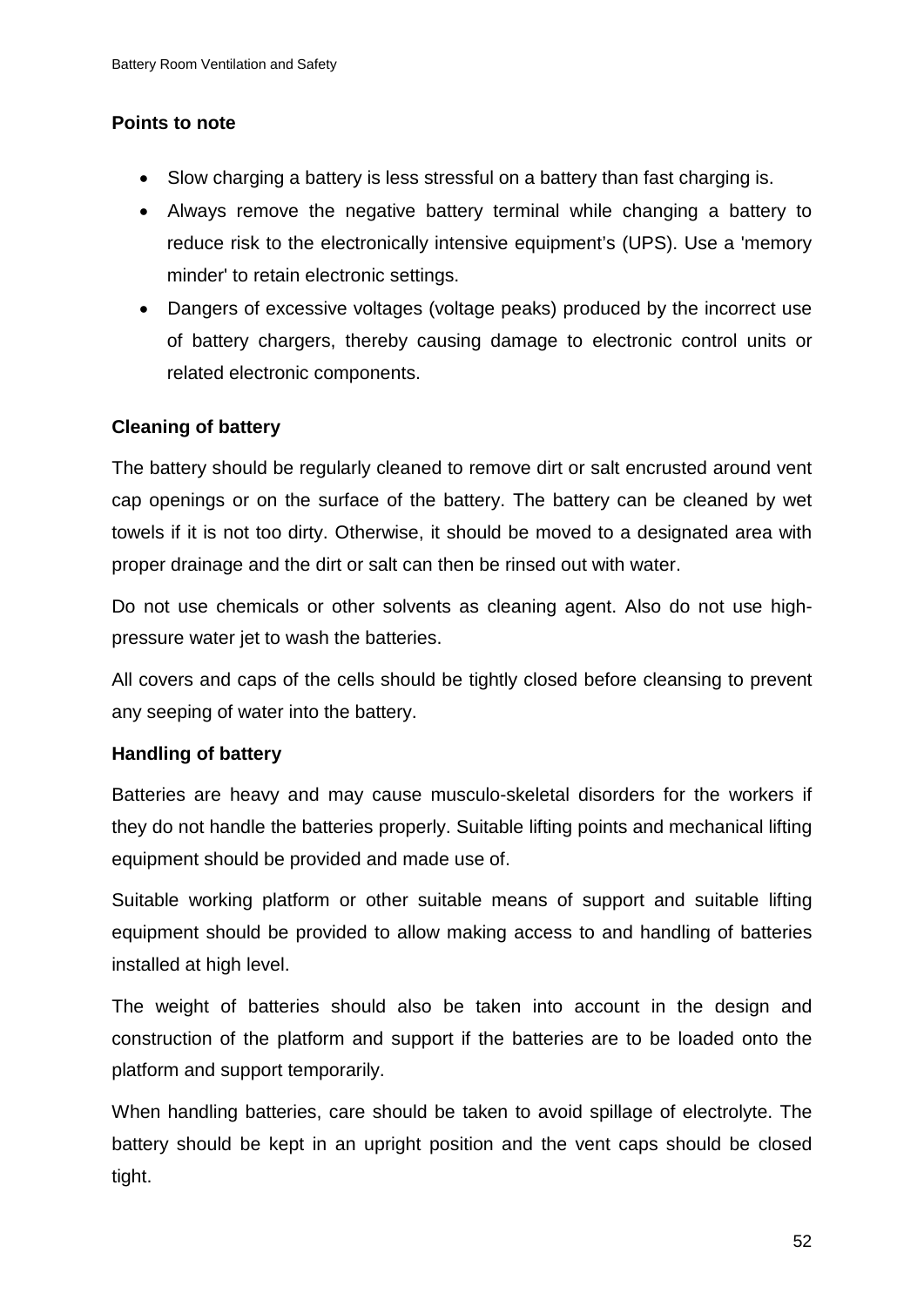**Points to note**

- Slow charging a battery is less stressful on a battery than fast charging is.
- Always remove the negative battery terminal while changing a battery to reduce risk to the electronically intensive equipment's (UPS). Use a 'memory minder' to retain electronic settings.
- Dangers of excessive voltages (voltage peaks) produced by the incorrect use of battery chargers, thereby causing damage to electronic control units or related electronic components.

**Cleaning of battery**

The battery should be regularly cleaned to remove dirt or salt encrusted around vent cap openings or on the surface of the battery. The battery can be cleaned by wet towels if it is not too dirty. Otherwise, it should be moved to a designated area with proper drainage and the dirt or salt can then be rinsed out with water.

Do not use chemicals or other solvents as cleaning agent. Also do not use high-pressure water jet to wash the batteries.

All covers and caps of the cells should be tightly closed before cleansing to prevent any seeping of water into the battery.

**Handling of battery**

Batteries are heavy and may cause musculo-skeletal disorders for the workers if they do not handle the batteries properly. Suitable lifting points and mechanical lifting equipment should be provided and made use of.

Suitable working platform or other suitable means of support and suitable lifting equipment should be provided to allow making access to and handling of batteries installed at high level.

The weight of batteries should also be taken into account in the design and construction of the platform and support if the batteries are to be loaded onto the platform and support temporarily.

When handling batteries, care should be taken to avoid spillage of electrolyte. The battery should be kept in an upright position and the vent caps should be closed tight.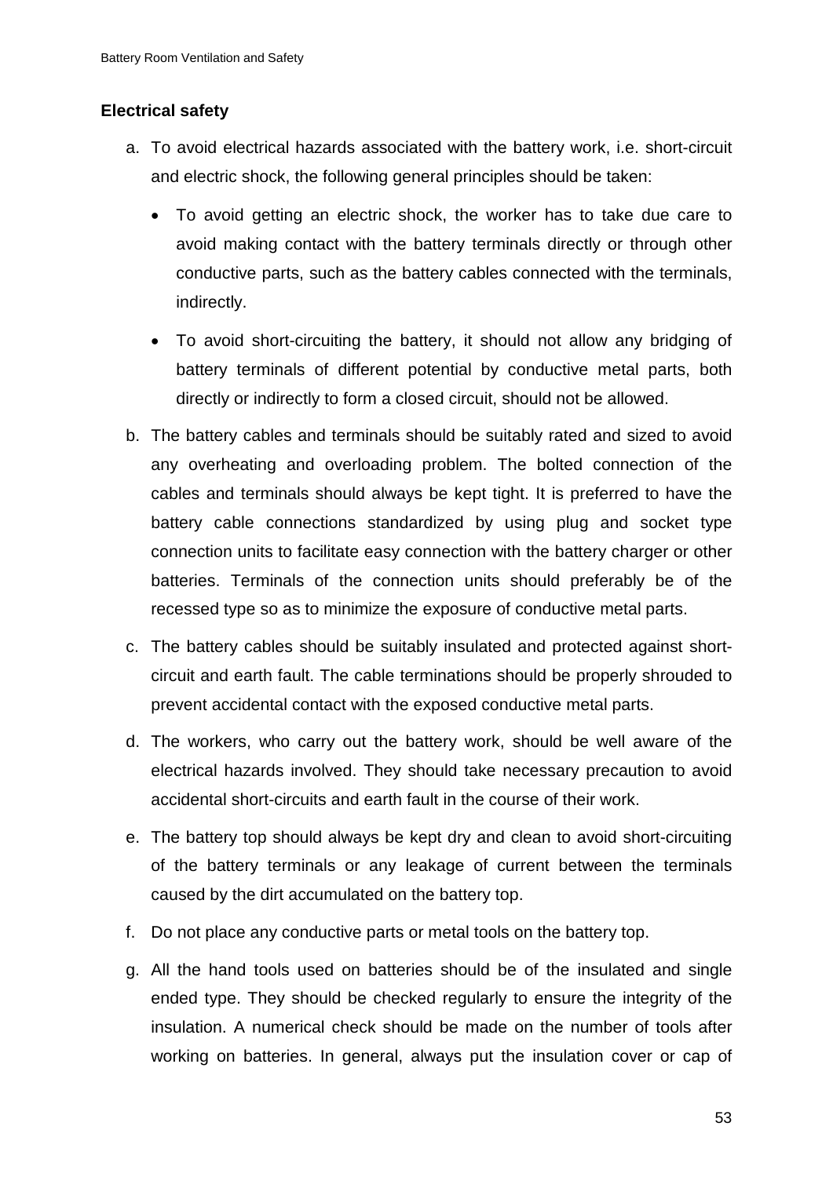**Electrical safety**

a. To avoid electrical hazards associated with the battery work, i.e. short-circuit and electric shock, the following general principles should be taken:

   - To avoid getting an electric shock, the worker has to take due care to avoid making contact with the battery terminals directly or through other conductive parts, such as the battery cables connected with the terminals, indirectly.

   - To avoid short-circuiting the battery, it should not allow any bridging of battery terminals of different potential by conductive metal parts, both directly or indirectly to form a closed circuit, should not be allowed.

b. The battery cables and terminals should be suitably rated and sized to avoid any overheating and overloading problem. The bolted connection of the cables and terminals should always be kept tight. It is preferred to have the battery cable connections standardized by using plug and socket type connection units to facilitate easy connection with the battery charger or other batteries. Terminals of the connection units should preferably be of the recessed type so as to minimize the exposure of conductive metal parts.

c. The battery cables should be suitably insulated and protected against short-circuit and earth fault. The cable terminations should be properly shrouded to prevent accidental contact with the exposed conductive metal parts.

d. The workers, who carry out the battery work, should be well aware of the electrical hazards involved. They should take necessary precaution to avoid accidental short-circuits and earth fault in the course of their work.

e. The battery top should always be kept dry and clean to avoid short-circuiting of the battery terminals or any leakage of current between the terminals caused by the dirt accumulated on the battery top.

f. Do not place any conductive parts or metal tools on the battery top.

g. All the hand tools used on batteries should be of the insulated and single ended type. They should be checked regularly to ensure the integrity of the insulation. A numerical check should be made on the number of tools after working on batteries. In general, always put the insulation cover or cap of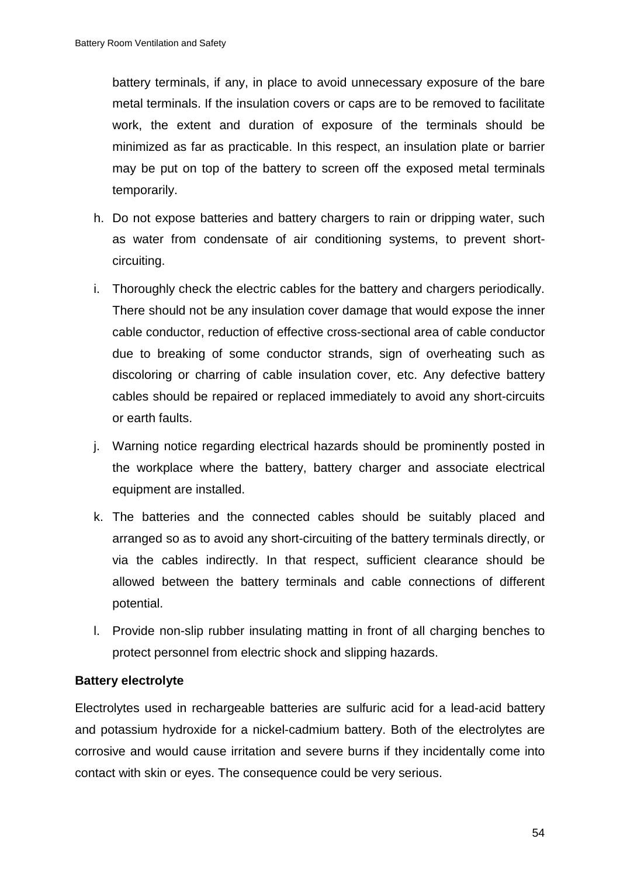battery terminals, if any, in place to avoid unnecessary exposure of the bare metal terminals. If the insulation covers or caps are to be removed to facilitate work, the extent and duration of exposure of the terminals should be minimized as far as practicable. In this respect, an insulation plate or barrier may be put on top of the battery to screen off the exposed metal terminals temporarily.

h. Do not expose batteries and battery chargers to rain or dripping water, such as water from condensate of air conditioning systems, to prevent short-circuiting.

i. Thoroughly check the electric cables for the battery and chargers periodically. There should not be any insulation cover damage that would expose the inner cable conductor, reduction of effective cross-sectional area of cable conductor due to breaking of some conductor strands, sign of overheating such as discoloring or charring of cable insulation cover, etc. Any defective battery cables should be repaired or replaced immediately to avoid any short-circuits or earth faults.

j. Warning notice regarding electrical hazards should be prominently posted in the workplace where the battery, battery charger and associate electrical equipment are installed.

k. The batteries and the connected cables should be suitably placed and arranged so as to avoid any short-circuiting of the battery terminals directly, or via the cables indirectly. In that respect, sufficient clearance should be allowed between the battery terminals and cable connections of different potential.

l. Provide non-slip rubber insulating matting in front of all charging benches to protect personnel from electric shock and slipping hazards.

**Battery electrolyte**

Electrolytes used in rechargeable batteries are sulfuric acid for a lead-acid battery and potassium hydroxide for a nickel-cadmium battery. Both of the electrolytes are corrosive and would cause irritation and severe burns if they incidentally come into contact with skin or eyes. The consequence could be very serious.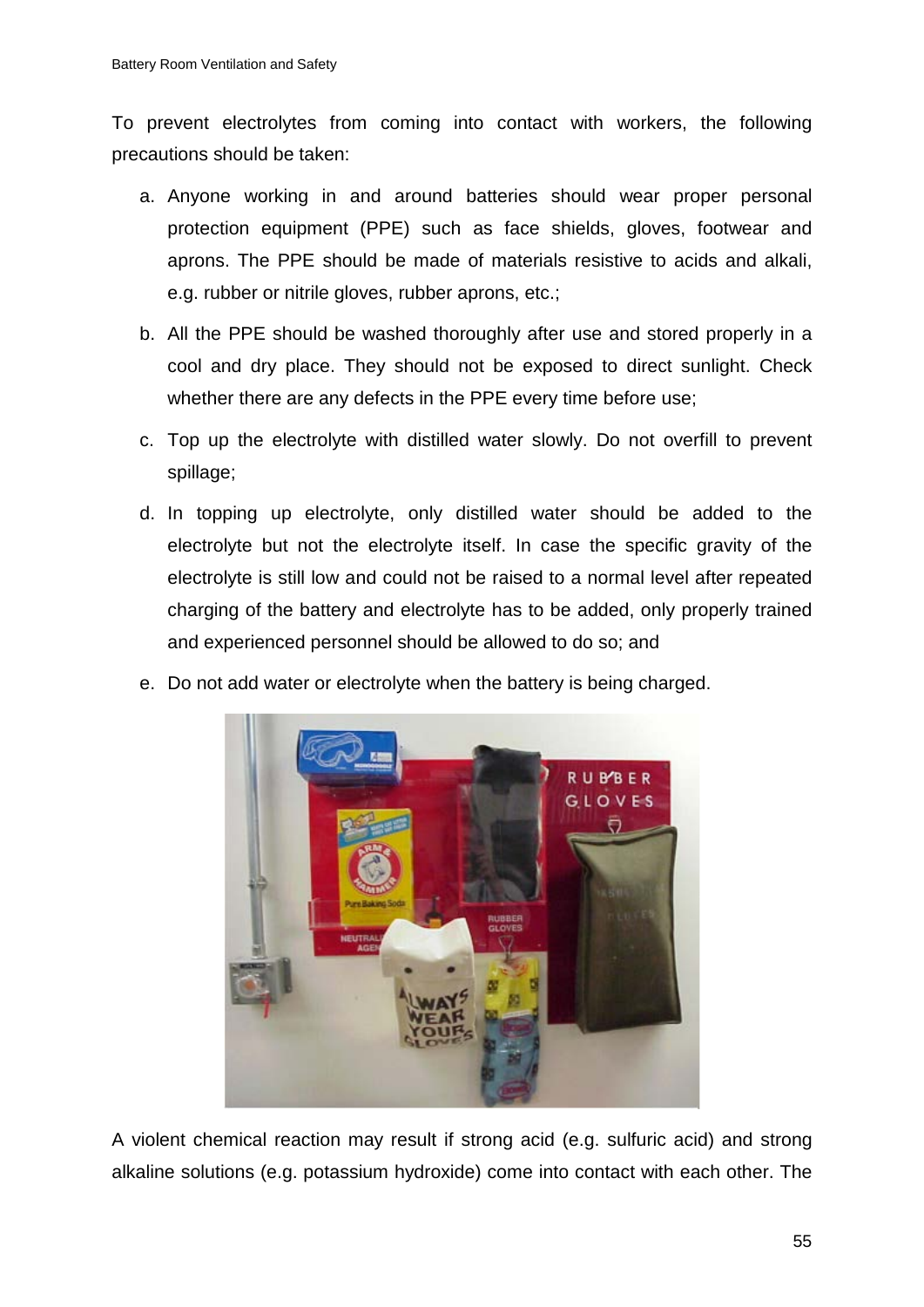To prevent electrolytes from coming into contact with workers, the following precautions should be taken:

a. Anyone working in and around batteries should wear proper personal protection equipment (PPE) such as face shields, gloves, footwear and aprons. The PPE should be made of materials resistive to acids and alkali, e.g. rubber or nitrile gloves, rubber aprons, etc.;

b. All the PPE should be washed thoroughly after use and stored properly in a cool and dry place. They should not be exposed to direct sunlight. Check whether there are any defects in the PPE every time before use;

c. Top up the electrolyte with distilled water slowly. Do not overfill to prevent spillage;

d. In topping up electrolyte, only distilled water should be added to the electrolyte but not the electrolyte itself. In case the specific gravity of the electrolyte is still low and could not be raised to a normal level after repeated charging of the battery and electrolyte has to be added, only properly trained and experienced personnel should be allowed to do so; and

e. Do not add water or electrolyte when the battery is being charged.

A violent chemical reaction may result if strong acid (e.g. sulfuric acid) and strong alkaline solutions (e.g. potassium hydroxide) come into contact with each other. The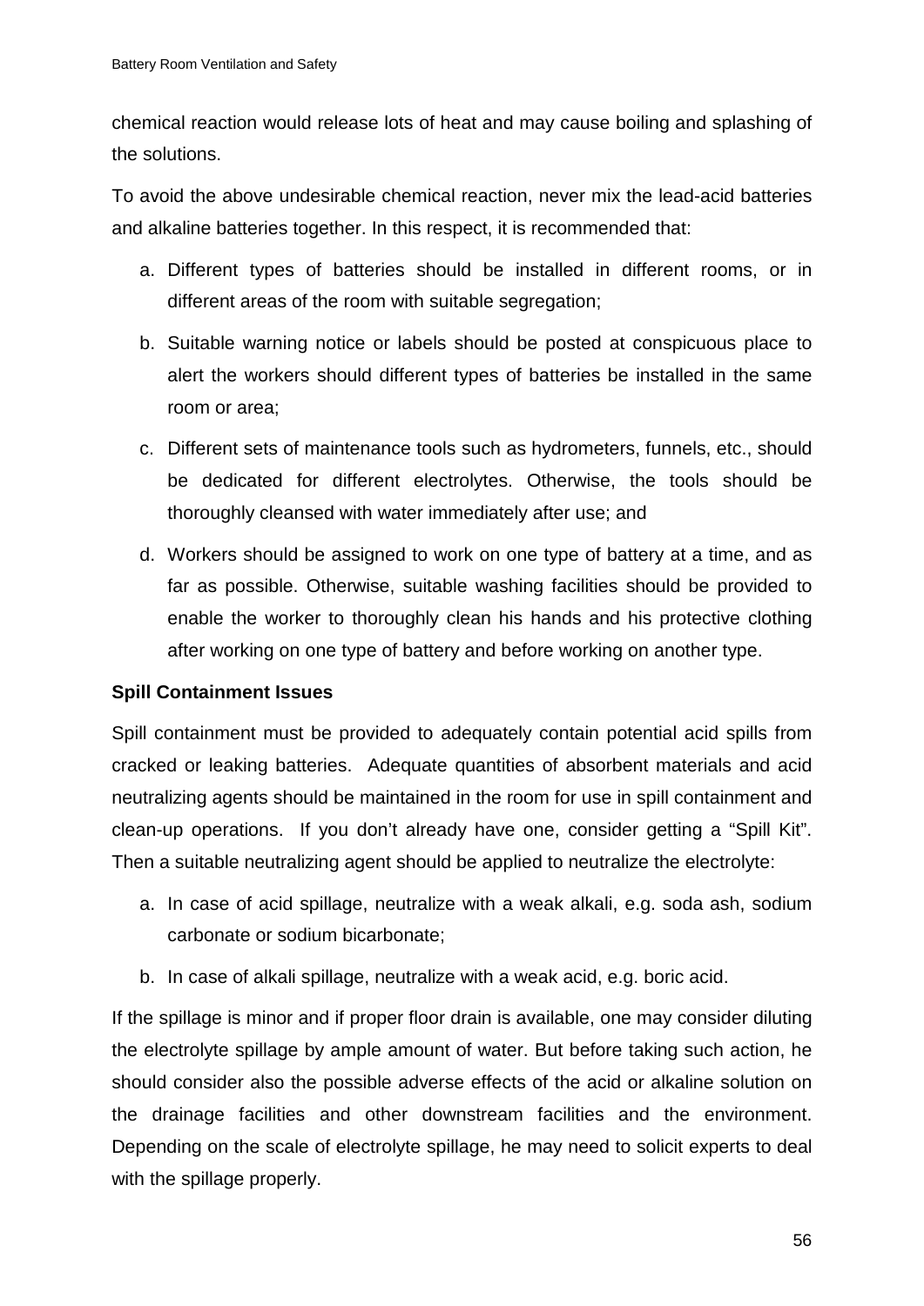chemical reaction would release lots of heat and may cause boiling and splashing of the solutions.

To avoid the above undesirable chemical reaction, never mix the lead-acid batteries and alkaline batteries together. In this respect, it is recommended that:

a. Different types of batteries should be installed in different rooms, or in different areas of the room with suitable segregation;

b. Suitable warning notice or labels should be posted at conspicuous place to alert the workers should different types of batteries be installed in the same room or area;

c. Different sets of maintenance tools such as hydrometers, funnels, etc., should be dedicated for different electrolytes. Otherwise, the tools should be thoroughly cleansed with water immediately after use; and

d. Workers should be assigned to work on one type of battery at a time, and as far as possible. Otherwise, suitable washing facilities should be provided to enable the worker to thoroughly clean his hands and his protective clothing after working on one type of battery and before working on another type.

**Spill Containment Issues**

Spill containment must be provided to adequately contain potential acid spills from cracked or leaking batteries. Adequate quantities of absorbent materials and acid neutralizing agents should be maintained in the room for use in spill containment and clean-up operations. If you don't already have one, consider getting a "Spill Kit". Then a suitable neutralizing agent should be applied to neutralize the electrolyte:

a. In case of acid spillage, neutralize with a weak alkali, e.g. soda ash, sodium carbonate or sodium bicarbonate;

b. In case of alkali spillage, neutralize with a weak acid, e.g. boric acid.

If the spillage is minor and if proper floor drain is available, one may consider diluting the electrolyte spillage by ample amount of water. But before taking such action, he should consider also the possible adverse effects of the acid or alkaline solution on the drainage facilities and other downstream facilities and the environment. Depending on the scale of electrolyte spillage, he may need to solicit experts to deal with the spillage properly.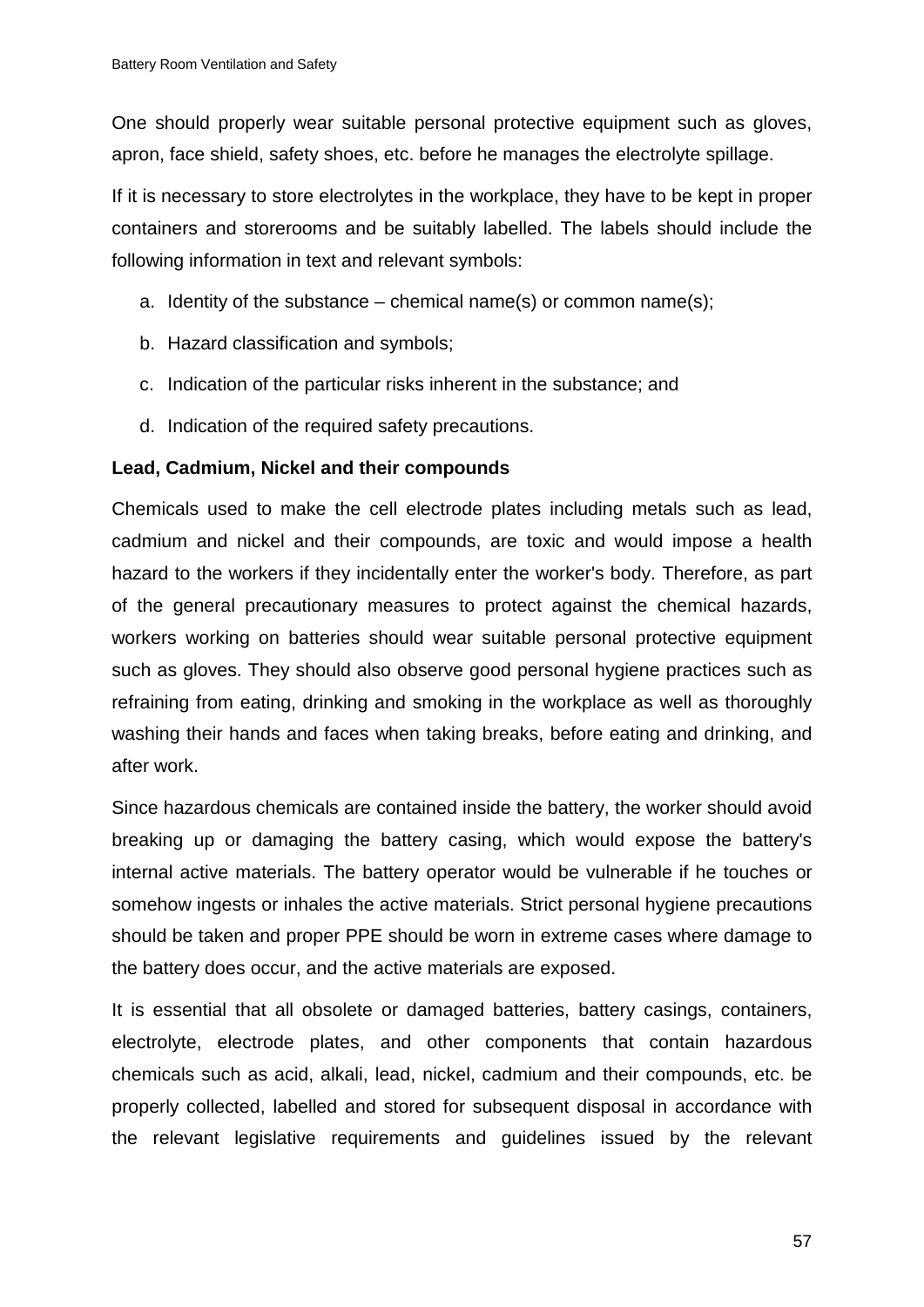One should properly wear suitable personal protective equipment such as gloves, apron, face shield, safety shoes, etc. before he manages the electrolyte spillage.

If it is necessary to store electrolytes in the workplace, they have to be kept in proper containers and storerooms and be suitably labelled. The labels should include the following information in text and relevant symbols:

a. Identity of the substance – chemical name(s) or common name(s);
b. Hazard classification and symbols;
c. Indication of the particular risks inherent in the substance; and
d. Indication of the required safety precautions.

**Lead, Cadmium, Nickel and their compounds**

Chemicals used to make the cell electrode plates including metals such as lead, cadmium and nickel and their compounds, are toxic and would impose a health hazard to the workers if they incidentally enter the worker's body. Therefore, as part of the general precautionary measures to protect against the chemical hazards, workers working on batteries should wear suitable personal protective equipment such as gloves. They should also observe good personal hygiene practices such as refraining from eating, drinking and smoking in the workplace as well as thoroughly washing their hands and faces when taking breaks, before eating and drinking, and after work.

Since hazardous chemicals are contained inside the battery, the worker should avoid breaking up or damaging the battery casing, which would expose the battery's internal active materials. The battery operator would be vulnerable if he touches or somehow ingests or inhales the active materials. Strict personal hygiene precautions should be taken and proper PPE should be worn in extreme cases where damage to the battery does occur, and the active materials are exposed.

It is essential that all obsolete or damaged batteries, battery casings, containers, electrolyte, electrode plates, and other components that contain hazardous chemicals such as acid, alkali, lead, nickel, cadmium and their compounds, etc. be properly collected, labelled and stored for subsequent disposal in accordance with the relevant legislative requirements and guidelines issued by the relevant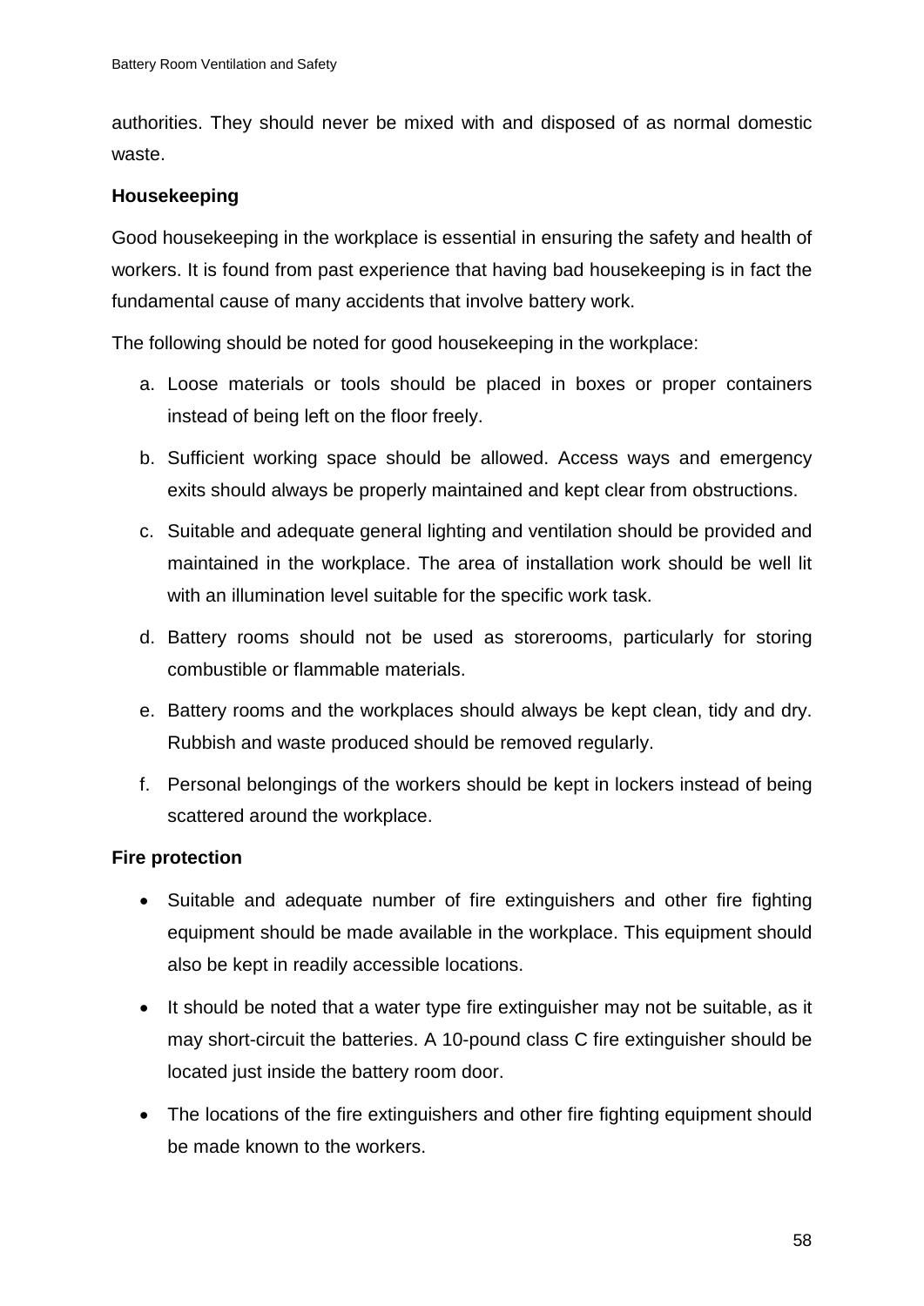authorities. They should never be mixed with and disposed of as normal domestic waste.

**Housekeeping**

Good housekeeping in the workplace is essential in ensuring the safety and health of workers. It is found from past experience that having bad housekeeping is in fact the fundamental cause of many accidents that involve battery work.

The following should be noted for good housekeeping in the workplace:

a. Loose materials or tools should be placed in boxes or proper containers instead of being left on the floor freely.

b. Sufficient working space should be allowed. Access ways and emergency exits should always be properly maintained and kept clear from obstructions.

c. Suitable and adequate general lighting and ventilation should be provided and maintained in the workplace. The area of installation work should be well lit with an illumination level suitable for the specific work task.

d. Battery rooms should not be used as storerooms, particularly for storing combustible or flammable materials.

e. Battery rooms and the workplaces should always be kept clean, tidy and dry. Rubbish and waste produced should be removed regularly.

f. Personal belongings of the workers should be kept in lockers instead of being scattered around the workplace.

**Fire protection**

- Suitable and adequate number of fire extinguishers and other fire fighting equipment should be made available in the workplace. This equipment should also be kept in readily accessible locations.
- It should be noted that a water type fire extinguisher may not be suitable, as it may short-circuit the batteries. A 10-pound class C fire extinguisher should be located just inside the battery room door.
- The locations of the fire extinguishers and other fire fighting equipment should be made known to the workers.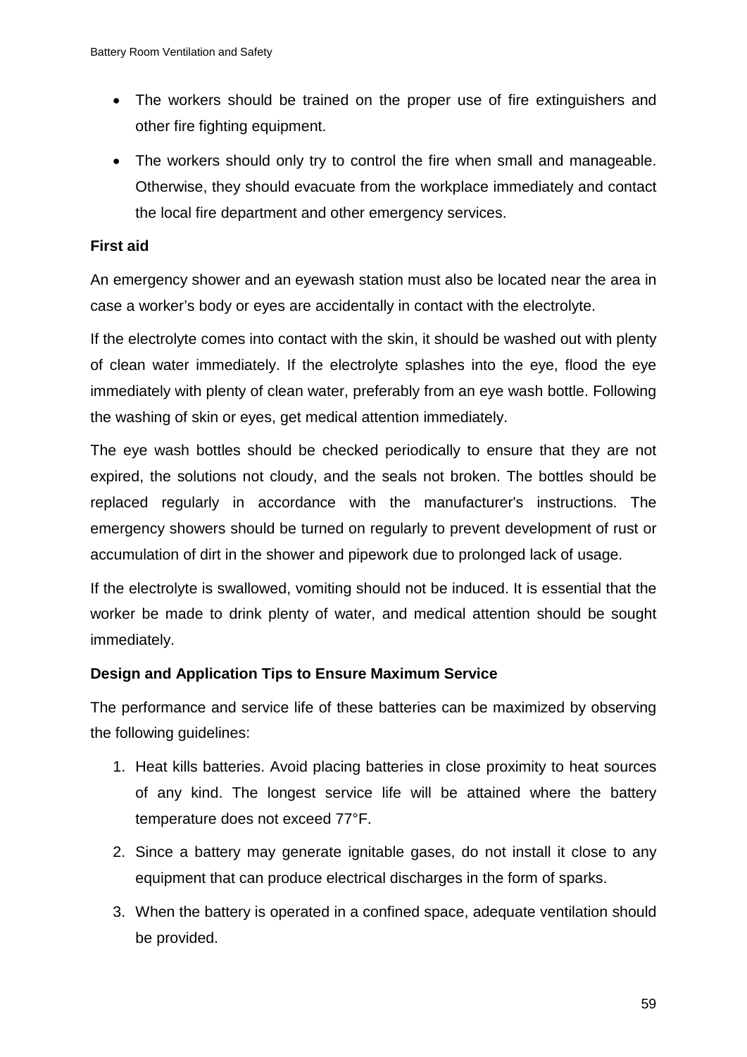- The workers should be trained on the proper use of fire extinguishers and other fire fighting equipment.
- The workers should only try to control the fire when small and manageable. Otherwise, they should evacuate from the workplace immediately and contact the local fire department and other emergency services.

**First aid**

An emergency shower and an eyewash station must also be located near the area in case a worker's body or eyes are accidentally in contact with the electrolyte.

If the electrolyte comes into contact with the skin, it should be washed out with plenty of clean water immediately. If the electrolyte splashes into the eye, flood the eye immediately with plenty of clean water, preferably from an eye wash bottle. Following the washing of skin or eyes, get medical attention immediately.

The eye wash bottles should be checked periodically to ensure that they are not expired, the solutions not cloudy, and the seals not broken. The bottles should be replaced regularly in accordance with the manufacturer's instructions. The emergency showers should be turned on regularly to prevent development of rust or accumulation of dirt in the shower and pipework due to prolonged lack of usage.

If the electrolyte is swallowed, vomiting should not be induced. It is essential that the worker be made to drink plenty of water, and medical attention should be sought immediately.

**Design and Application Tips to Ensure Maximum Service**

The performance and service life of these batteries can be maximized by observing the following guidelines:

1. Heat kills batteries. Avoid placing batteries in close proximity to heat sources of any kind. The longest service life will be attained where the battery temperature does not exceed 77°F.
2. Since a battery may generate ignitable gases, do not install it close to any equipment that can produce electrical discharges in the form of sparks.
3. When the battery is operated in a confined space, adequate ventilation should be provided.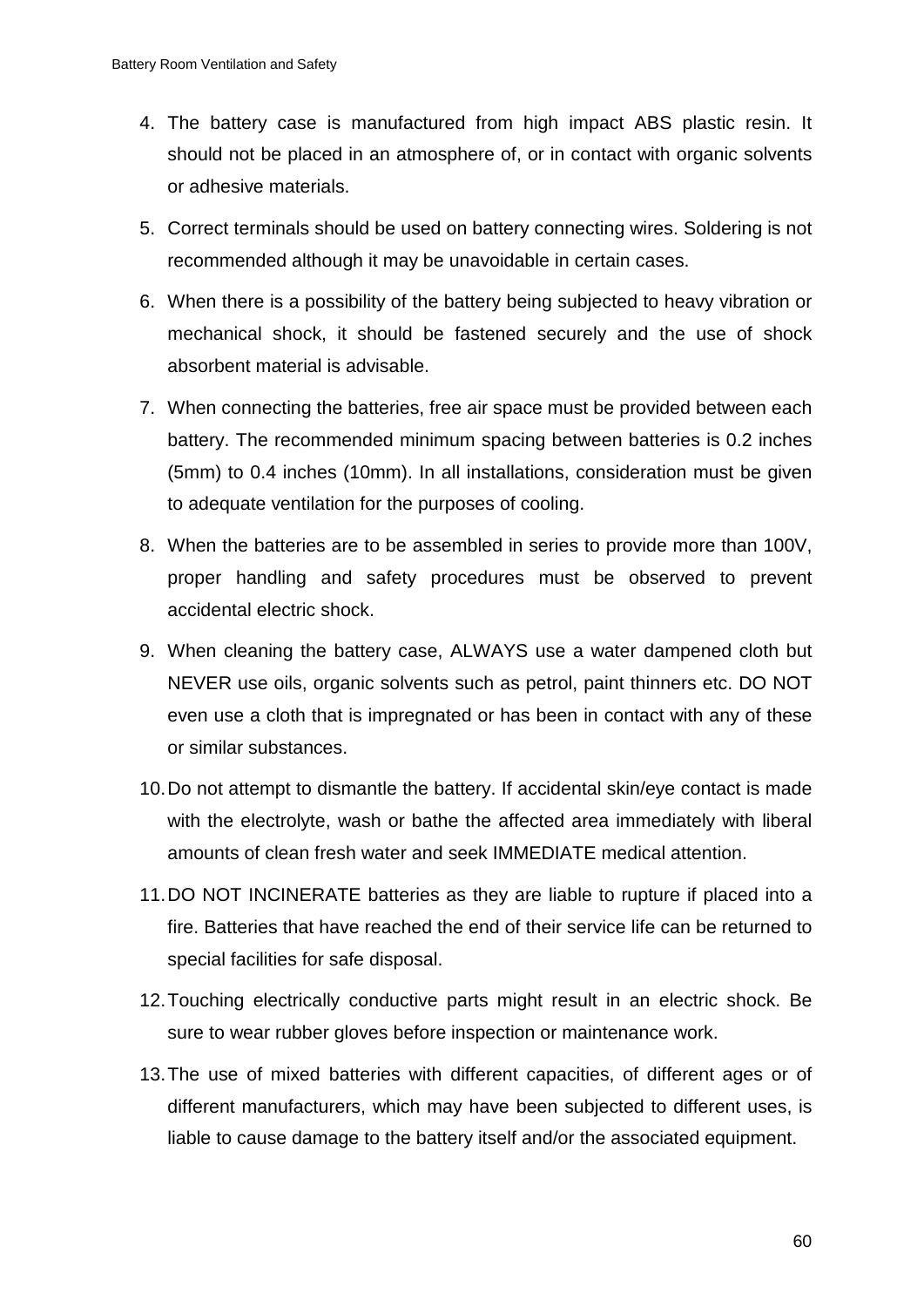4. The battery case is manufactured from high impact ABS plastic resin. It should not be placed in an atmosphere of, or in contact with organic solvents or adhesive materials.
5. Correct terminals should be used on battery connecting wires. Soldering is not recommended although it may be unavoidable in certain cases.
6. When there is a possibility of the battery being subjected to heavy vibration or mechanical shock, it should be fastened securely and the use of shock absorbent material is advisable.
7. When connecting the batteries, free air space must be provided between each battery. The recommended minimum spacing between batteries is 0.2 inches (5mm) to 0.4 inches (10mm). In all installations, consideration must be given to adequate ventilation for the purposes of cooling.
8. When the batteries are to be assembled in series to provide more than 100V, proper handling and safety procedures must be observed to prevent accidental electric shock.
9. When cleaning the battery case, ALWAYS use a water dampened cloth but NEVER use oils, organic solvents such as petrol, paint thinners etc. DO NOT even use a cloth that is impregnated or has been in contact with any of these or similar substances.
10. Do not attempt to dismantle the battery. If accidental skin/eye contact is made with the electrolyte, wash or bathe the affected area immediately with liberal amounts of clean fresh water and seek IMMEDIATE medical attention.
11. DO NOT INCINERATE batteries as they are liable to rupture if placed into a fire. Batteries that have reached the end of their service life can be returned to special facilities for safe disposal.
12. Touching electrically conductive parts might result in an electric shock. Be sure to wear rubber gloves before inspection or maintenance work.
13. The use of mixed batteries with different capacities, of different ages or of different manufacturers, which may have been subjected to different uses, is liable to cause damage to the battery itself and/or the associated equipment.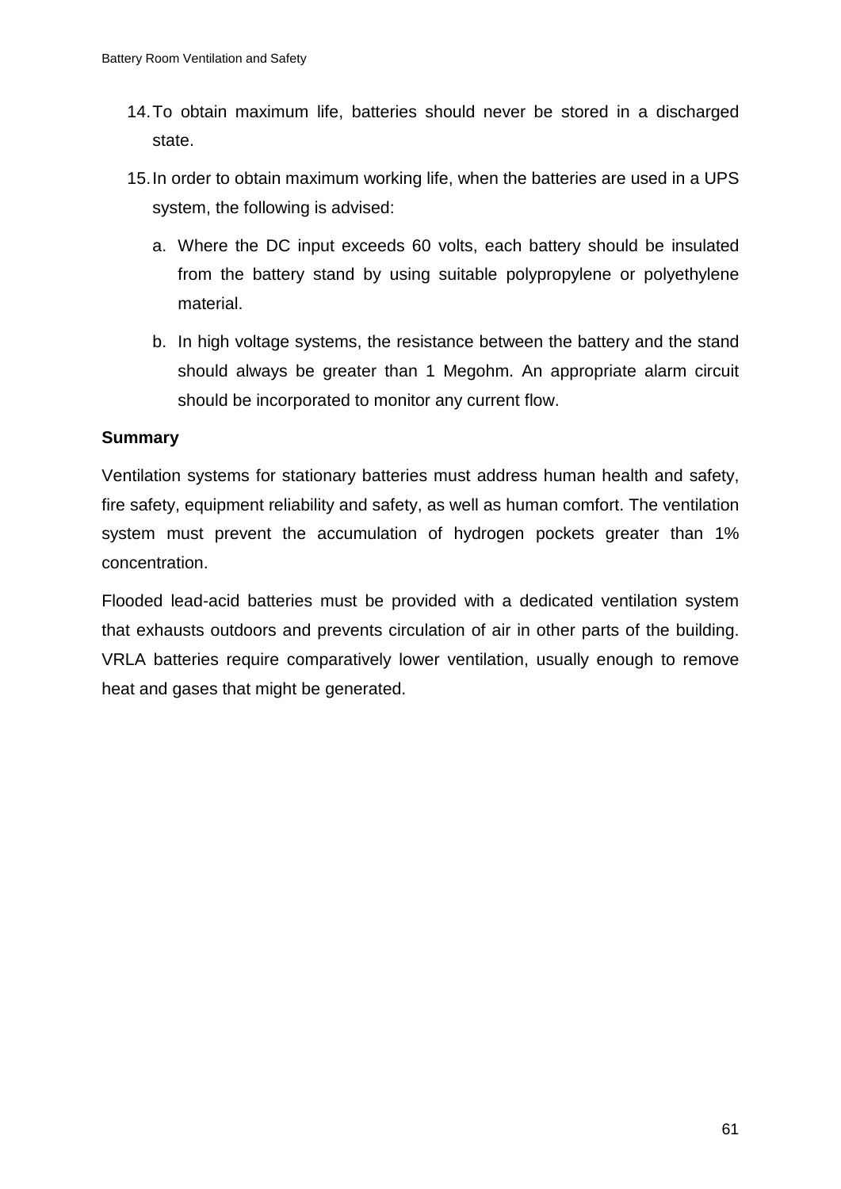14. To obtain maximum life, batteries should never be stored in a discharged state.

15. In order to obtain maximum working life, when the batteries are used in a UPS system, the following is advised:

    a. Where the DC input exceeds 60 volts, each battery should be insulated from the battery stand by using suitable polypropylene or polyethylene material.

    b. In high voltage systems, the resistance between the battery and the stand should always be greater than 1 Megohm. An appropriate alarm circuit should be incorporated to monitor any current flow.

**Summary**

Ventilation systems for stationary batteries must address human health and safety, fire safety, equipment reliability and safety, as well as human comfort. The ventilation system must prevent the accumulation of hydrogen pockets greater than 1% concentration.

Flooded lead-acid batteries must be provided with a dedicated ventilation system that exhausts outdoors and prevents circulation of air in other parts of the building. VRLA batteries require comparatively lower ventilation, usually enough to remove heat and gases that might be generated.